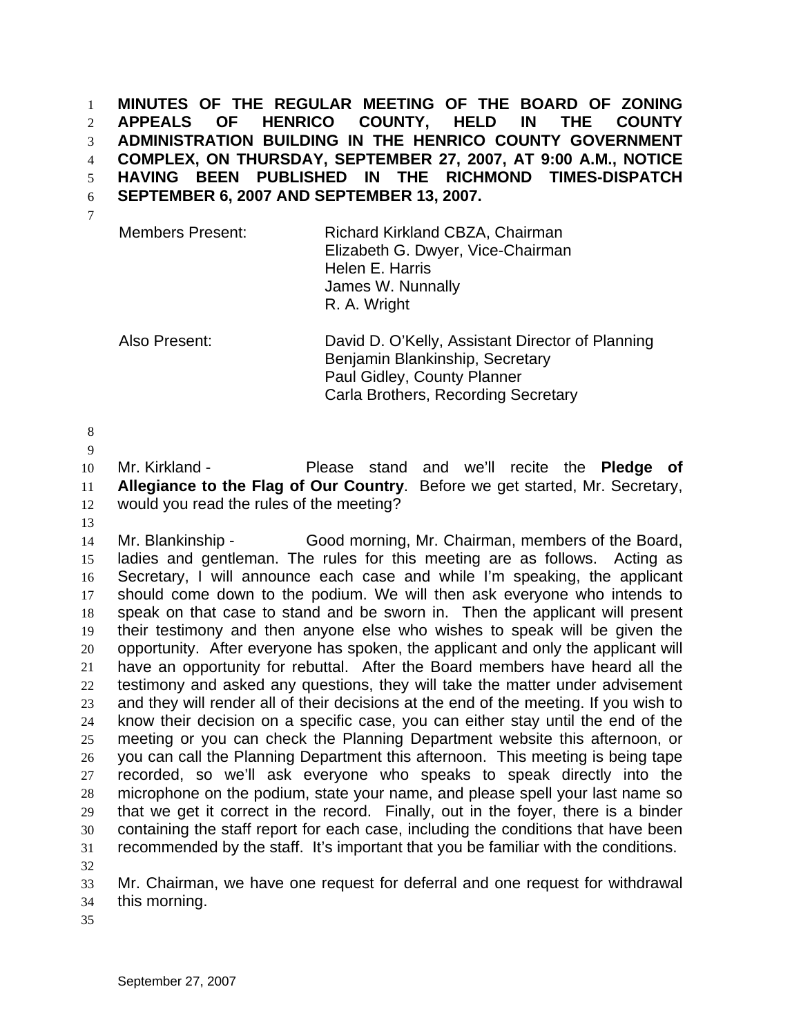**MINUTES OF THE REGULAR MEETING OF THE BOARD OF ZONING APPEALS OF HENRICO COUNTY, HELD IN THE COUNTY ADMINISTRATION BUILDING IN THE HENRICO COUNTY GOVERNMENT COMPLEX, ON THURSDAY, SEPTEMBER 27, 2007, AT 9:00 A.M., NOTICE HAVING BEEN PUBLISHED IN THE RICHMOND TIMES-DISPATCH SEPTEMBER 6, 2007 AND SEPTEMBER 13, 2007.**

| | |
|---|---|
| Members Present: | Richard Kirkland CBZA, Chairman<br>Elizabeth G. Dwyer, Vice-Chairman<br>Helen E. Harris<br>James W. Nunnally<br>R. A. Wright |
| Also Present: | David D. O'Kelly, Assistant Director of Planning<br>Benjamin Blankinship, Secretary<br>Paul Gidley, County Planner<br>Carla Brothers, Recording Secretary |

Mr. Kirkland - Please stand and we'll recite the **Pledge of Allegiance to the Flag of Our Country**. Before we get started, Mr. Secretary, would you read the rules of the meeting?

Mr. Blankinship - Good morning, Mr. Chairman, members of the Board, ladies and gentleman. The rules for this meeting are as follows. Acting as Secretary, I will announce each case and while I'm speaking, the applicant should come down to the podium. We will then ask everyone who intends to speak on that case to stand and be sworn in. Then the applicant will present their testimony and then anyone else who wishes to speak will be given the opportunity. After everyone has spoken, the applicant and only the applicant will have an opportunity for rebuttal. After the Board members have heard all the testimony and asked any questions, they will take the matter under advisement and they will render all of their decisions at the end of the meeting. If you wish to know their decision on a specific case, you can either stay until the end of the meeting or you can check the Planning Department website this afternoon, or you can call the Planning Department this afternoon. This meeting is being tape recorded, so we'll ask everyone who speaks to speak directly into the microphone on the podium, state your name, and please spell your last name so that we get it correct in the record. Finally, out in the foyer, there is a binder containing the staff report for each case, including the conditions that have been recommended by the staff. It's important that you be familiar with the conditions.

Mr. Chairman, we have one request for deferral and one request for withdrawal this morning.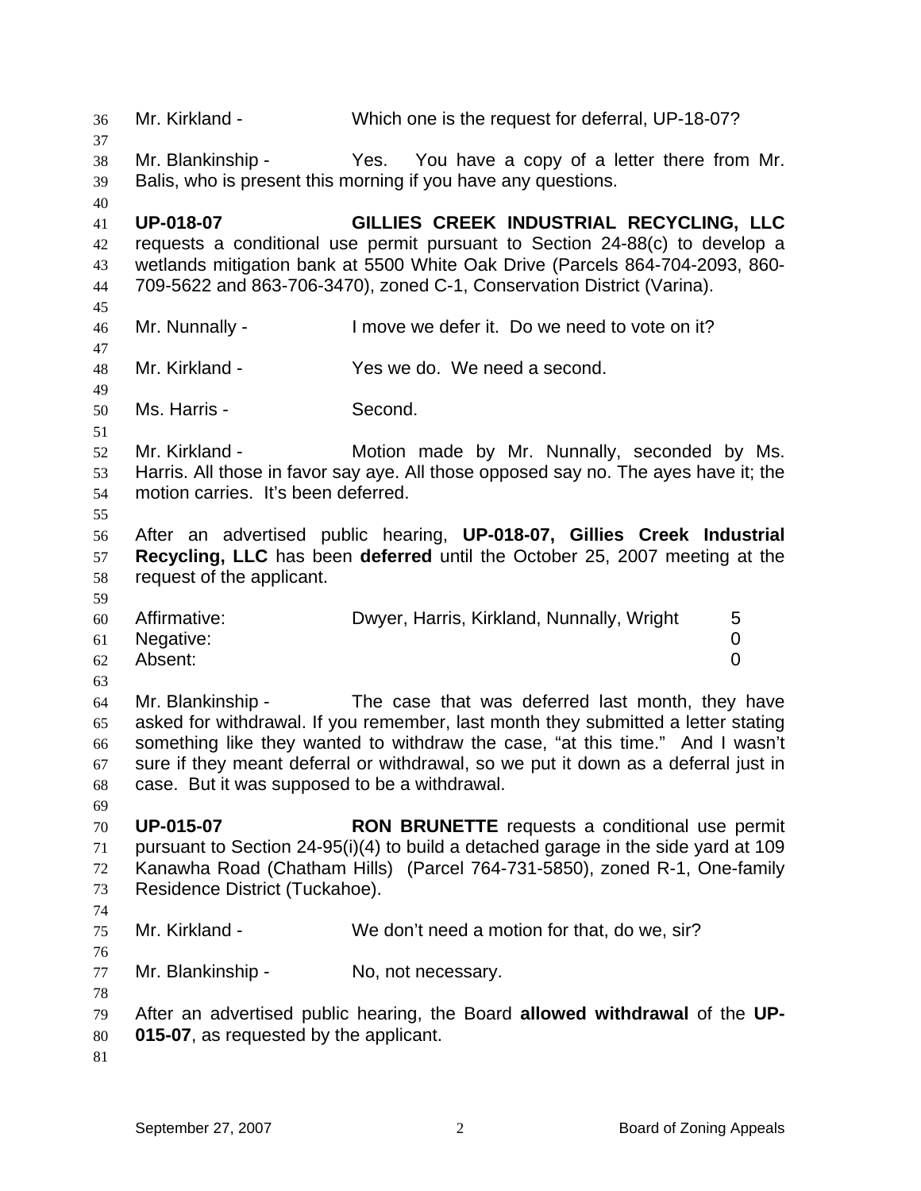Mr. Kirkland - Which one is the request for deferral, UP-18-07?

Mr. Blankinship - Yes. You have a copy of a letter there from Mr. Balis, who is present this morning if you have any questions.

**UP-018-07 GILLIES CREEK INDUSTRIAL RECYCLING, LLC** requests a conditional use permit pursuant to Section 24-88(c) to develop a wetlands mitigation bank at 5500 White Oak Drive (Parcels 864-704-2093, 860-709-5622 and 863-706-3470), zoned C-1, Conservation District (Varina).

Mr. Nunnally - I move we defer it. Do we need to vote on it?

Mr. Kirkland - Yes we do. We need a second.

Ms. Harris - Second.

Mr. Kirkland - Motion made by Mr. Nunnally, seconded by Ms. Harris. All those in favor say aye. All those opposed say no. The ayes have it; the motion carries. It's been deferred.

After an advertised public hearing, **UP-018-07, Gillies Creek Industrial Recycling, LLC** has been **deferred** until the October 25, 2007 meeting at the request of the applicant.

| | | |
|---|---|---|
| Affirmative: | Dwyer, Harris, Kirkland, Nunnally, Wright | 5 |
| Negative: | | 0 |
| Absent: | | 0 |

Mr. Blankinship - The case that was deferred last month, they have asked for withdrawal. If you remember, last month they submitted a letter stating something like they wanted to withdraw the case, "at this time." And I wasn't sure if they meant deferral or withdrawal, so we put it down as a deferral just in case. But it was supposed to be a withdrawal.

**UP-015-07 RON BRUNETTE** requests a conditional use permit pursuant to Section 24-95(i)(4) to build a detached garage in the side yard at 109 Kanawha Road (Chatham Hills) (Parcel 764-731-5850), zoned R-1, One-family Residence District (Tuckahoe).

Mr. Kirkland - We don't need a motion for that, do we, sir?

Mr. Blankinship - No, not necessary.

After an advertised public hearing, the Board **allowed withdrawal** of the **UP-015-07**, as requested by the applicant.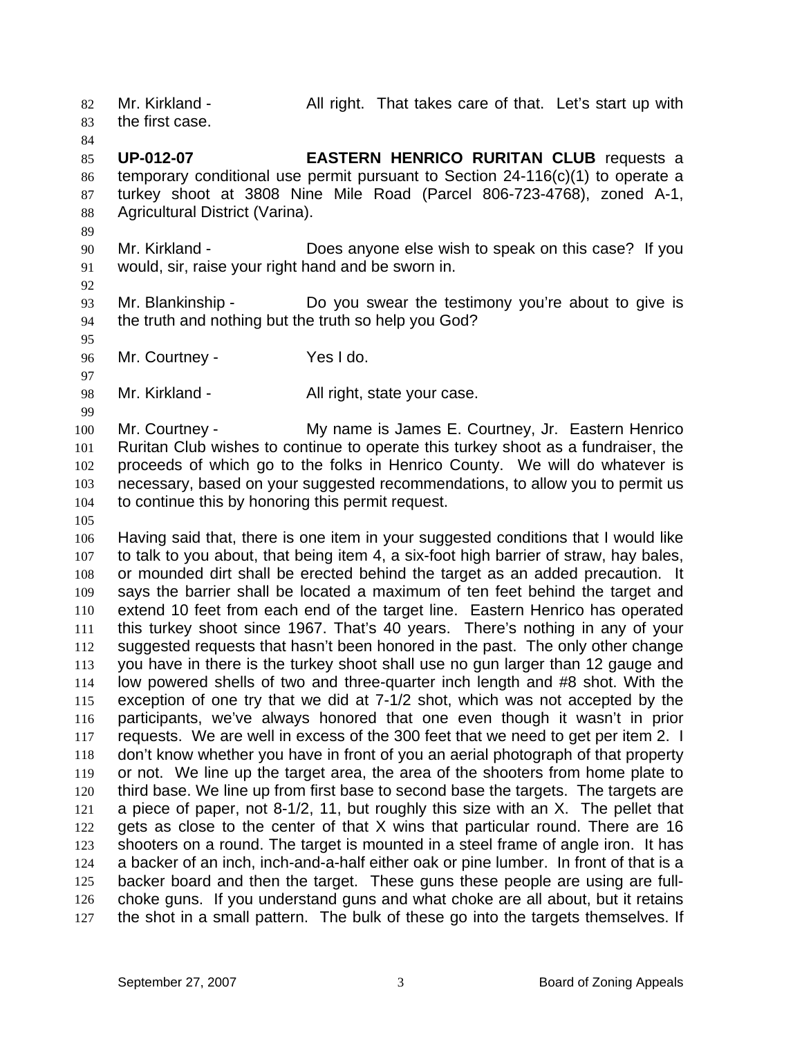Mr. Kirkland - All right. That takes care of that. Let's start up with the first case.

**UP-012-07** **EASTERN HENRICO RURITAN CLUB** requests a temporary conditional use permit pursuant to Section 24-116(c)(1) to operate a turkey shoot at 3808 Nine Mile Road (Parcel 806-723-4768), zoned A-1, Agricultural District (Varina).

Mr. Kirkland - Does anyone else wish to speak on this case? If you would, sir, raise your right hand and be sworn in.

Mr. Blankinship - Do you swear the testimony you're about to give is the truth and nothing but the truth so help you God?

Mr. Courtney - Yes I do.

Mr. Kirkland - All right, state your case.

Mr. Courtney - My name is James E. Courtney, Jr. Eastern Henrico Ruritan Club wishes to continue to operate this turkey shoot as a fundraiser, the proceeds of which go to the folks in Henrico County. We will do whatever is necessary, based on your suggested recommendations, to allow you to permit us to continue this by honoring this permit request.

Having said that, there is one item in your suggested conditions that I would like to talk to you about, that being item 4, a six-foot high barrier of straw, hay bales, or mounded dirt shall be erected behind the target as an added precaution. It says the barrier shall be located a maximum of ten feet behind the target and extend 10 feet from each end of the target line. Eastern Henrico has operated this turkey shoot since 1967. That's 40 years. There's nothing in any of your suggested requests that hasn't been honored in the past. The only other change you have in there is the turkey shoot shall use no gun larger than 12 gauge and low powered shells of two and three-quarter inch length and #8 shot. With the exception of one try that we did at 7-1/2 shot, which was not accepted by the participants, we've always honored that one even though it wasn't in prior requests. We are well in excess of the 300 feet that we need to get per item 2. I don't know whether you have in front of you an aerial photograph of that property or not. We line up the target area, the area of the shooters from home plate to third base. We line up from first base to second base the targets. The targets are a piece of paper, not 8-1/2, 11, but roughly this size with an X. The pellet that gets as close to the center of that X wins that particular round. There are 16 shooters on a round. The target is mounted in a steel frame of angle iron. It has a backer of an inch, inch-and-a-half either oak or pine lumber. In front of that is a backer board and then the target. These guns these people are using are full-choke guns. If you understand guns and what choke are all about, but it retains the shot in a small pattern. The bulk of these go into the targets themselves. If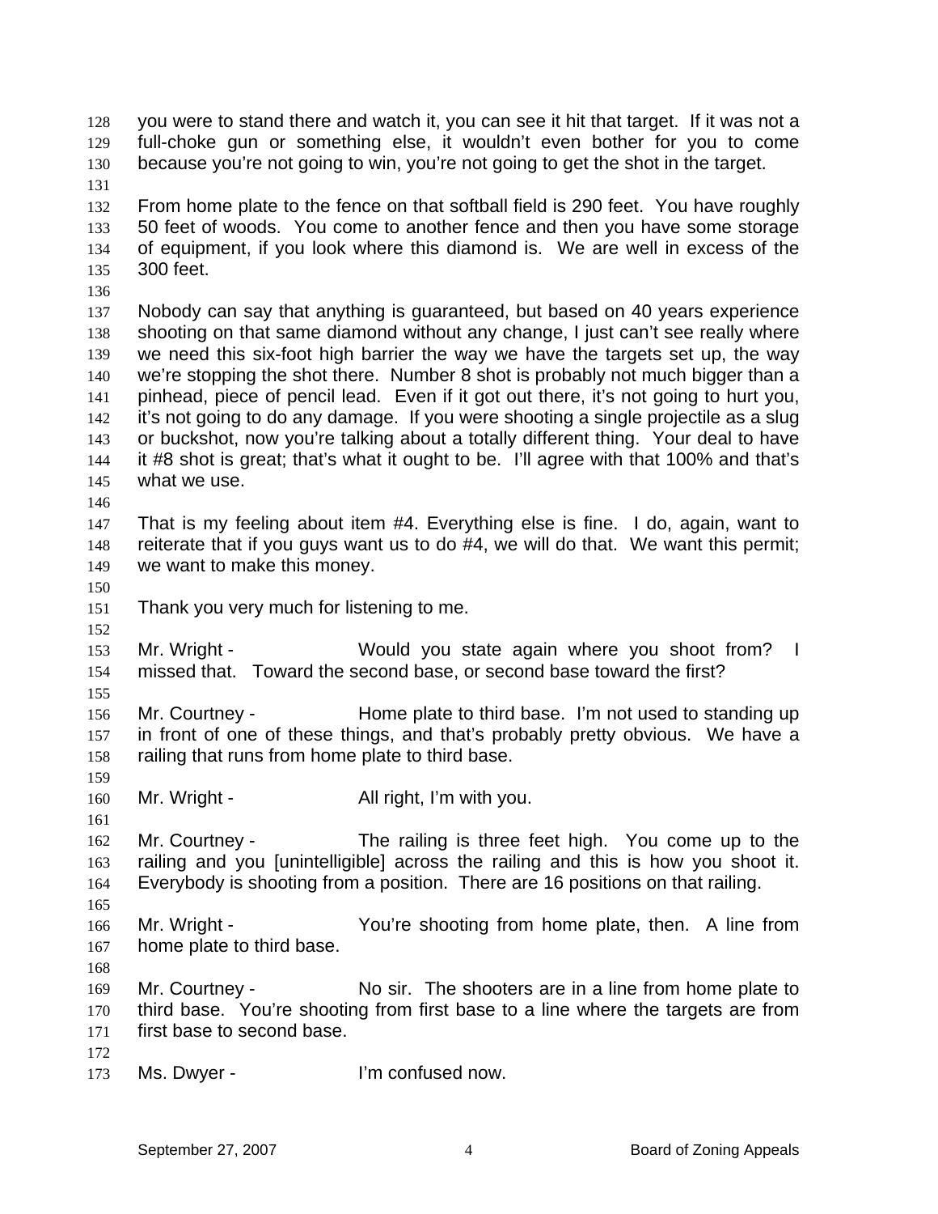you were to stand there and watch it, you can see it hit that target. If it was not a full-choke gun or something else, it wouldn't even bother for you to come because you're not going to win, you're not going to get the shot in the target.

From home plate to the fence on that softball field is 290 feet. You have roughly 50 feet of woods. You come to another fence and then you have some storage of equipment, if you look where this diamond is. We are well in excess of the 300 feet.

Nobody can say that anything is guaranteed, but based on 40 years experience shooting on that same diamond without any change, I just can't see really where we need this six-foot high barrier the way we have the targets set up, the way we're stopping the shot there. Number 8 shot is probably not much bigger than a pinhead, piece of pencil lead. Even if it got out there, it's not going to hurt you, it's not going to do any damage. If you were shooting a single projectile as a slug or buckshot, now you're talking about a totally different thing. Your deal to have it #8 shot is great; that's what it ought to be. I'll agree with that 100% and that's what we use.

That is my feeling about item #4. Everything else is fine. I do, again, want to reiterate that if you guys want us to do #4, we will do that. We want this permit; we want to make this money.

Thank you very much for listening to me.

Mr. Wright - Would you state again where you shoot from? I missed that. Toward the second base, or second base toward the first?

Mr. Courtney - Home plate to third base. I'm not used to standing up in front of one of these things, and that's probably pretty obvious. We have a railing that runs from home plate to third base.

Mr. Wright - All right, I'm with you.

Mr. Courtney - The railing is three feet high. You come up to the railing and you [unintelligible] across the railing and this is how you shoot it. Everybody is shooting from a position. There are 16 positions on that railing.

Mr. Wright - You're shooting from home plate, then. A line from home plate to third base.

Mr. Courtney - No sir. The shooters are in a line from home plate to third base. You're shooting from first base to a line where the targets are from first base to second base.

Ms. Dwyer - I'm confused now.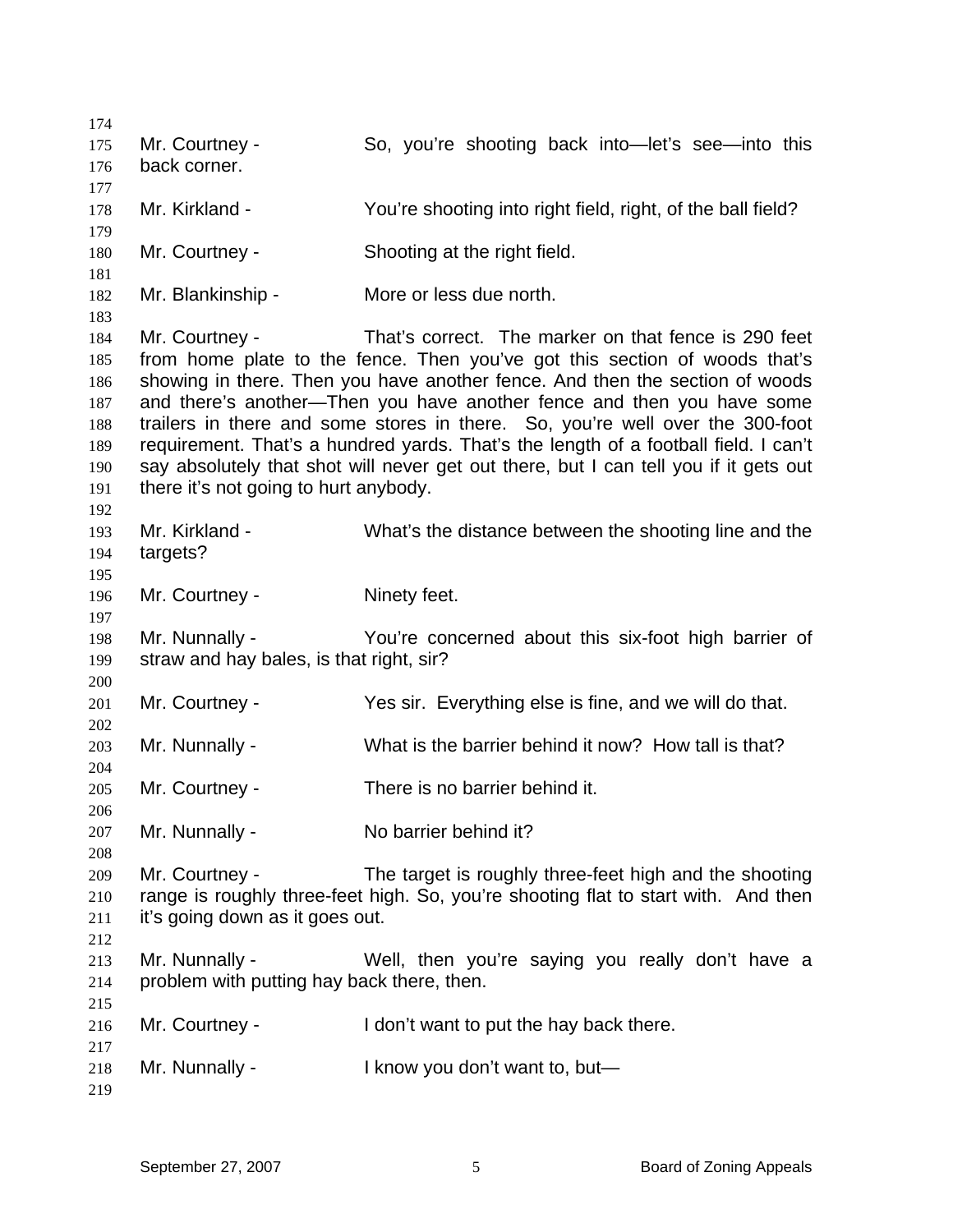Mr. Courtney - So, you're shooting back into—let's see—into this back corner.

Mr. Kirkland - You're shooting into right field, right, of the ball field?

Mr. Courtney - Shooting at the right field.

Mr. Blankinship - More or less due north.

Mr. Courtney - That's correct. The marker on that fence is 290 feet from home plate to the fence. Then you've got this section of woods that's showing in there. Then you have another fence. And then the section of woods and there's another—Then you have another fence and then you have some trailers in there and some stores in there. So, you're well over the 300-foot requirement. That's a hundred yards. That's the length of a football field. I can't say absolutely that shot will never get out there, but I can tell you if it gets out there it's not going to hurt anybody.

Mr. Kirkland - What's the distance between the shooting line and the targets?

Mr. Courtney - Ninety feet.

Mr. Nunnally - You're concerned about this six-foot high barrier of straw and hay bales, is that right, sir?

Mr. Courtney - Yes sir. Everything else is fine, and we will do that.

Mr. Nunnally - What is the barrier behind it now? How tall is that?

Mr. Courtney - There is no barrier behind it.

Mr. Nunnally - No barrier behind it?

Mr. Courtney - The target is roughly three-feet high and the shooting range is roughly three-feet high. So, you're shooting flat to start with. And then it's going down as it goes out.

Mr. Nunnally - Well, then you're saying you really don't have a problem with putting hay back there, then.

Mr. Courtney - I don't want to put the hay back there.

Mr. Nunnally - I know you don't want to, but—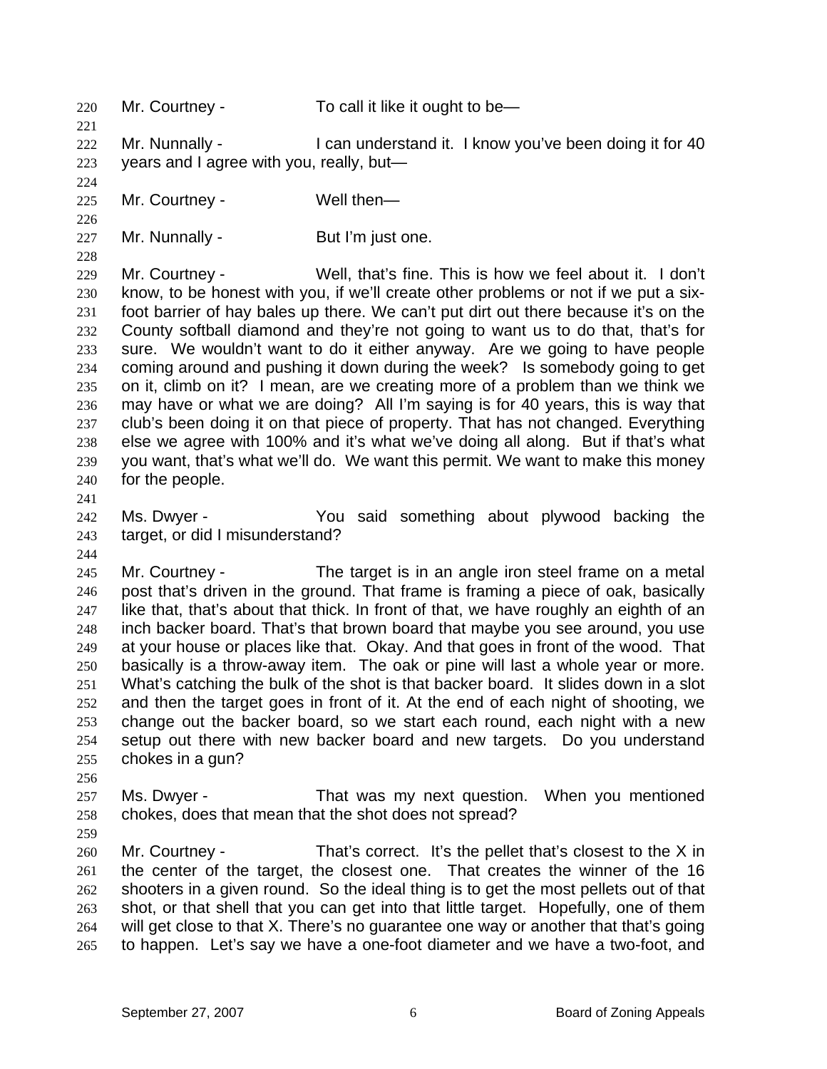Mr. Courtney - To call it like it ought to be—

Mr. Nunnally - I can understand it. I know you've been doing it for 40 years and I agree with you, really, but—

Mr. Courtney - Well then—

Mr. Nunnally - But I'm just one.

Mr. Courtney - Well, that's fine. This is how we feel about it. I don't know, to be honest with you, if we'll create other problems or not if we put a six-foot barrier of hay bales up there. We can't put dirt out there because it's on the County softball diamond and they're not going to want us to do that, that's for sure. We wouldn't want to do it either anyway. Are we going to have people coming around and pushing it down during the week? Is somebody going to get on it, climb on it? I mean, are we creating more of a problem than we think we may have or what we are doing? All I'm saying is for 40 years, this is way that club's been doing it on that piece of property. That has not changed. Everything else we agree with 100% and it's what we've doing all along. But if that's what you want, that's what we'll do. We want this permit. We want to make this money for the people.

Ms. Dwyer - You said something about plywood backing the target, or did I misunderstand?

Mr. Courtney - The target is in an angle iron steel frame on a metal post that's driven in the ground. That frame is framing a piece of oak, basically like that, that's about that thick. In front of that, we have roughly an eighth of an inch backer board. That's that brown board that maybe you see around, you use at your house or places like that. Okay. And that goes in front of the wood. That basically is a throw-away item. The oak or pine will last a whole year or more. What's catching the bulk of the shot is that backer board. It slides down in a slot and then the target goes in front of it. At the end of each night of shooting, we change out the backer board, so we start each round, each night with a new setup out there with new backer board and new targets. Do you understand chokes in a gun?

Ms. Dwyer - That was my next question. When you mentioned chokes, does that mean that the shot does not spread?

Mr. Courtney - That's correct. It's the pellet that's closest to the X in the center of the target, the closest one. That creates the winner of the 16 shooters in a given round. So the ideal thing is to get the most pellets out of that shot, or that shell that you can get into that little target. Hopefully, one of them will get close to that X. There's no guarantee one way or another that that's going to happen. Let's say we have a one-foot diameter and we have a two-foot, and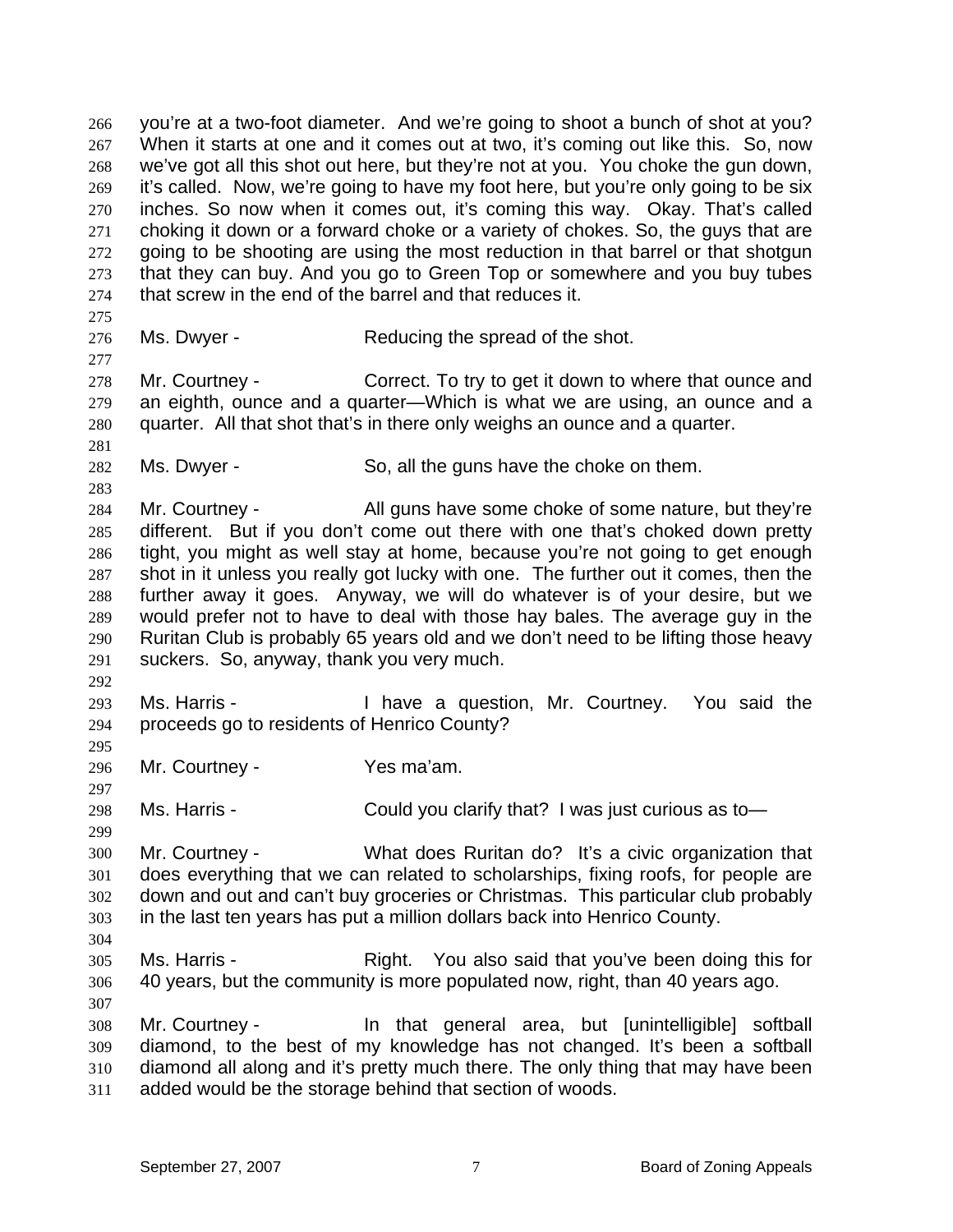you're at a two-foot diameter. And we're going to shoot a bunch of shot at you? When it starts at one and it comes out at two, it's coming out like this. So, now we've got all this shot out here, but they're not at you. You choke the gun down, it's called. Now, we're going to have my foot here, but you're only going to be six inches. So now when it comes out, it's coming this way. Okay. That's called choking it down or a forward choke or a variety of chokes. So, the guys that are going to be shooting are using the most reduction in that barrel or that shotgun that they can buy. And you go to Green Top or somewhere and you buy tubes that screw in the end of the barrel and that reduces it.

Ms. Dwyer - Reducing the spread of the shot.

Mr. Courtney - Correct. To try to get it down to where that ounce and an eighth, ounce and a quarter—Which is what we are using, an ounce and a quarter. All that shot that's in there only weighs an ounce and a quarter.

Ms. Dwyer - So, all the guns have the choke on them.

Mr. Courtney - All guns have some choke of some nature, but they're different. But if you don't come out there with one that's choked down pretty tight, you might as well stay at home, because you're not going to get enough shot in it unless you really got lucky with one. The further out it comes, then the further away it goes. Anyway, we will do whatever is of your desire, but we would prefer not to have to deal with those hay bales. The average guy in the Ruritan Club is probably 65 years old and we don't need to be lifting those heavy suckers. So, anyway, thank you very much.

Ms. Harris - I have a question, Mr. Courtney. You said the proceeds go to residents of Henrico County?

Mr. Courtney - Yes ma'am.

Ms. Harris - Could you clarify that? I was just curious as to—

Mr. Courtney - What does Ruritan do? It's a civic organization that does everything that we can related to scholarships, fixing roofs, for people are down and out and can't buy groceries or Christmas. This particular club probably in the last ten years has put a million dollars back into Henrico County.

Ms. Harris - Right. You also said that you've been doing this for 40 years, but the community is more populated now, right, than 40 years ago.

Mr. Courtney - In that general area, but [unintelligible] softball diamond, to the best of my knowledge has not changed. It's been a softball diamond all along and it's pretty much there. The only thing that may have been added would be the storage behind that section of woods.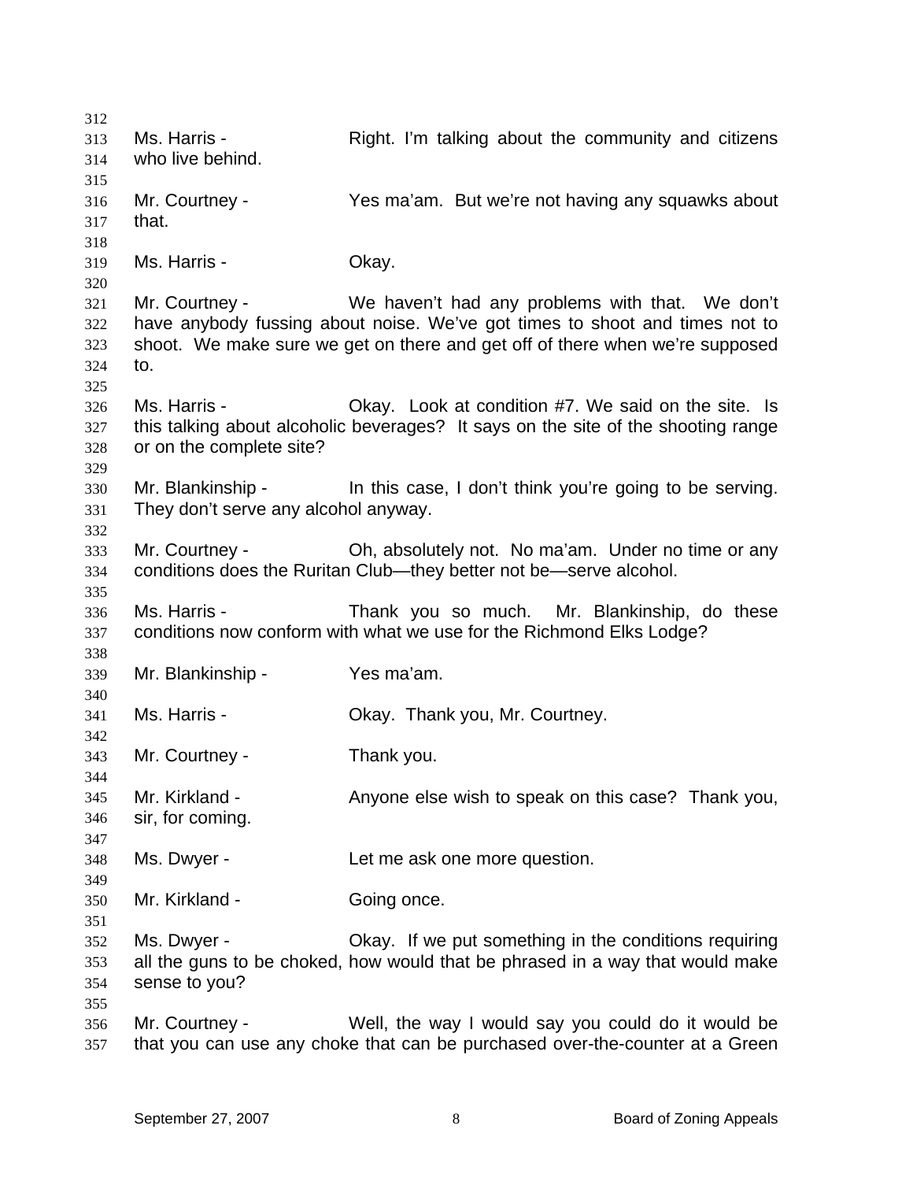Ms. Harris - Right. I'm talking about the community and citizens who live behind.

Mr. Courtney - Yes ma'am. But we're not having any squawks about that.

Ms. Harris - Okay.

Mr. Courtney - We haven't had any problems with that. We don't have anybody fussing about noise. We've got times to shoot and times not to shoot. We make sure we get on there and get off of there when we're supposed to.

Ms. Harris - Okay. Look at condition #7. We said on the site. Is this talking about alcoholic beverages? It says on the site of the shooting range or on the complete site?

Mr. Blankinship - In this case, I don't think you're going to be serving. They don't serve any alcohol anyway.

Mr. Courtney - Oh, absolutely not. No ma'am. Under no time or any conditions does the Ruritan Club—they better not be—serve alcohol.

Ms. Harris - Thank you so much. Mr. Blankinship, do these conditions now conform with what we use for the Richmond Elks Lodge?

Mr. Blankinship - Yes ma'am.

Ms. Harris - Okay. Thank you, Mr. Courtney.

Mr. Courtney - Thank you.

Mr. Kirkland - Anyone else wish to speak on this case? Thank you, sir, for coming.

Ms. Dwyer - Let me ask one more question.

Mr. Kirkland - Going once.

Ms. Dwyer - Okay. If we put something in the conditions requiring all the guns to be choked, how would that be phrased in a way that would make sense to you?

Mr. Courtney - Well, the way I would say you could do it would be that you can use any choke that can be purchased over-the-counter at a Green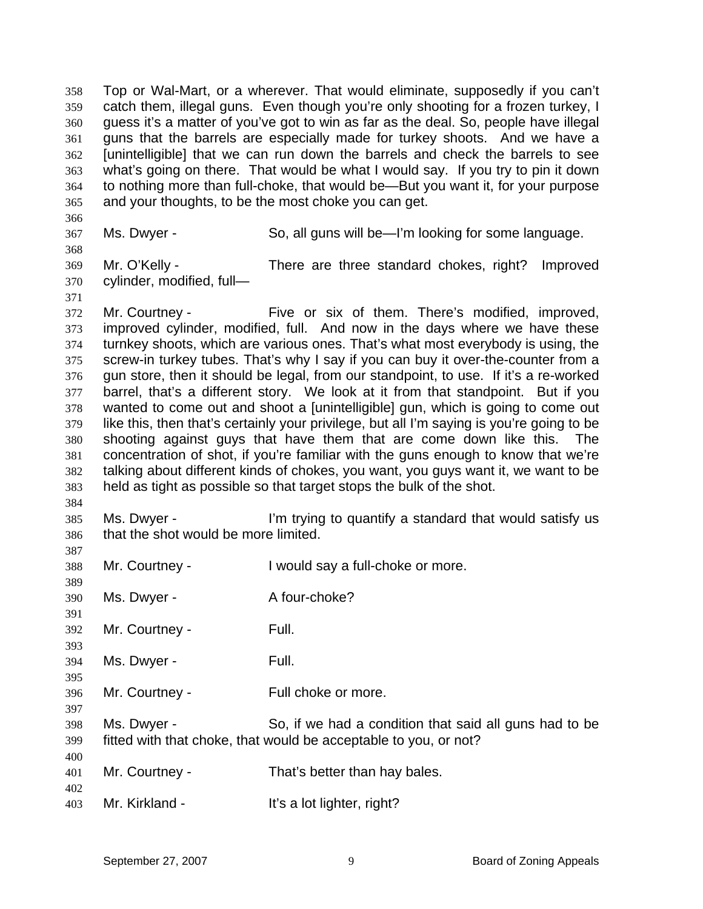Top or Wal-Mart, or a wherever. That would eliminate, supposedly if you can't catch them, illegal guns. Even though you're only shooting for a frozen turkey, I guess it's a matter of you've got to win as far as the deal. So, people have illegal guns that the barrels are especially made for turkey shoots. And we have a [unintelligible] that we can run down the barrels and check the barrels to see what's going on there. That would be what I would say. If you try to pin it down to nothing more than full-choke, that would be—But you want it, for your purpose and your thoughts, to be the most choke you can get.

Ms. Dwyer - So, all guns will be—I'm looking for some language.

Mr. O'Kelly - There are three standard chokes, right? Improved cylinder, modified, full—

Mr. Courtney - Five or six of them. There's modified, improved, improved cylinder, modified, full. And now in the days where we have these turnkey shoots, which are various ones. That's what most everybody is using, the screw-in turkey tubes. That's why I say if you can buy it over-the-counter from a gun store, then it should be legal, from our standpoint, to use. If it's a re-worked barrel, that's a different story. We look at it from that standpoint. But if you wanted to come out and shoot a [unintelligible] gun, which is going to come out like this, then that's certainly your privilege, but all I'm saying is you're going to be shooting against guys that have them that are come down like this. The concentration of shot, if you're familiar with the guns enough to know that we're talking about different kinds of chokes, you want, you guys want it, we want to be held as tight as possible so that target stops the bulk of the shot.

Ms. Dwyer - I'm trying to quantify a standard that would satisfy us that the shot would be more limited.

Mr. Courtney - I would say a full-choke or more.

Ms. Dwyer - A four-choke?

Mr. Courtney - Full.

Ms. Dwyer - Full.

Mr. Courtney - Full choke or more.

Ms. Dwyer - So, if we had a condition that said all guns had to be fitted with that choke, that would be acceptable to you, or not?

Mr. Courtney - That's better than hay bales.

Mr. Kirkland - It's a lot lighter, right?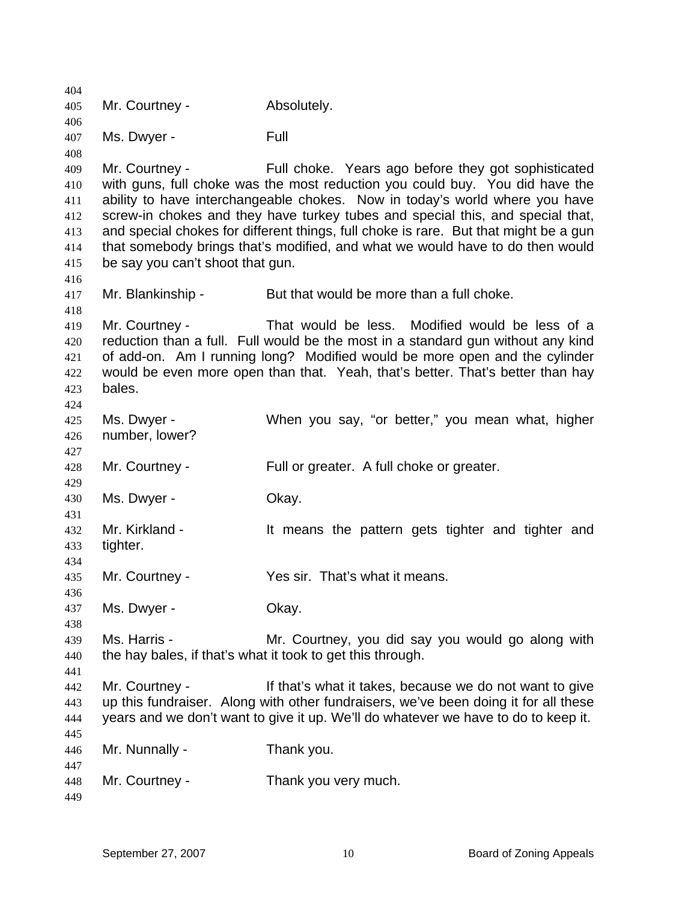Mr. Courtney - Absolutely.

Ms. Dwyer - Full

Mr. Courtney - Full choke. Years ago before they got sophisticated with guns, full choke was the most reduction you could buy. You did have the ability to have interchangeable chokes. Now in today's world where you have screw-in chokes and they have turkey tubes and special this, and special that, and special chokes for different things, full choke is rare. But that might be a gun that somebody brings that's modified, and what we would have to do then would be say you can't shoot that gun.

Mr. Blankinship - But that would be more than a full choke.

Mr. Courtney - That would be less. Modified would be less of a reduction than a full. Full would be the most in a standard gun without any kind of add-on. Am I running long? Modified would be more open and the cylinder would be even more open than that. Yeah, that's better. That's better than hay bales.

Ms. Dwyer - When you say, "or better," you mean what, higher number, lower?

Mr. Courtney - Full or greater. A full choke or greater.

Ms. Dwyer - Okay.

Mr. Kirkland - It means the pattern gets tighter and tighter and tighter.

Mr. Courtney - Yes sir. That's what it means.

Ms. Dwyer - Okay.

Ms. Harris - Mr. Courtney, you did say you would go along with the hay bales, if that's what it took to get this through.

Mr. Courtney - If that's what it takes, because we do not want to give up this fundraiser. Along with other fundraisers, we've been doing it for all these years and we don't want to give it up. We'll do whatever we have to do to keep it.

Mr. Nunnally - Thank you.

Mr. Courtney - Thank you very much.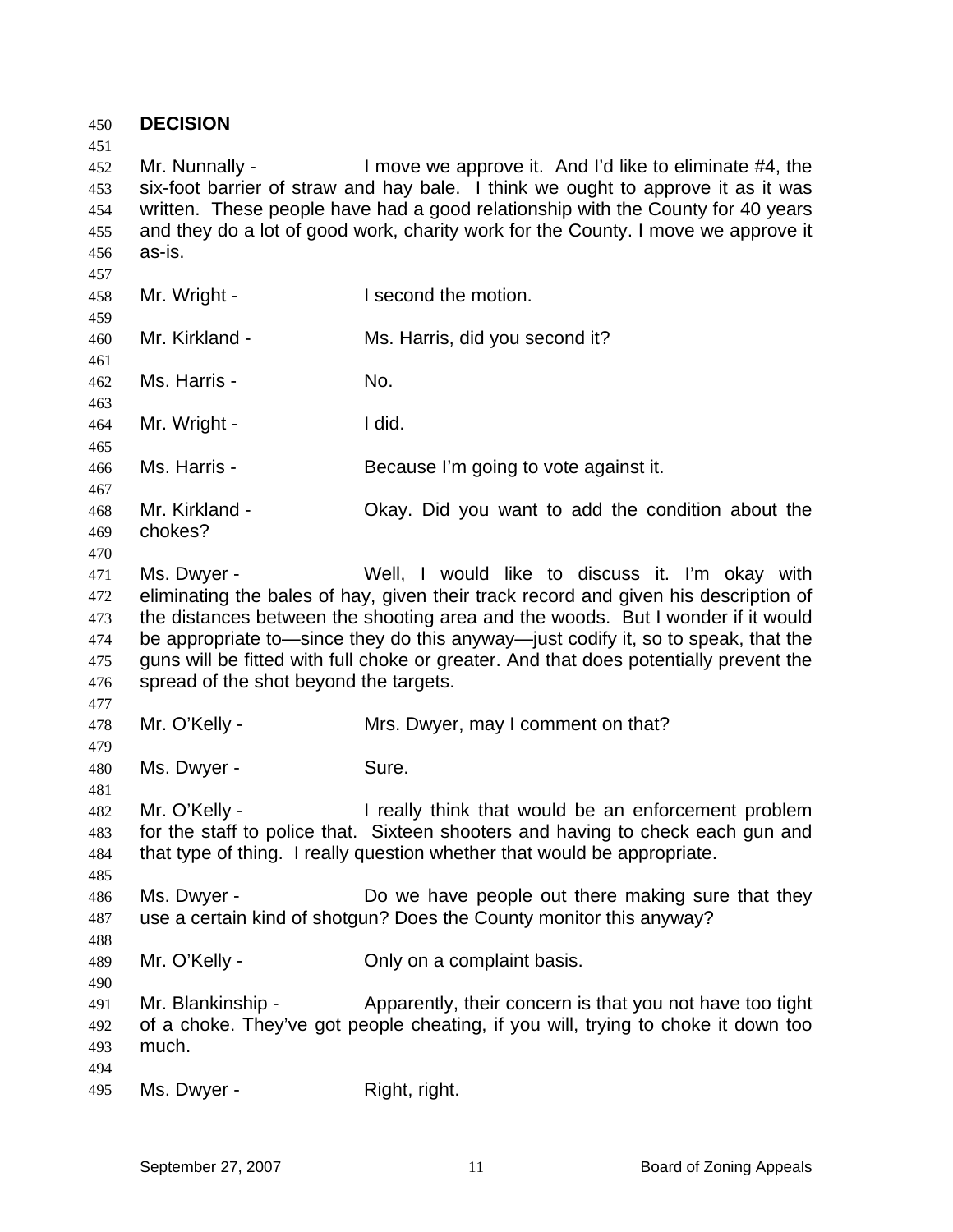**DECISION**

Mr. Nunnally - I move we approve it. And I'd like to eliminate #4, the six-foot barrier of straw and hay bale. I think we ought to approve it as it was written. These people have had a good relationship with the County for 40 years and they do a lot of good work, charity work for the County. I move we approve it as-is.

Mr. Wright - I second the motion.

Mr. Kirkland - Ms. Harris, did you second it?

Ms. Harris - No.

Mr. Wright - I did.

Ms. Harris - Because I'm going to vote against it.

Mr. Kirkland - Okay. Did you want to add the condition about the chokes?

Ms. Dwyer - Well, I would like to discuss it. I'm okay with eliminating the bales of hay, given their track record and given his description of the distances between the shooting area and the woods. But I wonder if it would be appropriate to—since they do this anyway—just codify it, so to speak, that the guns will be fitted with full choke or greater. And that does potentially prevent the spread of the shot beyond the targets.

Mr. O'Kelly - Mrs. Dwyer, may I comment on that?

Ms. Dwyer - Sure.

Mr. O'Kelly - I really think that would be an enforcement problem for the staff to police that. Sixteen shooters and having to check each gun and that type of thing. I really question whether that would be appropriate.

Ms. Dwyer - Do we have people out there making sure that they use a certain kind of shotgun? Does the County monitor this anyway?

Mr. O'Kelly - Only on a complaint basis.

Mr. Blankinship - Apparently, their concern is that you not have too tight of a choke. They've got people cheating, if you will, trying to choke it down too much.

Ms. Dwyer - Right, right.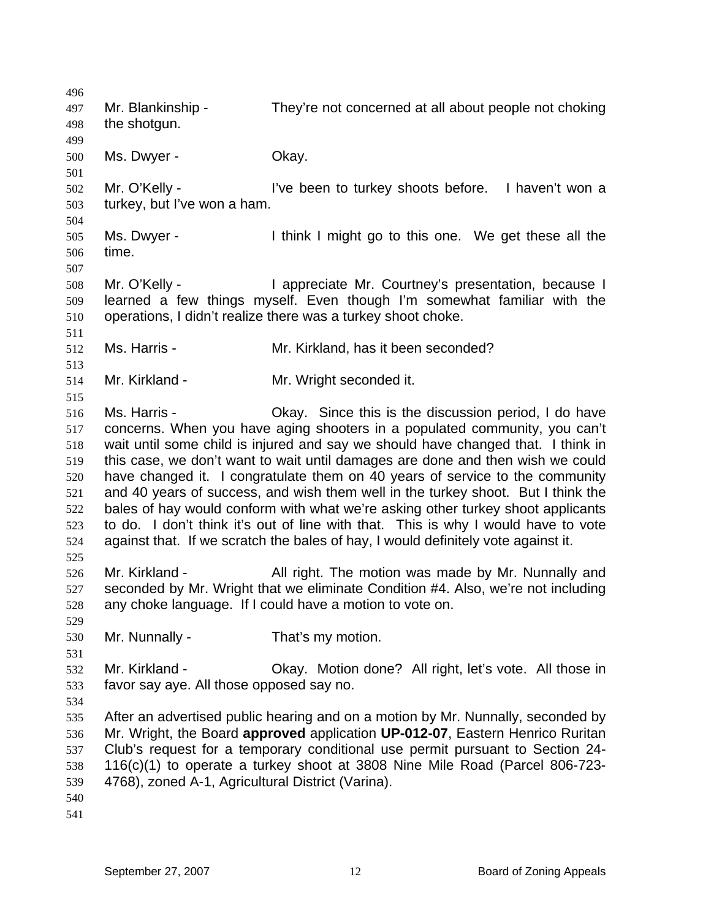Mr. Blankinship - They're not concerned at all about people not choking the shotgun.

Ms. Dwyer - Okay.

Mr. O'Kelly - I've been to turkey shoots before. I haven't won a turkey, but I've won a ham.

Ms. Dwyer - I think I might go to this one. We get these all the time.

Mr. O'Kelly - I appreciate Mr. Courtney's presentation, because I learned a few things myself. Even though I'm somewhat familiar with the operations, I didn't realize there was a turkey shoot choke.

Ms. Harris - Mr. Kirkland, has it been seconded?

Mr. Kirkland - Mr. Wright seconded it.

Ms. Harris - Okay. Since this is the discussion period, I do have concerns. When you have aging shooters in a populated community, you can't wait until some child is injured and say we should have changed that. I think in this case, we don't want to wait until damages are done and then wish we could have changed it. I congratulate them on 40 years of service to the community and 40 years of success, and wish them well in the turkey shoot. But I think the bales of hay would conform with what we're asking other turkey shoot applicants to do. I don't think it's out of line with that. This is why I would have to vote against that. If we scratch the bales of hay, I would definitely vote against it.

Mr. Kirkland - All right. The motion was made by Mr. Nunnally and seconded by Mr. Wright that we eliminate Condition #4. Also, we're not including any choke language. If I could have a motion to vote on.

Mr. Nunnally - That's my motion.

Mr. Kirkland - Okay. Motion done? All right, let's vote. All those in favor say aye. All those opposed say no.

After an advertised public hearing and on a motion by Mr. Nunnally, seconded by Mr. Wright, the Board **approved** application **UP-012-07**, Eastern Henrico Ruritan Club's request for a temporary conditional use permit pursuant to Section 24-116(c)(1) to operate a turkey shoot at 3808 Nine Mile Road (Parcel 806-723-4768), zoned A-1, Agricultural District (Varina).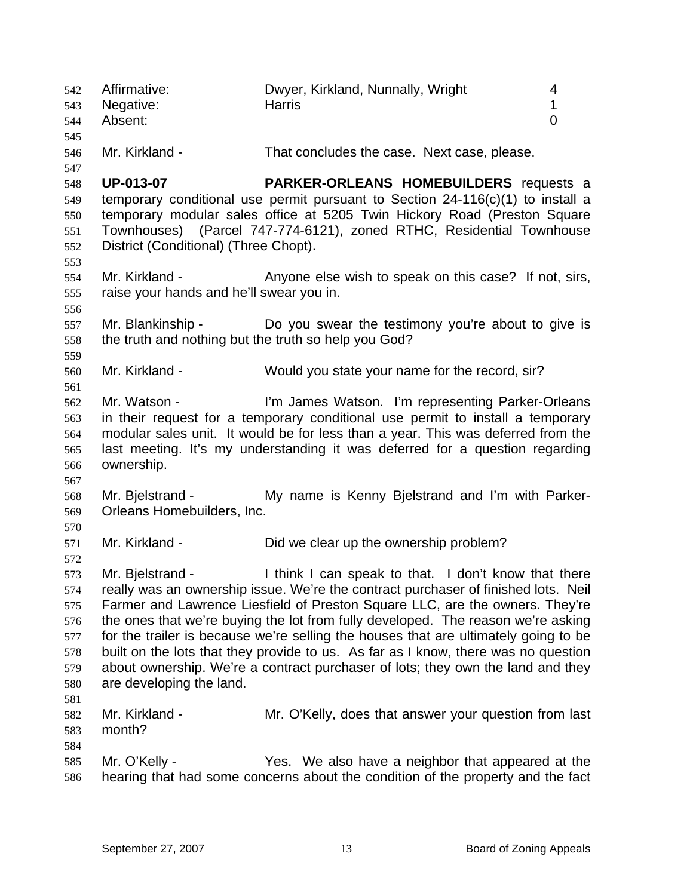| | | |
|---|---|---|
| Affirmative: | Dwyer, Kirkland, Nunnally, Wright | 4 |
| Negative: | Harris | 1 |
| Absent: | | 0 |

Mr. Kirkland - That concludes the case. Next case, please.

**UP-013-07** **PARKER-ORLEANS HOMEBUILDERS** requests a temporary conditional use permit pursuant to Section 24-116(c)(1) to install a temporary modular sales office at 5205 Twin Hickory Road (Preston Square Townhouses) (Parcel 747-774-6121), zoned RTHC, Residential Townhouse District (Conditional) (Three Chopt).

Mr. Kirkland - Anyone else wish to speak on this case? If not, sirs, raise your hands and he'll swear you in.

Mr. Blankinship - Do you swear the testimony you're about to give is the truth and nothing but the truth so help you God?

Mr. Kirkland - Would you state your name for the record, sir?

Mr. Watson - I'm James Watson. I'm representing Parker-Orleans in their request for a temporary conditional use permit to install a temporary modular sales unit. It would be for less than a year. This was deferred from the last meeting. It's my understanding it was deferred for a question regarding ownership.

Mr. Bjelstrand - My name is Kenny Bjelstrand and I'm with Parker-Orleans Homebuilders, Inc.

Mr. Kirkland - Did we clear up the ownership problem?

Mr. Bjelstrand - I think I can speak to that. I don't know that there really was an ownership issue. We're the contract purchaser of finished lots. Neil Farmer and Lawrence Liesfield of Preston Square LLC, are the owners. They're the ones that we're buying the lot from fully developed. The reason we're asking for the trailer is because we're selling the houses that are ultimately going to be built on the lots that they provide to us. As far as I know, there was no question about ownership. We're a contract purchaser of lots; they own the land and they are developing the land.

Mr. Kirkland - Mr. O'Kelly, does that answer your question from last month?

Mr. O'Kelly - Yes. We also have a neighbor that appeared at the hearing that had some concerns about the condition of the property and the fact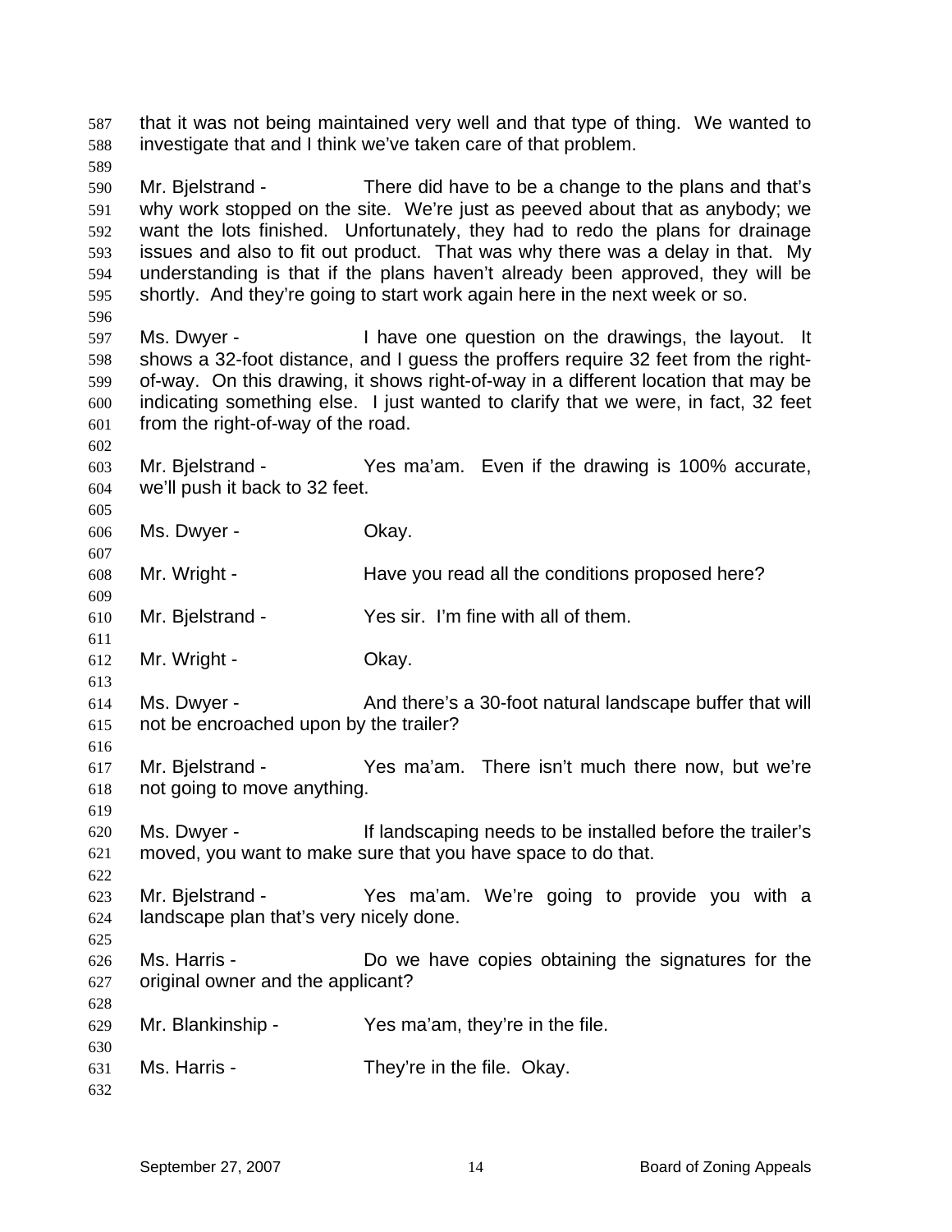that it was not being maintained very well and that type of thing. We wanted to investigate that and I think we've taken care of that problem.

Mr. Bjelstrand - There did have to be a change to the plans and that's why work stopped on the site. We're just as peeved about that as anybody; we want the lots finished. Unfortunately, they had to redo the plans for drainage issues and also to fit out product. That was why there was a delay in that. My understanding is that if the plans haven't already been approved, they will be shortly. And they're going to start work again here in the next week or so.

Ms. Dwyer - I have one question on the drawings, the layout. It shows a 32-foot distance, and I guess the proffers require 32 feet from the right-of-way. On this drawing, it shows right-of-way in a different location that may be indicating something else. I just wanted to clarify that we were, in fact, 32 feet from the right-of-way of the road.

Mr. Bjelstrand - Yes ma'am. Even if the drawing is 100% accurate, we'll push it back to 32 feet.

Ms. Dwyer - Okay.

Mr. Wright - Have you read all the conditions proposed here?

Mr. Bjelstrand - Yes sir. I'm fine with all of them.

Mr. Wright - Okay.

Ms. Dwyer - And there's a 30-foot natural landscape buffer that will not be encroached upon by the trailer?

Mr. Bjelstrand - Yes ma'am. There isn't much there now, but we're not going to move anything.

Ms. Dwyer - If landscaping needs to be installed before the trailer's moved, you want to make sure that you have space to do that.

Mr. Bjelstrand - Yes ma'am. We're going to provide you with a landscape plan that's very nicely done.

Ms. Harris - Do we have copies obtaining the signatures for the original owner and the applicant?

Mr. Blankinship - Yes ma'am, they're in the file.

Ms. Harris - They're in the file. Okay.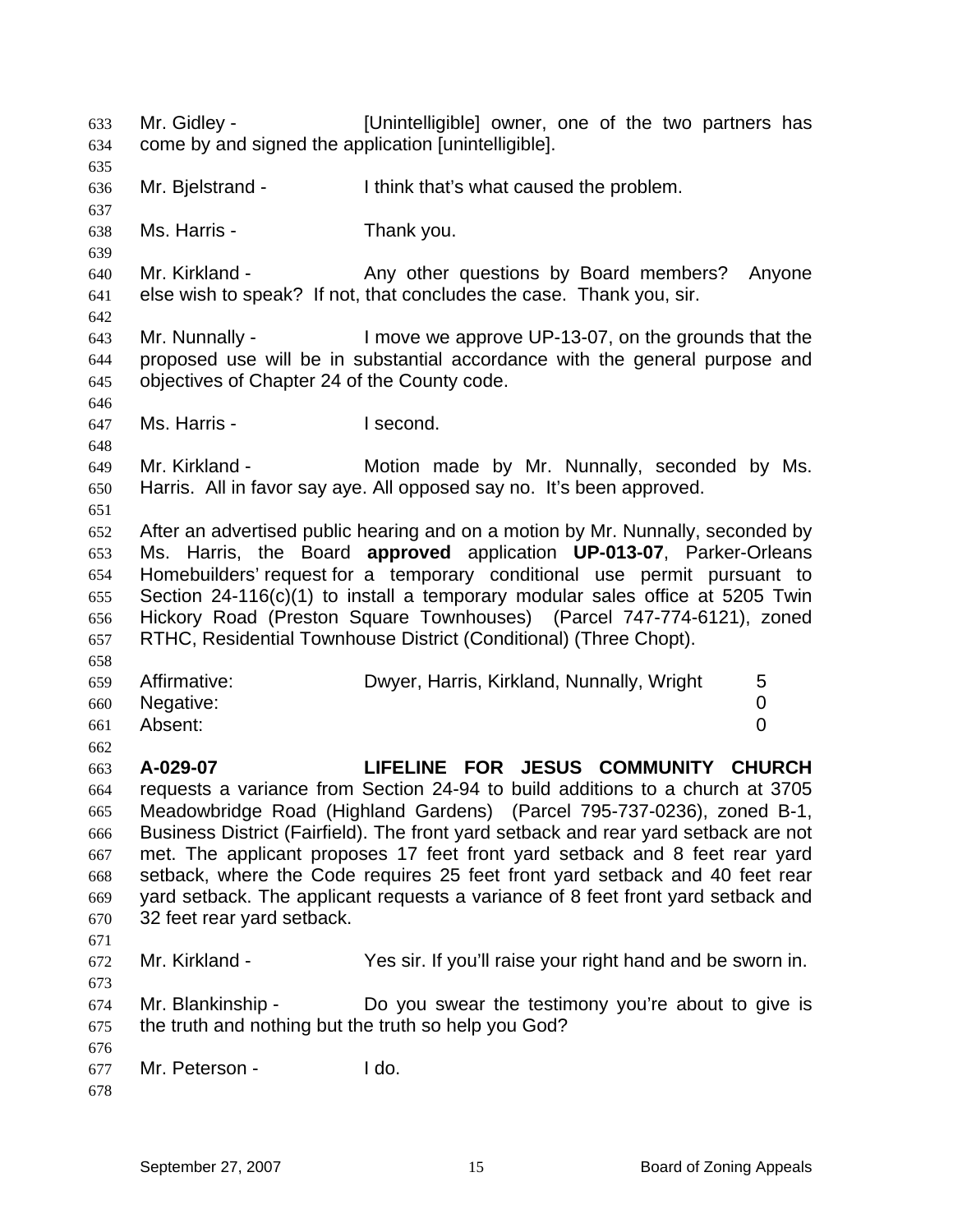Mr. Gidley - [Unintelligible] owner, one of the two partners has come by and signed the application [unintelligible].

Mr. Bjelstrand - I think that's what caused the problem.

Ms. Harris - Thank you.

Mr. Kirkland - Any other questions by Board members? Anyone else wish to speak? If not, that concludes the case. Thank you, sir.

Mr. Nunnally - I move we approve UP-13-07, on the grounds that the proposed use will be in substantial accordance with the general purpose and objectives of Chapter 24 of the County code.

Ms. Harris - I second.

Mr. Kirkland - Motion made by Mr. Nunnally, seconded by Ms. Harris. All in favor say aye. All opposed say no. It's been approved.

After an advertised public hearing and on a motion by Mr. Nunnally, seconded by Ms. Harris, the Board **approved** application **UP-013-07**, Parker-Orleans Homebuilders' request for a temporary conditional use permit pursuant to Section 24-116(c)(1) to install a temporary modular sales office at 5205 Twin Hickory Road (Preston Square Townhouses) (Parcel 747-774-6121), zoned RTHC, Residential Townhouse District (Conditional) (Three Chopt).

| | | |
|---|---|---|
| Affirmative: | Dwyer, Harris, Kirkland, Nunnally, Wright | 5 |
| Negative: | | 0 |
| Absent: | | 0 |

**A-029-07 LIFELINE FOR JESUS COMMUNITY CHURCH** requests a variance from Section 24-94 to build additions to a church at 3705 Meadowbridge Road (Highland Gardens) (Parcel 795-737-0236), zoned B-1, Business District (Fairfield). The front yard setback and rear yard setback are not met. The applicant proposes 17 feet front yard setback and 8 feet rear yard setback, where the Code requires 25 feet front yard setback and 40 feet rear yard setback. The applicant requests a variance of 8 feet front yard setback and 32 feet rear yard setback.

Mr. Kirkland - Yes sir. If you'll raise your right hand and be sworn in.

Mr. Blankinship - Do you swear the testimony you're about to give is the truth and nothing but the truth so help you God?

Mr. Peterson - I do.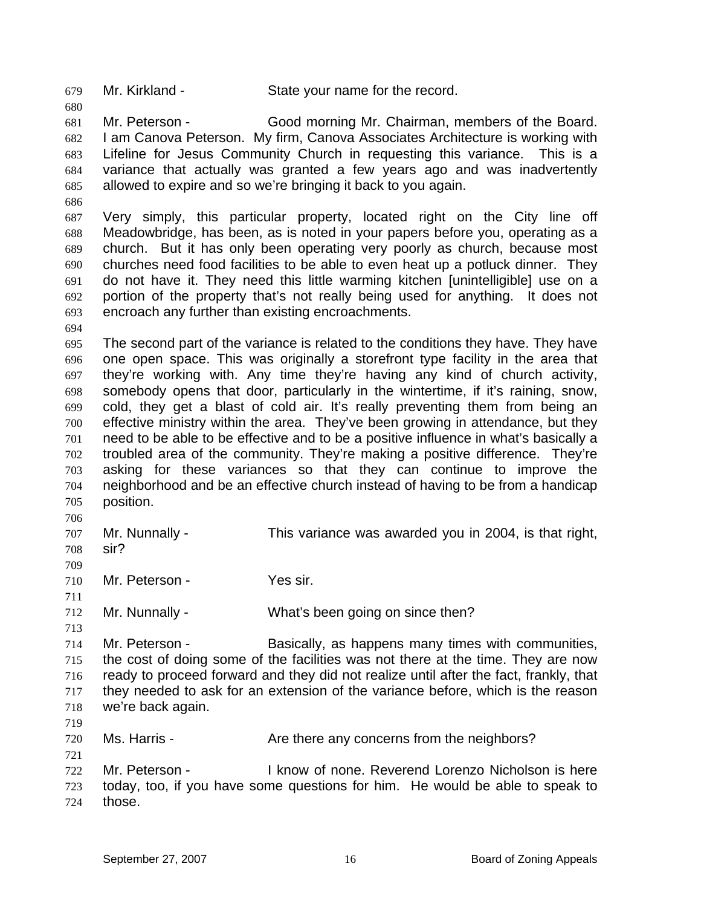Mr. Kirkland - State your name for the record.

Mr. Peterson - Good morning Mr. Chairman, members of the Board. I am Canova Peterson. My firm, Canova Associates Architecture is working with Lifeline for Jesus Community Church in requesting this variance. This is a variance that actually was granted a few years ago and was inadvertently allowed to expire and so we're bringing it back to you again.

Very simply, this particular property, located right on the City line off Meadowbridge, has been, as is noted in your papers before you, operating as a church. But it has only been operating very poorly as church, because most churches need food facilities to be able to even heat up a potluck dinner. They do not have it. They need this little warming kitchen [unintelligible] use on a portion of the property that's not really being used for anything. It does not encroach any further than existing encroachments.

The second part of the variance is related to the conditions they have. They have one open space. This was originally a storefront type facility in the area that they're working with. Any time they're having any kind of church activity, somebody opens that door, particularly in the wintertime, if it's raining, snow, cold, they get a blast of cold air. It's really preventing them from being an effective ministry within the area. They've been growing in attendance, but they need to be able to be effective and to be a positive influence in what's basically a troubled area of the community. They're making a positive difference. They're asking for these variances so that they can continue to improve the neighborhood and be an effective church instead of having to be from a handicap position.

Mr. Nunnally - This variance was awarded you in 2004, is that right, sir?

Mr. Peterson - Yes sir.

Mr. Nunnally - What's been going on since then?

Mr. Peterson - Basically, as happens many times with communities, the cost of doing some of the facilities was not there at the time. They are now ready to proceed forward and they did not realize until after the fact, frankly, that they needed to ask for an extension of the variance before, which is the reason we're back again.

Ms. Harris - Are there any concerns from the neighbors?

Mr. Peterson - I know of none. Reverend Lorenzo Nicholson is here today, too, if you have some questions for him. He would be able to speak to those.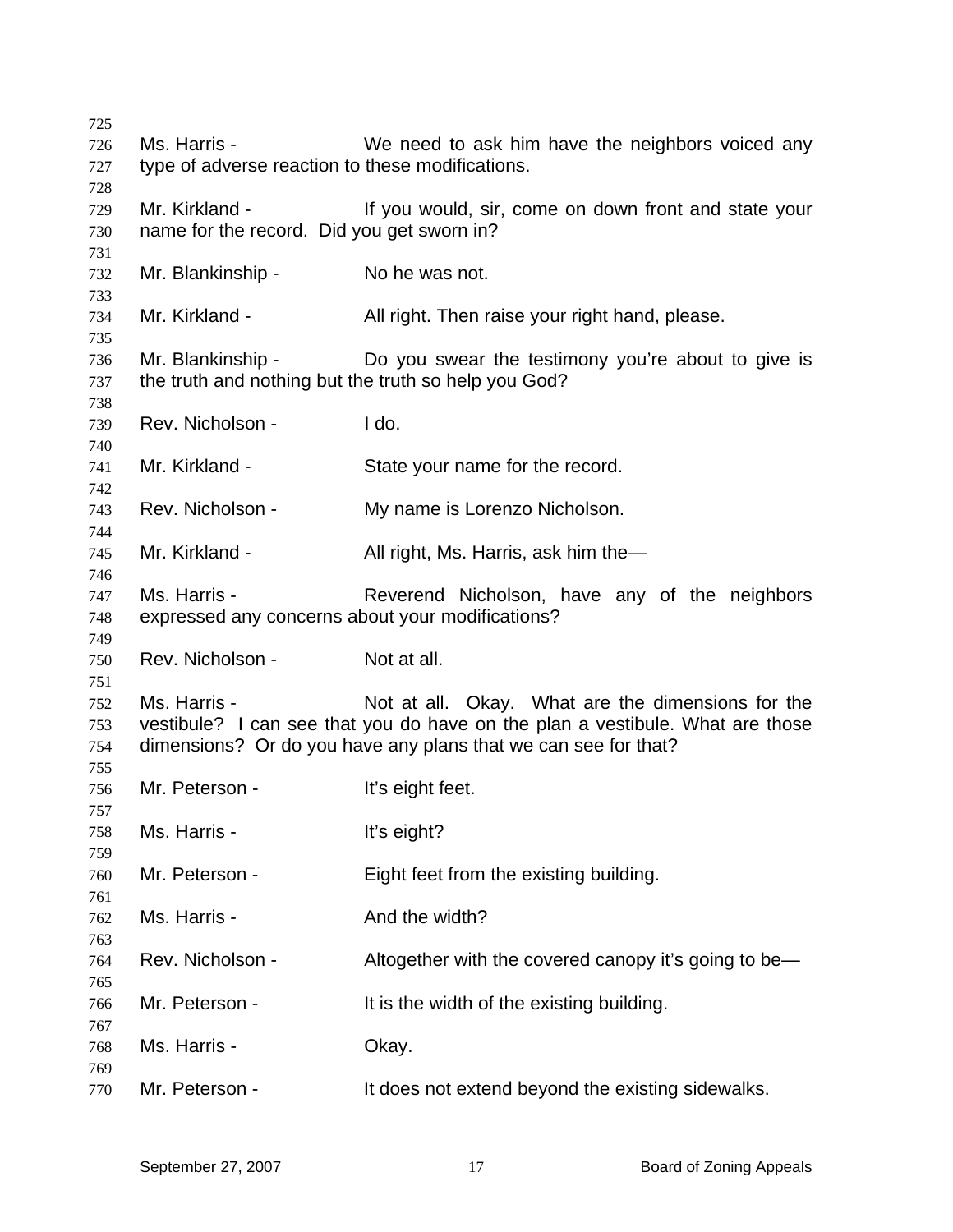Ms. Harris - We need to ask him have the neighbors voiced any type of adverse reaction to these modifications.

Mr. Kirkland - If you would, sir, come on down front and state your name for the record. Did you get sworn in?

Mr. Blankinship - No he was not.

Mr. Kirkland - All right. Then raise your right hand, please.

Mr. Blankinship - Do you swear the testimony you're about to give is the truth and nothing but the truth so help you God?

Rev. Nicholson - I do.

Mr. Kirkland - State your name for the record.

Rev. Nicholson - My name is Lorenzo Nicholson.

Mr. Kirkland - All right, Ms. Harris, ask him the—

Ms. Harris - Reverend Nicholson, have any of the neighbors expressed any concerns about your modifications?

Rev. Nicholson - Not at all.

Ms. Harris - Not at all. Okay. What are the dimensions for the vestibule? I can see that you do have on the plan a vestibule. What are those dimensions? Or do you have any plans that we can see for that?

Mr. Peterson - It's eight feet.

Ms. Harris - It's eight?

Mr. Peterson - Eight feet from the existing building.

Ms. Harris - And the width?

Rev. Nicholson - Altogether with the covered canopy it's going to be—

Mr. Peterson - It is the width of the existing building.

Ms. Harris - Okay.

Mr. Peterson - It does not extend beyond the existing sidewalks.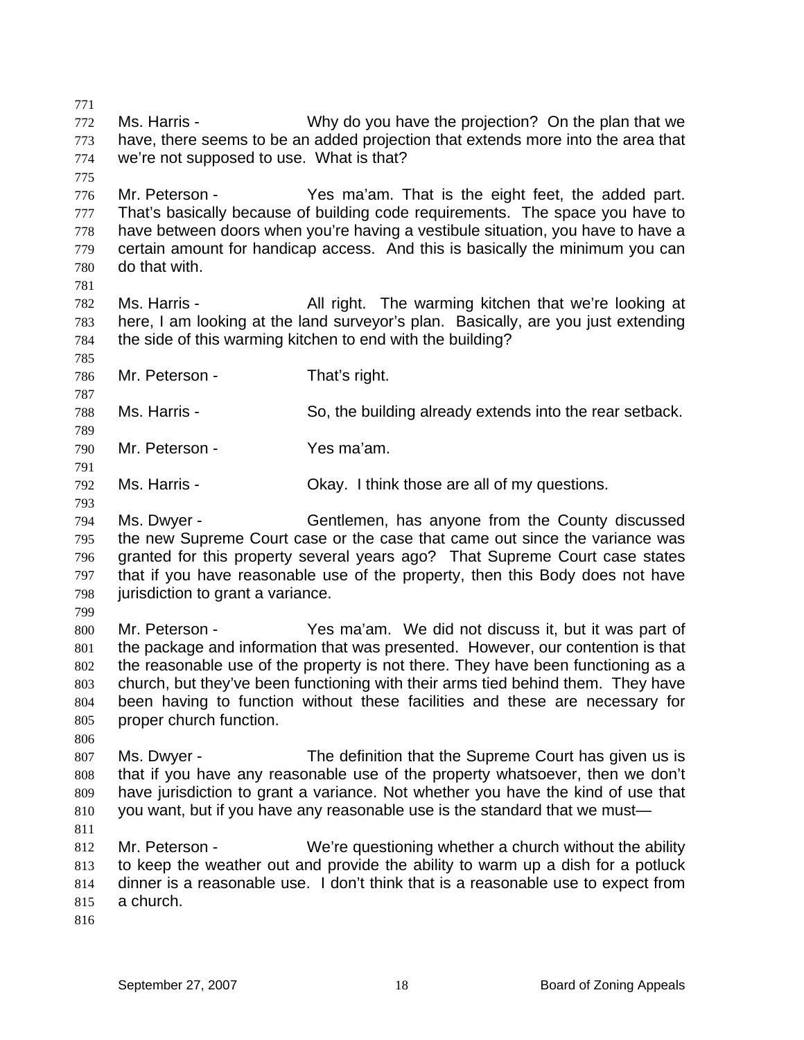Ms. Harris - Why do you have the projection? On the plan that we have, there seems to be an added projection that extends more into the area that we're not supposed to use. What is that?

Mr. Peterson - Yes ma'am. That is the eight feet, the added part. That's basically because of building code requirements. The space you have to have between doors when you're having a vestibule situation, you have to have a certain amount for handicap access. And this is basically the minimum you can do that with.

Ms. Harris - All right. The warming kitchen that we're looking at here, I am looking at the land surveyor's plan. Basically, are you just extending the side of this warming kitchen to end with the building?

Mr. Peterson - That's right.

Ms. Harris - So, the building already extends into the rear setback.

Mr. Peterson - Yes ma'am.

Ms. Harris - Okay. I think those are all of my questions.

Ms. Dwyer - Gentlemen, has anyone from the County discussed the new Supreme Court case or the case that came out since the variance was granted for this property several years ago? That Supreme Court case states that if you have reasonable use of the property, then this Body does not have jurisdiction to grant a variance.

Mr. Peterson - Yes ma'am. We did not discuss it, but it was part of the package and information that was presented. However, our contention is that the reasonable use of the property is not there. They have been functioning as a church, but they've been functioning with their arms tied behind them. They have been having to function without these facilities and these are necessary for proper church function.

Ms. Dwyer - The definition that the Supreme Court has given us is that if you have any reasonable use of the property whatsoever, then we don't have jurisdiction to grant a variance. Not whether you have the kind of use that you want, but if you have any reasonable use is the standard that we must—

Mr. Peterson - We're questioning whether a church without the ability to keep the weather out and provide the ability to warm up a dish for a potluck dinner is a reasonable use. I don't think that is a reasonable use to expect from a church.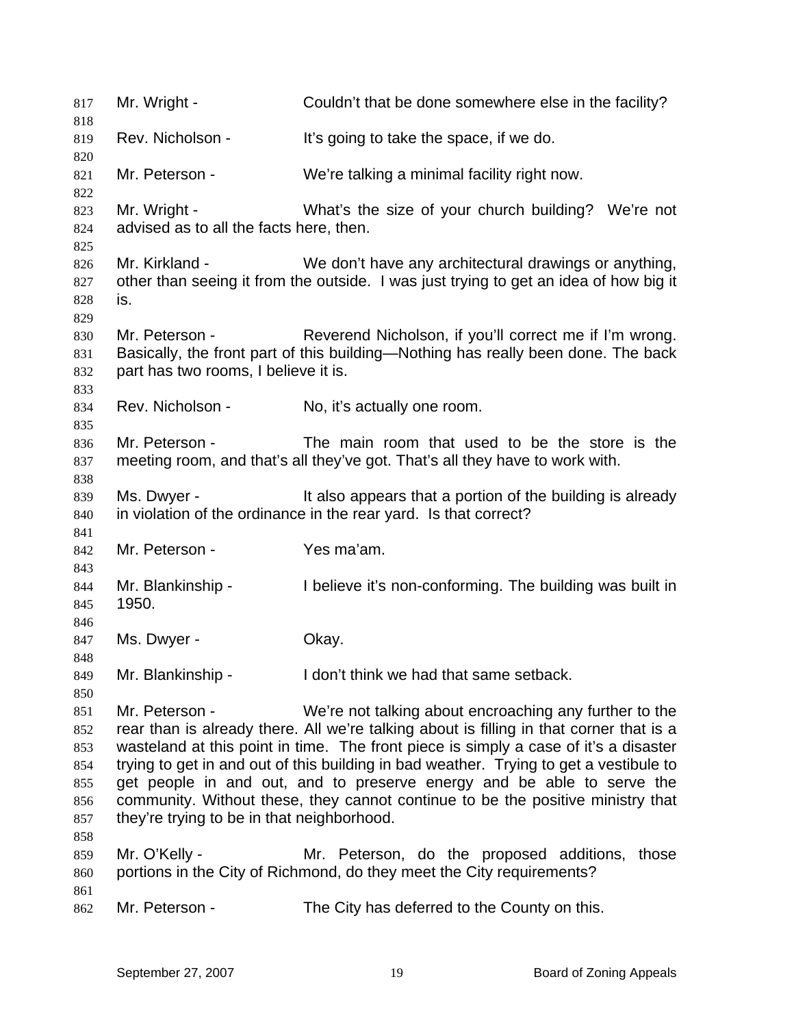817 Mr. Wright - Couldn't that be done somewhere else in the facility?

819 Rev. Nicholson - It's going to take the space, if we do.

821 Mr. Peterson - We're talking a minimal facility right now.

823 Mr. Wright - What's the size of your church building? We're not
824 advised as to all the facts here, then.

826 Mr. Kirkland - We don't have any architectural drawings or anything,
827 other than seeing it from the outside. I was just trying to get an idea of how big it
828 is.

830 Mr. Peterson - Reverend Nicholson, if you'll correct me if I'm wrong.
831 Basically, the front part of this building—Nothing has really been done. The back
832 part has two rooms, I believe it is.

834 Rev. Nicholson - No, it's actually one room.

836 Mr. Peterson - The main room that used to be the store is the
837 meeting room, and that's all they've got. That's all they have to work with.

839 Ms. Dwyer - It also appears that a portion of the building is already
840 in violation of the ordinance in the rear yard. Is that correct?

842 Mr. Peterson - Yes ma'am.

844 Mr. Blankinship - I believe it's non-conforming. The building was built in
845 1950.

847 Ms. Dwyer - Okay.

849 Mr. Blankinship - I don't think we had that same setback.

851 Mr. Peterson - We're not talking about encroaching any further to the
852 rear than is already there. All we're talking about is filling in that corner that is a
853 wasteland at this point in time. The front piece is simply a case of it's a disaster
854 trying to get in and out of this building in bad weather. Trying to get a vestibule to
855 get people in and out, and to preserve energy and be able to serve the
856 community. Without these, they cannot continue to be the positive ministry that
857 they're trying to be in that neighborhood.

859 Mr. O'Kelly - Mr. Peterson, do the proposed additions, those
860 portions in the City of Richmond, do they meet the City requirements?

862 Mr. Peterson - The City has deferred to the County on this.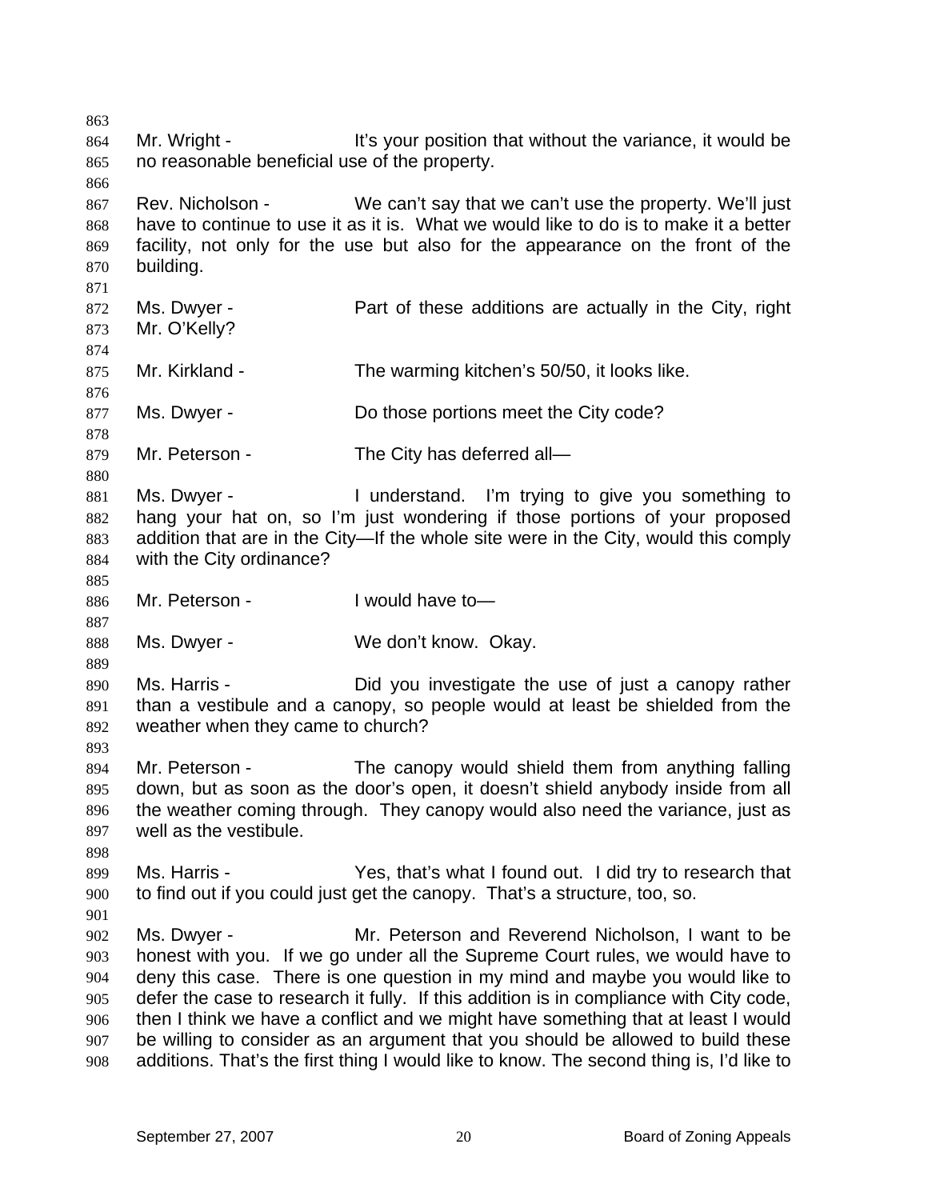Mr. Wright - It's your position that without the variance, it would be no reasonable beneficial use of the property.

Rev. Nicholson - We can't say that we can't use the property. We'll just have to continue to use it as it is. What we would like to do is to make it a better facility, not only for the use but also for the appearance on the front of the building.

Ms. Dwyer - Part of these additions are actually in the City, right Mr. O'Kelly?

Mr. Kirkland - The warming kitchen's 50/50, it looks like.

Ms. Dwyer - Do those portions meet the City code?

Mr. Peterson - The City has deferred all—

Ms. Dwyer - I understand. I'm trying to give you something to hang your hat on, so I'm just wondering if those portions of your proposed addition that are in the City—If the whole site were in the City, would this comply with the City ordinance?

Mr. Peterson - I would have to—

Ms. Dwyer - We don't know. Okay.

Ms. Harris - Did you investigate the use of just a canopy rather than a vestibule and a canopy, so people would at least be shielded from the weather when they came to church?

Mr. Peterson - The canopy would shield them from anything falling down, but as soon as the door's open, it doesn't shield anybody inside from all the weather coming through. They canopy would also need the variance, just as well as the vestibule.

Ms. Harris - Yes, that's what I found out. I did try to research that to find out if you could just get the canopy. That's a structure, too, so.

Ms. Dwyer - Mr. Peterson and Reverend Nicholson, I want to be honest with you. If we go under all the Supreme Court rules, we would have to deny this case. There is one question in my mind and maybe you would like to defer the case to research it fully. If this addition is in compliance with City code, then I think we have a conflict and we might have something that at least I would be willing to consider as an argument that you should be allowed to build these additions. That's the first thing I would like to know. The second thing is, I'd like to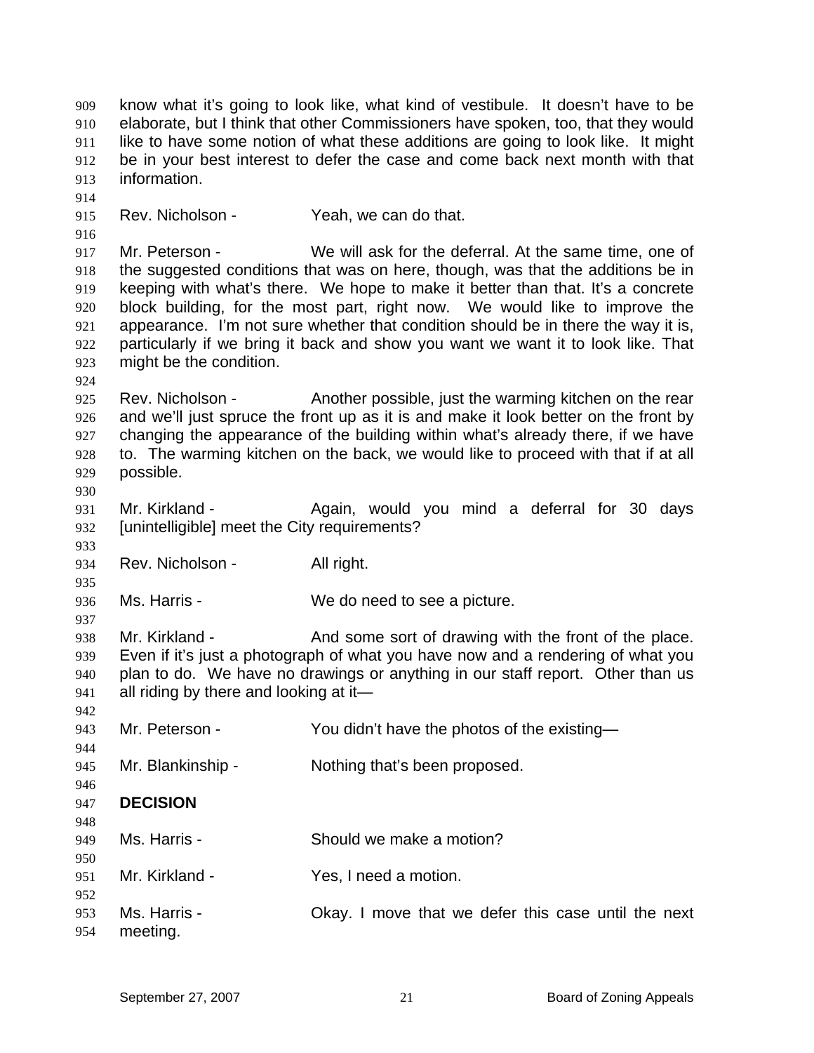know what it's going to look like, what kind of vestibule. It doesn't have to be elaborate, but I think that other Commissioners have spoken, too, that they would like to have some notion of what these additions are going to look like. It might be in your best interest to defer the case and come back next month with that information.

Rev. Nicholson - Yeah, we can do that.

Mr. Peterson - We will ask for the deferral. At the same time, one of the suggested conditions that was on here, though, was that the additions be in keeping with what's there. We hope to make it better than that. It's a concrete block building, for the most part, right now. We would like to improve the appearance. I'm not sure whether that condition should be in there the way it is, particularly if we bring it back and show you want we want it to look like. That might be the condition.

Rev. Nicholson - Another possible, just the warming kitchen on the rear and we'll just spruce the front up as it is and make it look better on the front by changing the appearance of the building within what's already there, if we have to. The warming kitchen on the back, we would like to proceed with that if at all possible.

Mr. Kirkland - Again, would you mind a deferral for 30 days [unintelligible] meet the City requirements?

Rev. Nicholson - All right.

Ms. Harris - We do need to see a picture.

Mr. Kirkland - And some sort of drawing with the front of the place. Even if it's just a photograph of what you have now and a rendering of what you plan to do. We have no drawings or anything in our staff report. Other than us all riding by there and looking at it—

Mr. Peterson - You didn't have the photos of the existing—

Mr. Blankinship - Nothing that's been proposed.

**DECISION**

Ms. Harris - Should we make a motion?

Mr. Kirkland - Yes, I need a motion.

Ms. Harris - Okay. I move that we defer this case until the next meeting.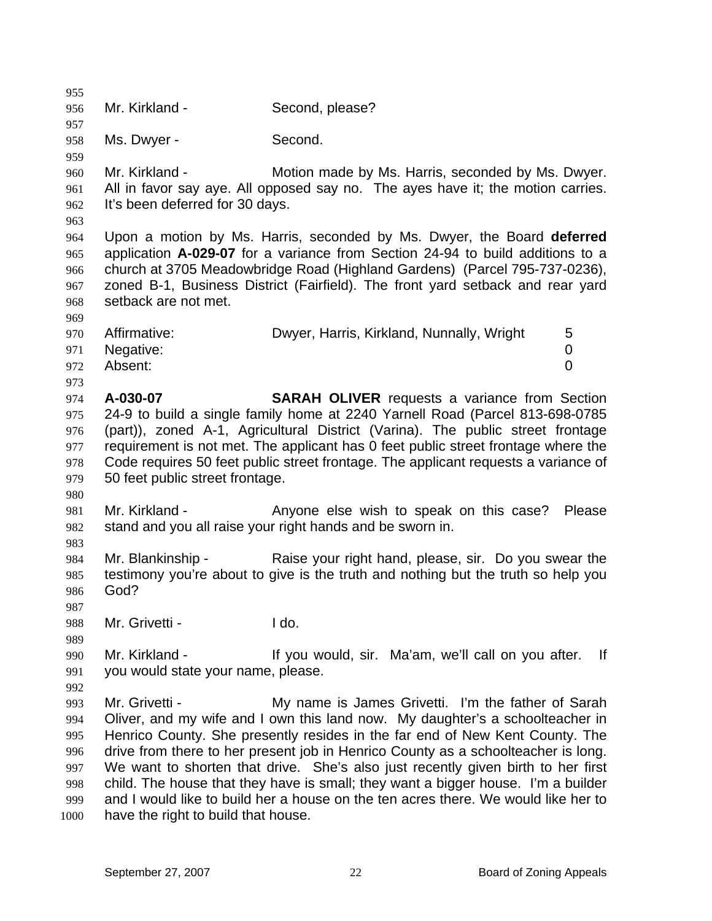Mr. Kirkland - Second, please?

Ms. Dwyer - Second.

Mr. Kirkland - Motion made by Ms. Harris, seconded by Ms. Dwyer. All in favor say aye. All opposed say no. The ayes have it; the motion carries. It's been deferred for 30 days.

Upon a motion by Ms. Harris, seconded by Ms. Dwyer, the Board **deferred** application **A-029-07** for a variance from Section 24-94 to build additions to a church at 3705 Meadowbridge Road (Highland Gardens) (Parcel 795-737-0236), zoned B-1, Business District (Fairfield). The front yard setback and rear yard setback are not met.

| | | |
|---|---|---|
| Affirmative: | Dwyer, Harris, Kirkland, Nunnally, Wright | 5 |
| Negative: | | 0 |
| Absent: | | 0 |

**A-030-07** **SARAH OLIVER** requests a variance from Section 24-9 to build a single family home at 2240 Yarnell Road (Parcel 813-698-0785 (part)), zoned A-1, Agricultural District (Varina). The public street frontage requirement is not met. The applicant has 0 feet public street frontage where the Code requires 50 feet public street frontage. The applicant requests a variance of 50 feet public street frontage.

Mr. Kirkland - Anyone else wish to speak on this case? Please stand and you all raise your right hands and be sworn in.

Mr. Blankinship - Raise your right hand, please, sir. Do you swear the testimony you're about to give is the truth and nothing but the truth so help you God?

Mr. Grivetti - I do.

Mr. Kirkland - If you would, sir. Ma'am, we'll call on you after. If you would state your name, please.

Mr. Grivetti - My name is James Grivetti. I'm the father of Sarah Oliver, and my wife and I own this land now. My daughter's a schoolteacher in Henrico County. She presently resides in the far end of New Kent County. The drive from there to her present job in Henrico County as a schoolteacher is long. We want to shorten that drive. She's also just recently given birth to her first child. The house that they have is small; they want a bigger house. I'm a builder and I would like to build her a house on the ten acres there. We would like her to have the right to build that house.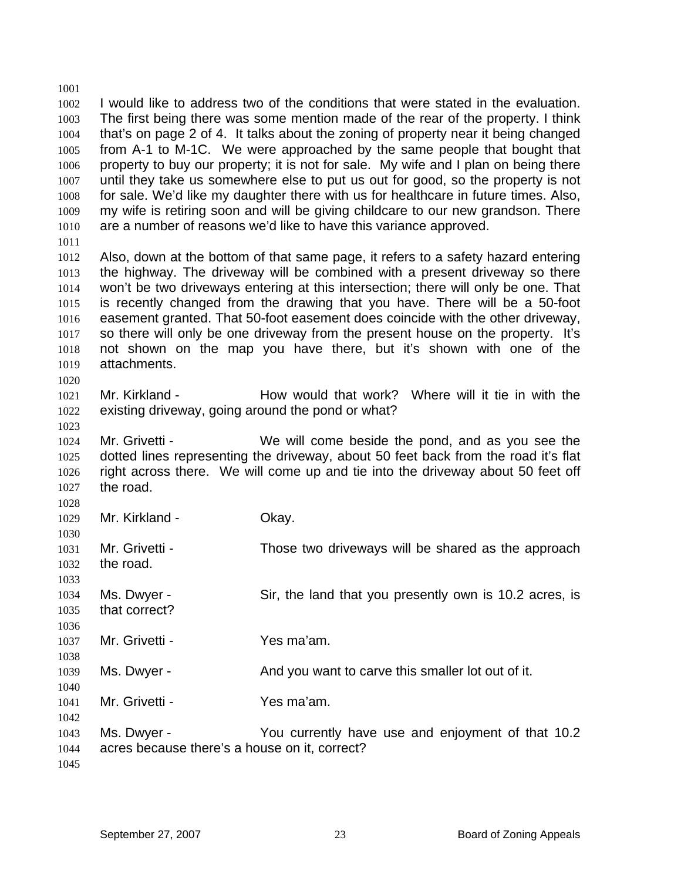I would like to address two of the conditions that were stated in the evaluation. The first being there was some mention made of the rear of the property. I think that's on page 2 of 4. It talks about the zoning of property near it being changed from A-1 to M-1C. We were approached by the same people that bought that property to buy our property; it is not for sale. My wife and I plan on being there until they take us somewhere else to put us out for good, so the property is not for sale. We'd like my daughter there with us for healthcare in future times. Also, my wife is retiring soon and will be giving childcare to our new grandson. There are a number of reasons we'd like to have this variance approved.

Also, down at the bottom of that same page, it refers to a safety hazard entering the highway. The driveway will be combined with a present driveway so there won't be two driveways entering at this intersection; there will only be one. That is recently changed from the drawing that you have. There will be a 50-foot easement granted. That 50-foot easement does coincide with the other driveway, so there will only be one driveway from the present house on the property. It's not shown on the map you have there, but it's shown with one of the attachments.

Mr. Kirkland - How would that work? Where will it tie in with the existing driveway, going around the pond or what?

Mr. Grivetti - We will come beside the pond, and as you see the dotted lines representing the driveway, about 50 feet back from the road it's flat right across there. We will come up and tie into the driveway about 50 feet off the road.

Mr. Kirkland - Okay.

Mr. Grivetti - Those two driveways will be shared as the approach the road.

Ms. Dwyer - Sir, the land that you presently own is 10.2 acres, is that correct?

Mr. Grivetti - Yes ma'am.

Ms. Dwyer - And you want to carve this smaller lot out of it.

Mr. Grivetti - Yes ma'am.

Ms. Dwyer - You currently have use and enjoyment of that 10.2 acres because there's a house on it, correct?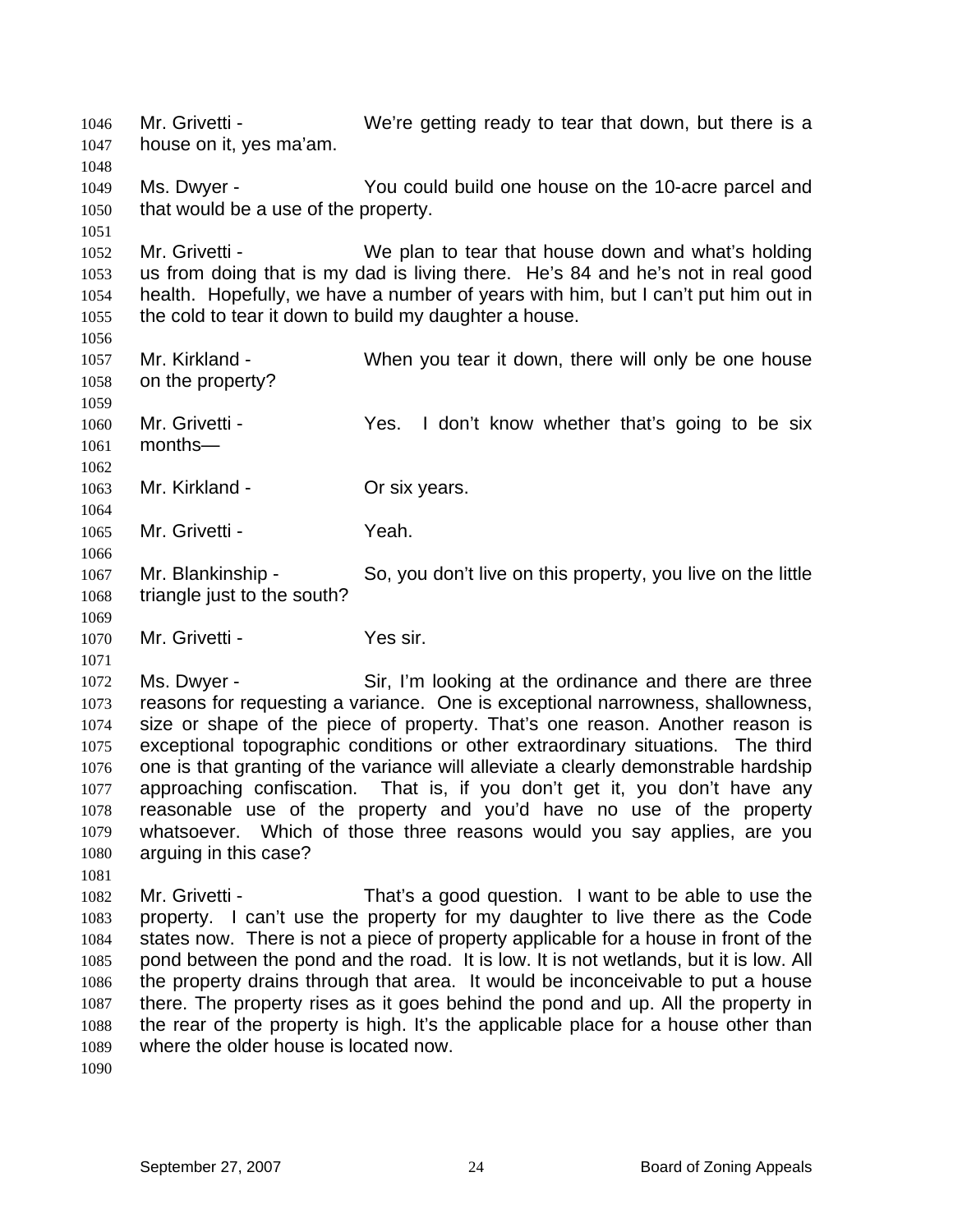Mr. Grivetti - We're getting ready to tear that down, but there is a house on it, yes ma'am.

Ms. Dwyer - You could build one house on the 10-acre parcel and that would be a use of the property.

Mr. Grivetti - We plan to tear that house down and what's holding us from doing that is my dad is living there. He's 84 and he's not in real good health. Hopefully, we have a number of years with him, but I can't put him out in the cold to tear it down to build my daughter a house.

Mr. Kirkland - When you tear it down, there will only be one house on the property?

Mr. Grivetti - Yes. I don't know whether that's going to be six months—

Mr. Kirkland - Or six years.

Mr. Grivetti - Yeah.

Mr. Blankinship - So, you don't live on this property, you live on the little triangle just to the south?

Mr. Grivetti - Yes sir.

Ms. Dwyer - Sir, I'm looking at the ordinance and there are three reasons for requesting a variance. One is exceptional narrowness, shallowness, size or shape of the piece of property. That's one reason. Another reason is exceptional topographic conditions or other extraordinary situations. The third one is that granting of the variance will alleviate a clearly demonstrable hardship approaching confiscation. That is, if you don't get it, you don't have any reasonable use of the property and you'd have no use of the property whatsoever. Which of those three reasons would you say applies, are you arguing in this case?

Mr. Grivetti - That's a good question. I want to be able to use the property. I can't use the property for my daughter to live there as the Code states now. There is not a piece of property applicable for a house in front of the pond between the pond and the road. It is low. It is not wetlands, but it is low. All the property drains through that area. It would be inconceivable to put a house there. The property rises as it goes behind the pond and up. All the property in the rear of the property is high. It's the applicable place for a house other than where the older house is located now.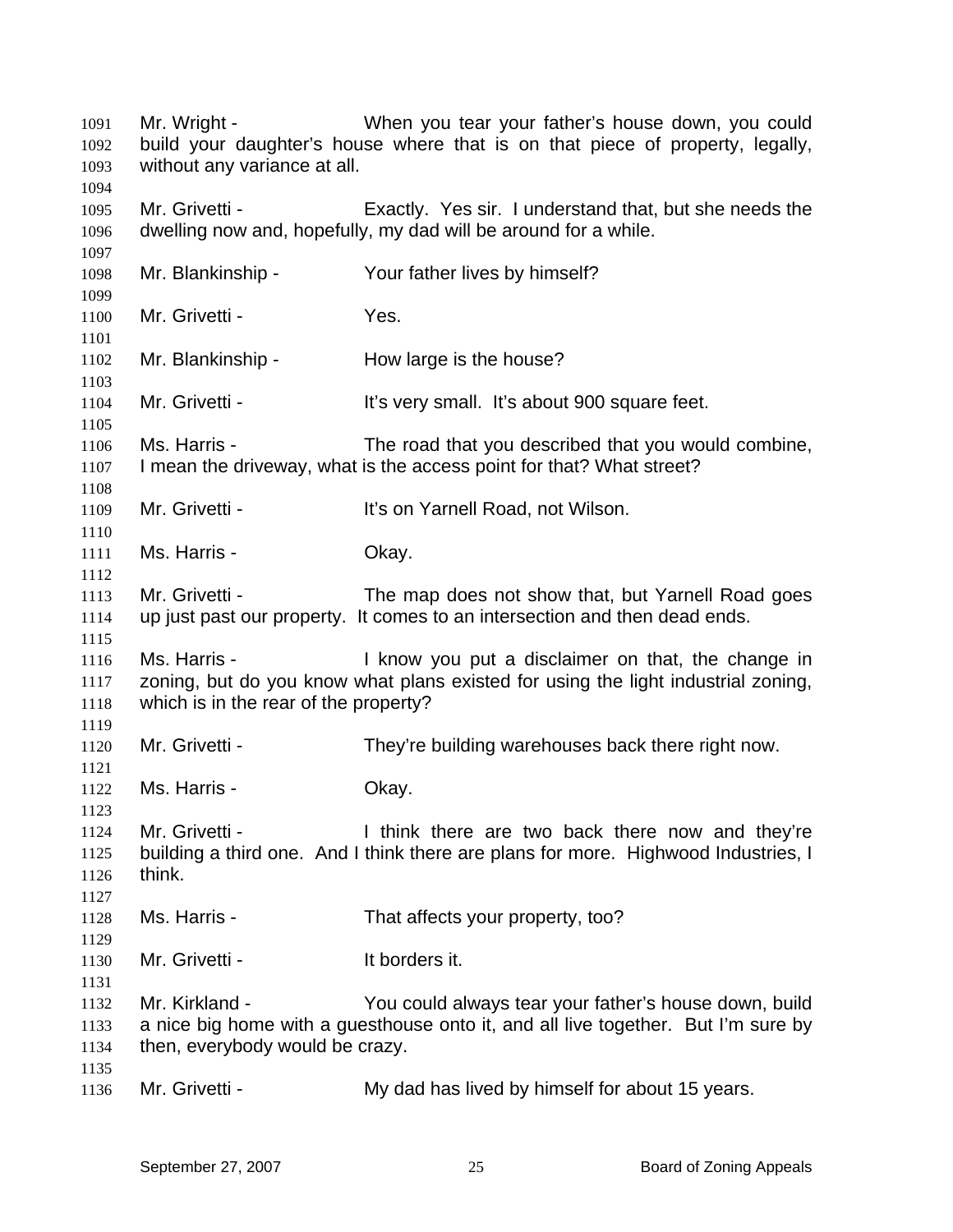Mr. Wright - When you tear your father's house down, you could build your daughter's house where that is on that piece of property, legally, without any variance at all.

Mr. Grivetti - Exactly. Yes sir. I understand that, but she needs the dwelling now and, hopefully, my dad will be around for a while.

Mr. Blankinship - Your father lives by himself?

Mr. Grivetti - Yes.

Mr. Blankinship - How large is the house?

Mr. Grivetti - It's very small. It's about 900 square feet.

Ms. Harris - The road that you described that you would combine, I mean the driveway, what is the access point for that? What street?

Mr. Grivetti - It's on Yarnell Road, not Wilson.

Ms. Harris - Okay.

Mr. Grivetti - The map does not show that, but Yarnell Road goes up just past our property. It comes to an intersection and then dead ends.

Ms. Harris - I know you put a disclaimer on that, the change in zoning, but do you know what plans existed for using the light industrial zoning, which is in the rear of the property?

Mr. Grivetti - They're building warehouses back there right now.

Ms. Harris - Okay.

Mr. Grivetti - I think there are two back there now and they're building a third one. And I think there are plans for more. Highwood Industries, I think.

Ms. Harris - That affects your property, too?

Mr. Grivetti - It borders it.

Mr. Kirkland - You could always tear your father's house down, build a nice big home with a guesthouse onto it, and all live together. But I'm sure by then, everybody would be crazy.

Mr. Grivetti - My dad has lived by himself for about 15 years.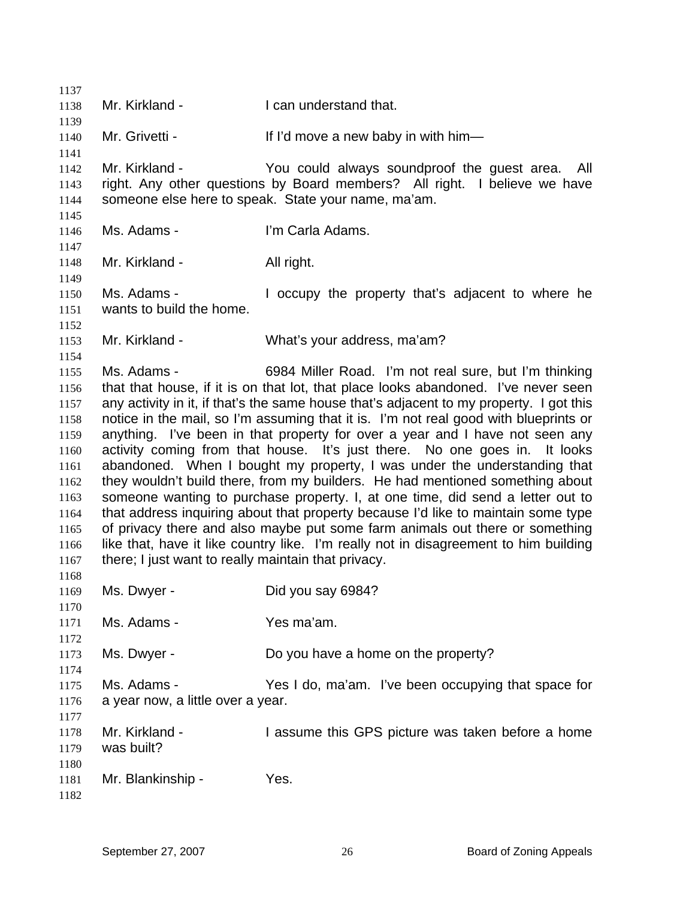Mr. Kirkland - I can understand that.

Mr. Grivetti - If I'd move a new baby in with him—

Mr. Kirkland - You could always soundproof the guest area. All right. Any other questions by Board members? All right. I believe we have someone else here to speak. State your name, ma'am.

Ms. Adams - I'm Carla Adams.

Mr. Kirkland - All right.

Ms. Adams - I occupy the property that's adjacent to where he wants to build the home.

Mr. Kirkland - What's your address, ma'am?

Ms. Adams - 6984 Miller Road. I'm not real sure, but I'm thinking that that house, if it is on that lot, that place looks abandoned. I've never seen any activity in it, if that's the same house that's adjacent to my property. I got this notice in the mail, so I'm assuming that it is. I'm not real good with blueprints or anything. I've been in that property for over a year and I have not seen any activity coming from that house. It's just there. No one goes in. It looks abandoned. When I bought my property, I was under the understanding that they wouldn't build there, from my builders. He had mentioned something about someone wanting to purchase property. I, at one time, did send a letter out to that address inquiring about that property because I'd like to maintain some type of privacy there and also maybe put some farm animals out there or something like that, have it like country like. I'm really not in disagreement to him building there; I just want to really maintain that privacy.

Ms. Dwyer - Did you say 6984?

Ms. Adams - Yes ma'am.

Ms. Dwyer - Do you have a home on the property?

Ms. Adams - Yes I do, ma'am. I've been occupying that space for a year now, a little over a year.

Mr. Kirkland - I assume this GPS picture was taken before a home was built?

Mr. Blankinship - Yes.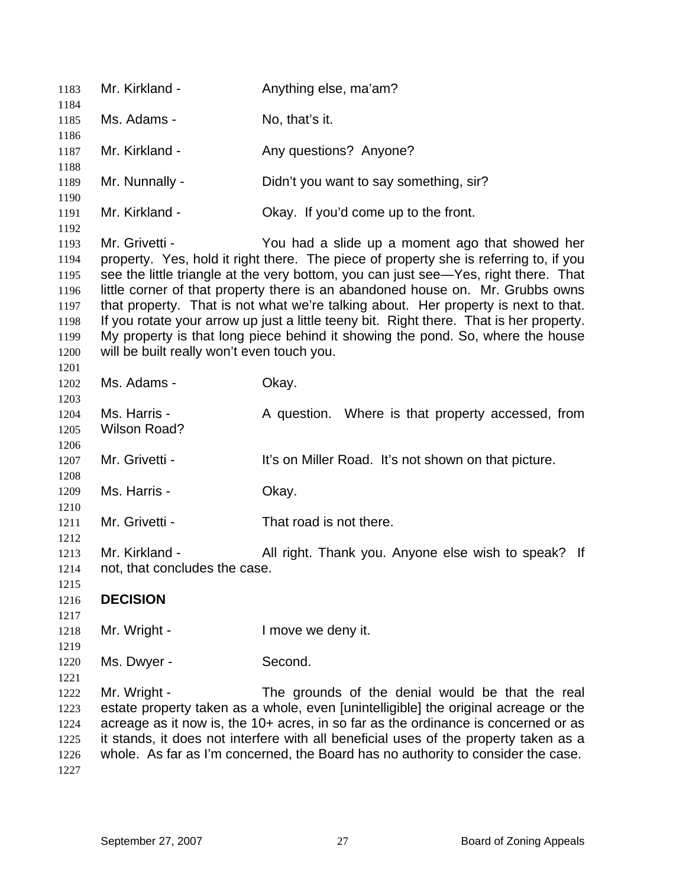Mr. Kirkland - Anything else, ma'am?

Ms. Adams - No, that's it.

Mr. Kirkland - Any questions? Anyone?

Mr. Nunnally - Didn't you want to say something, sir?

Mr. Kirkland - Okay. If you'd come up to the front.

Mr. Grivetti - You had a slide up a moment ago that showed her property. Yes, hold it right there. The piece of property she is referring to, if you see the little triangle at the very bottom, you can just see—Yes, right there. That little corner of that property there is an abandoned house on. Mr. Grubbs owns that property. That is not what we're talking about. Her property is next to that. If you rotate your arrow up just a little teeny bit. Right there. That is her property. My property is that long piece behind it showing the pond. So, where the house will be built really won't even touch you.

Ms. Adams - Okay.

Ms. Harris - A question. Where is that property accessed, from Wilson Road?

Mr. Grivetti - It's on Miller Road. It's not shown on that picture.

Ms. Harris - Okay.

Mr. Grivetti - That road is not there.

Mr. Kirkland - All right. Thank you. Anyone else wish to speak? If not, that concludes the case.

**DECISION**

Mr. Wright - I move we deny it.

Ms. Dwyer - Second.

Mr. Wright - The grounds of the denial would be that the real estate property taken as a whole, even [unintelligible] the original acreage or the acreage as it now is, the 10+ acres, in so far as the ordinance is concerned or as it stands, it does not interfere with all beneficial uses of the property taken as a whole. As far as I'm concerned, the Board has no authority to consider the case.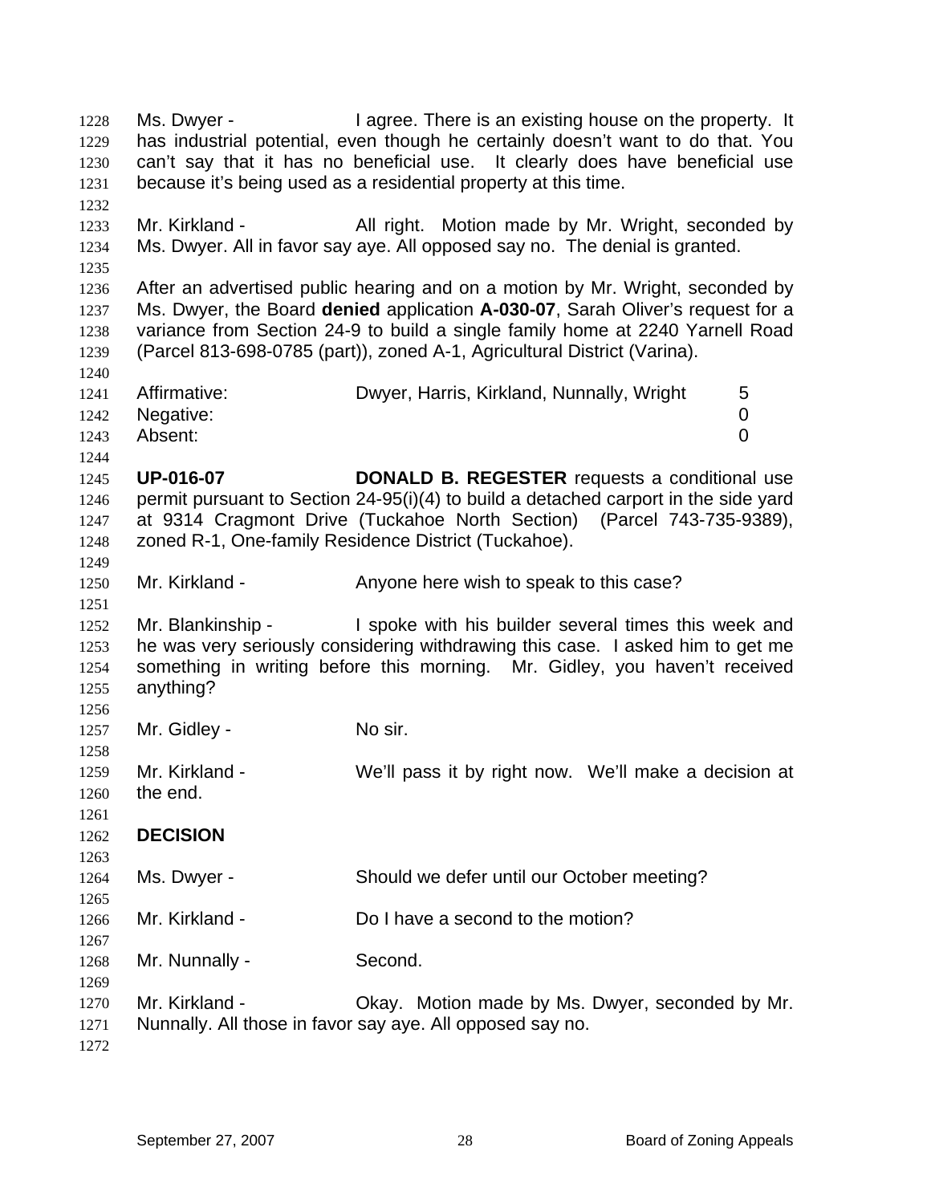Ms. Dwyer - I agree. There is an existing house on the property. It has industrial potential, even though he certainly doesn't want to do that. You can't say that it has no beneficial use. It clearly does have beneficial use because it's being used as a residential property at this time.

Mr. Kirkland - All right. Motion made by Mr. Wright, seconded by Ms. Dwyer. All in favor say aye. All opposed say no. The denial is granted.

After an advertised public hearing and on a motion by Mr. Wright, seconded by Ms. Dwyer, the Board **denied** application **A-030-07**, Sarah Oliver's request for a variance from Section 24-9 to build a single family home at 2240 Yarnell Road (Parcel 813-698-0785 (part)), zoned A-1, Agricultural District (Varina).

| | | |
|---|---|---|
| Affirmative: | Dwyer, Harris, Kirkland, Nunnally, Wright | 5 |
| Negative: | | 0 |
| Absent: | | 0 |

**UP-016-07** **DONALD B. REGESTER** requests a conditional use permit pursuant to Section 24-95(i)(4) to build a detached carport in the side yard at 9314 Cragmont Drive (Tuckahoe North Section) (Parcel 743-735-9389), zoned R-1, One-family Residence District (Tuckahoe).

Mr. Kirkland - Anyone here wish to speak to this case?

Mr. Blankinship - I spoke with his builder several times this week and he was very seriously considering withdrawing this case. I asked him to get me something in writing before this morning. Mr. Gidley, you haven't received anything?

Mr. Gidley - No sir.

Mr. Kirkland - We'll pass it by right now. We'll make a decision at the end.

**DECISION**

Ms. Dwyer - Should we defer until our October meeting?

Mr. Kirkland - Do I have a second to the motion?

Mr. Nunnally - Second.

Mr. Kirkland - Okay. Motion made by Ms. Dwyer, seconded by Mr. Nunnally. All those in favor say aye. All opposed say no.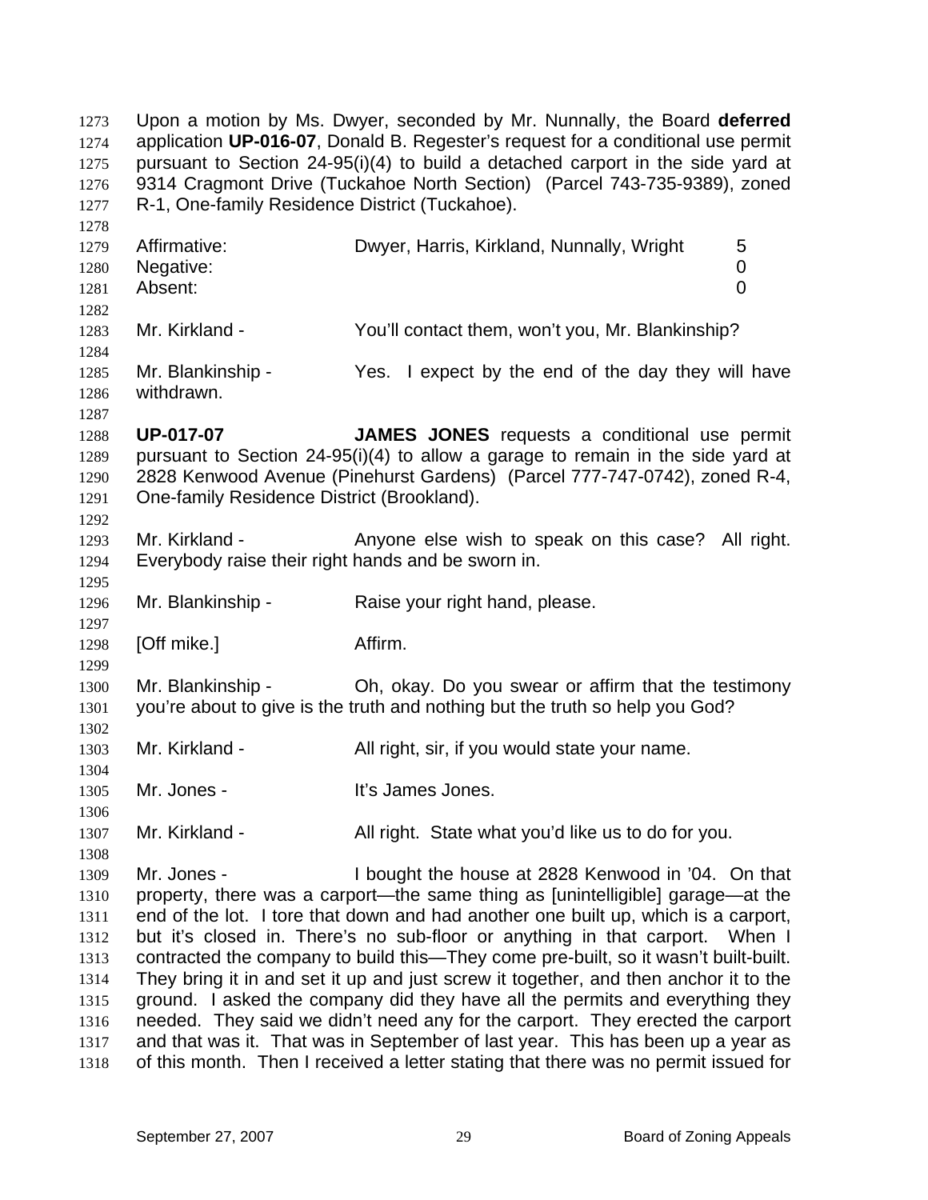Upon a motion by Ms. Dwyer, seconded by Mr. Nunnally, the Board **deferred** application **UP-016-07**, Donald B. Regester's request for a conditional use permit pursuant to Section 24-95(i)(4) to build a detached carport in the side yard at 9314 Cragmont Drive (Tuckahoe North Section) (Parcel 743-735-9389), zoned R-1, One-family Residence District (Tuckahoe).

| | | |
|---|---|---|
| Affirmative: | Dwyer, Harris, Kirkland, Nunnally, Wright | 5 |
| Negative: | | 0 |
| Absent: | | 0 |

Mr. Kirkland - You'll contact them, won't you, Mr. Blankinship?

Mr. Blankinship - Yes. I expect by the end of the day they will have withdrawn.

**UP-017-07** **JAMES JONES** requests a conditional use permit pursuant to Section 24-95(i)(4) to allow a garage to remain in the side yard at 2828 Kenwood Avenue (Pinehurst Gardens) (Parcel 777-747-0742), zoned R-4, One-family Residence District (Brookland).

Mr. Kirkland - Anyone else wish to speak on this case? All right. Everybody raise their right hands and be sworn in.

Mr. Blankinship - Raise your right hand, please.

[Off mike.] Affirm.

Mr. Blankinship - Oh, okay. Do you swear or affirm that the testimony you're about to give is the truth and nothing but the truth so help you God?

Mr. Kirkland - All right, sir, if you would state your name.

Mr. Jones - It's James Jones.

Mr. Kirkland - All right. State what you'd like us to do for you.

Mr. Jones - I bought the house at 2828 Kenwood in '04. On that property, there was a carport—the same thing as [unintelligible] garage—at the end of the lot. I tore that down and had another one built up, which is a carport, but it's closed in. There's no sub-floor or anything in that carport. When I contracted the company to build this—They come pre-built, so it wasn't built-built. They bring it in and set it up and just screw it together, and then anchor it to the ground. I asked the company did they have all the permits and everything they needed. They said we didn't need any for the carport. They erected the carport and that was it. That was in September of last year. This has been up a year as of this month. Then I received a letter stating that there was no permit issued for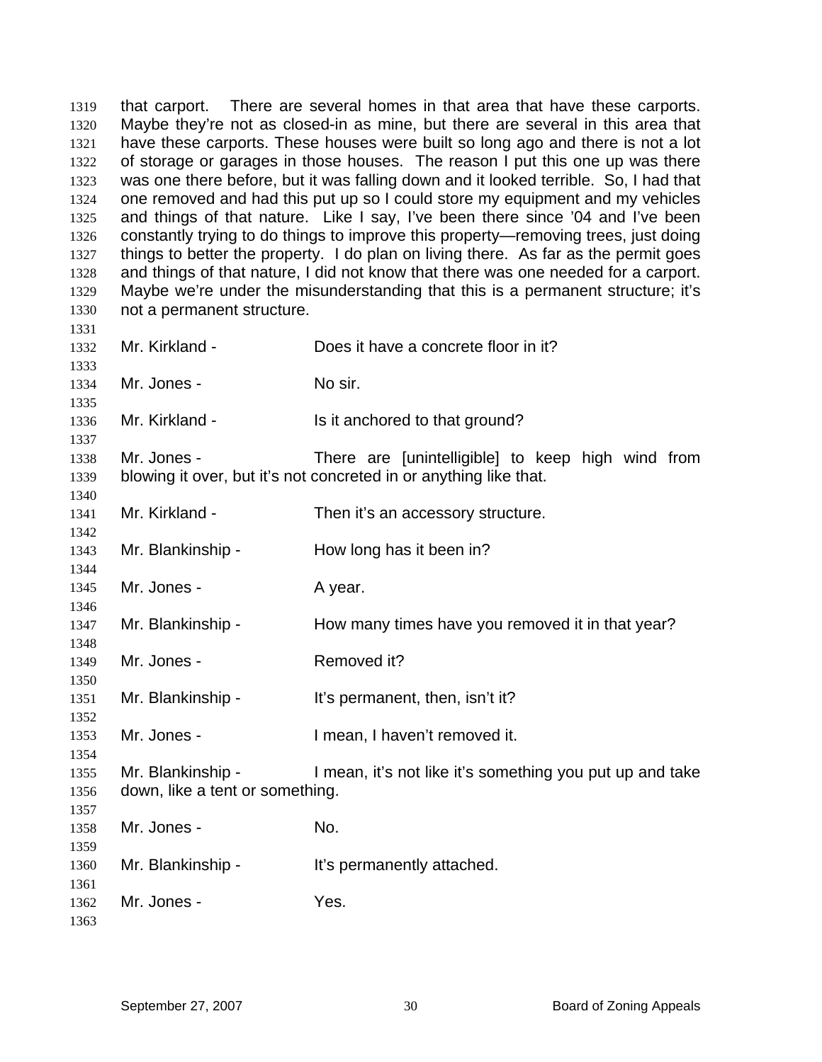that carport. There are several homes in that area that have these carports. Maybe they're not as closed-in as mine, but there are several in this area that have these carports. These houses were built so long ago and there is not a lot of storage or garages in those houses. The reason I put this one up was there was one there before, but it was falling down and it looked terrible. So, I had that one removed and had this put up so I could store my equipment and my vehicles and things of that nature. Like I say, I've been there since '04 and I've been constantly trying to do things to improve this property—removing trees, just doing things to better the property. I do plan on living there. As far as the permit goes and things of that nature, I did not know that there was one needed for a carport. Maybe we're under the misunderstanding that this is a permanent structure; it's not a permanent structure.

Mr. Kirkland - Does it have a concrete floor in it?

Mr. Jones - No sir.

Mr. Kirkland - Is it anchored to that ground?

Mr. Jones - There are [unintelligible] to keep high wind from blowing it over, but it's not concreted in or anything like that.

Mr. Kirkland - Then it's an accessory structure.

Mr. Blankinship - How long has it been in?

Mr. Jones - A year.

Mr. Blankinship - How many times have you removed it in that year?

Mr. Jones - Removed it?

Mr. Blankinship - It's permanent, then, isn't it?

Mr. Jones - I mean, I haven't removed it.

Mr. Blankinship - I mean, it's not like it's something you put up and take down, like a tent or something.

Mr. Jones - No.

Mr. Blankinship - It's permanently attached.

Mr. Jones - Yes.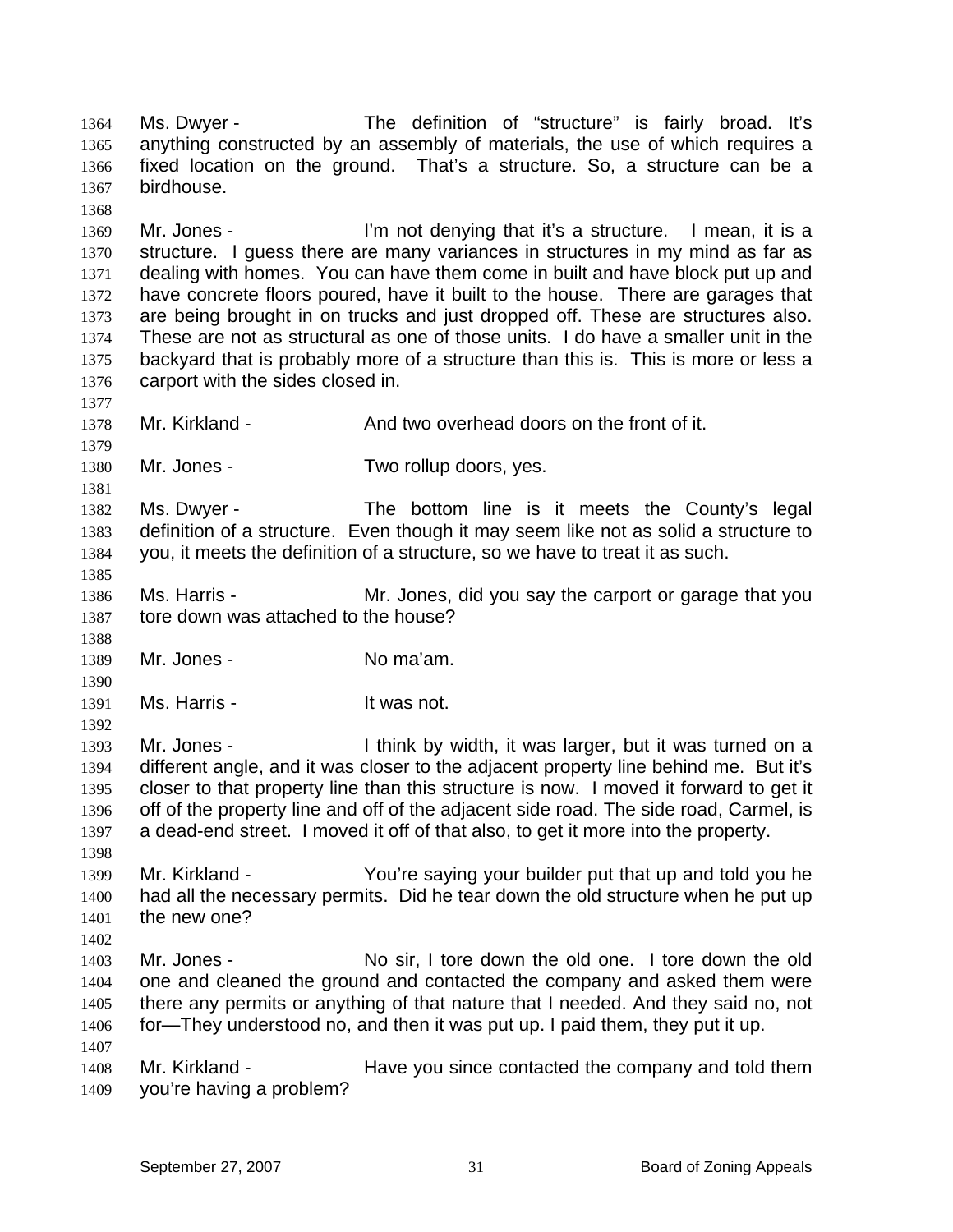Ms. Dwyer - The definition of "structure" is fairly broad. It's anything constructed by an assembly of materials, the use of which requires a fixed location on the ground. That's a structure. So, a structure can be a birdhouse.

Mr. Jones - I'm not denying that it's a structure. I mean, it is a structure. I guess there are many variances in structures in my mind as far as dealing with homes. You can have them come in built and have block put up and have concrete floors poured, have it built to the house. There are garages that are being brought in on trucks and just dropped off. These are structures also. These are not as structural as one of those units. I do have a smaller unit in the backyard that is probably more of a structure than this is. This is more or less a carport with the sides closed in.

Mr. Kirkland - And two overhead doors on the front of it.

Mr. Jones - Two rollup doors, yes.

Ms. Dwyer - The bottom line is it meets the County's legal definition of a structure. Even though it may seem like not as solid a structure to you, it meets the definition of a structure, so we have to treat it as such.

Ms. Harris - Mr. Jones, did you say the carport or garage that you tore down was attached to the house?

Mr. Jones - No ma'am.

Ms. Harris - It was not.

Mr. Jones - I think by width, it was larger, but it was turned on a different angle, and it was closer to the adjacent property line behind me. But it's closer to that property line than this structure is now. I moved it forward to get it off of the property line and off of the adjacent side road. The side road, Carmel, is a dead-end street. I moved it off of that also, to get it more into the property.

Mr. Kirkland - You're saying your builder put that up and told you he had all the necessary permits. Did he tear down the old structure when he put up the new one?

Mr. Jones - No sir, I tore down the old one. I tore down the old one and cleaned the ground and contacted the company and asked them were there any permits or anything of that nature that I needed. And they said no, not for—They understood no, and then it was put up. I paid them, they put it up.

Mr. Kirkland - Have you since contacted the company and told them you're having a problem?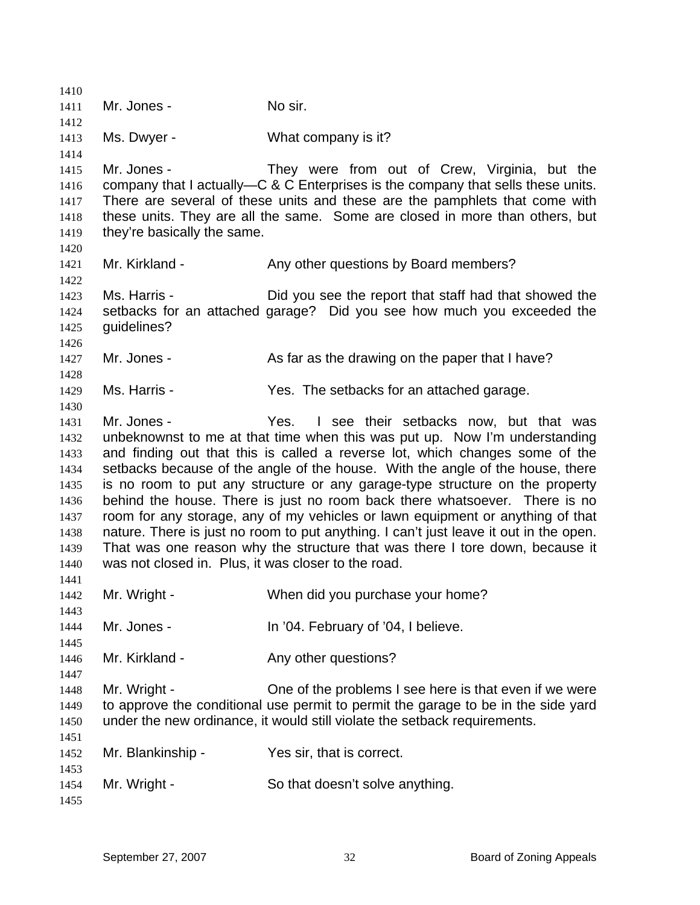Mr. Jones - No sir.

Ms. Dwyer - What company is it?

Mr. Jones - They were from out of Crew, Virginia, but the company that I actually—C & C Enterprises is the company that sells these units. There are several of these units and these are the pamphlets that come with these units. They are all the same. Some are closed in more than others, but they're basically the same.

Mr. Kirkland - Any other questions by Board members?

Ms. Harris - Did you see the report that staff had that showed the setbacks for an attached garage? Did you see how much you exceeded the guidelines?

Mr. Jones - As far as the drawing on the paper that I have?

Ms. Harris - Yes. The setbacks for an attached garage.

Mr. Jones - Yes. I see their setbacks now, but that was unbeknownst to me at that time when this was put up. Now I'm understanding and finding out that this is called a reverse lot, which changes some of the setbacks because of the angle of the house. With the angle of the house, there is no room to put any structure or any garage-type structure on the property behind the house. There is just no room back there whatsoever. There is no room for any storage, any of my vehicles or lawn equipment or anything of that nature. There is just no room to put anything. I can't just leave it out in the open. That was one reason why the structure that was there I tore down, because it was not closed in. Plus, it was closer to the road.

Mr. Wright - When did you purchase your home?

Mr. Jones - In '04. February of '04, I believe.

Mr. Kirkland - Any other questions?

Mr. Wright - One of the problems I see here is that even if we were to approve the conditional use permit to permit the garage to be in the side yard under the new ordinance, it would still violate the setback requirements.

Mr. Blankinship - Yes sir, that is correct.

Mr. Wright - So that doesn't solve anything.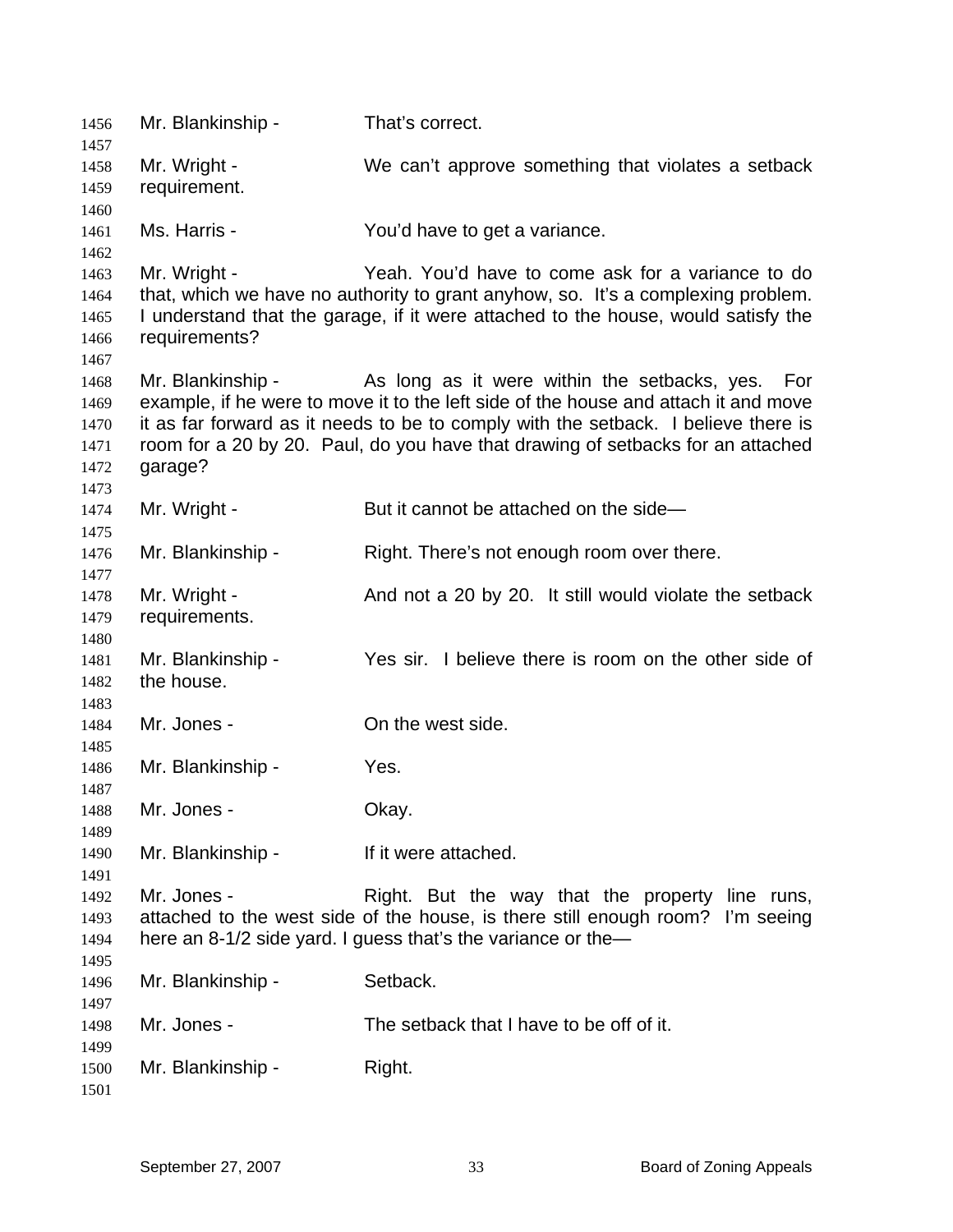1456 Mr. Blankinship - That's correct.

1458 Mr. Wright - We can't approve something that violates a setback
1459 requirement.

1461 Ms. Harris - You'd have to get a variance.

1463 Mr. Wright - Yeah. You'd have to come ask for a variance to do
1464 that, which we have no authority to grant anyhow, so. It's a complexing problem.
1465 I understand that the garage, if it were attached to the house, would satisfy the
1466 requirements?

1468 Mr. Blankinship - As long as it were within the setbacks, yes. For
1469 example, if he were to move it to the left side of the house and attach it and move
1470 it as far forward as it needs to be to comply with the setback. I believe there is
1471 room for a 20 by 20. Paul, do you have that drawing of setbacks for an attached
1472 garage?

1474 Mr. Wright - But it cannot be attached on the side—

1476 Mr. Blankinship - Right. There's not enough room over there.

1478 Mr. Wright - And not a 20 by 20. It still would violate the setback
1479 requirements.

1481 Mr. Blankinship - Yes sir. I believe there is room on the other side of
1482 the house.

1484 Mr. Jones - On the west side.

1486 Mr. Blankinship - Yes.

1488 Mr. Jones - Okay.

1490 Mr. Blankinship - If it were attached.

1492 Mr. Jones - Right. But the way that the property line runs,
1493 attached to the west side of the house, is there still enough room? I'm seeing
1494 here an 8-1/2 side yard. I guess that's the variance or the—

1496 Mr. Blankinship - Setback.

1498 Mr. Jones - The setback that I have to be off of it.

1500 Mr. Blankinship - Right.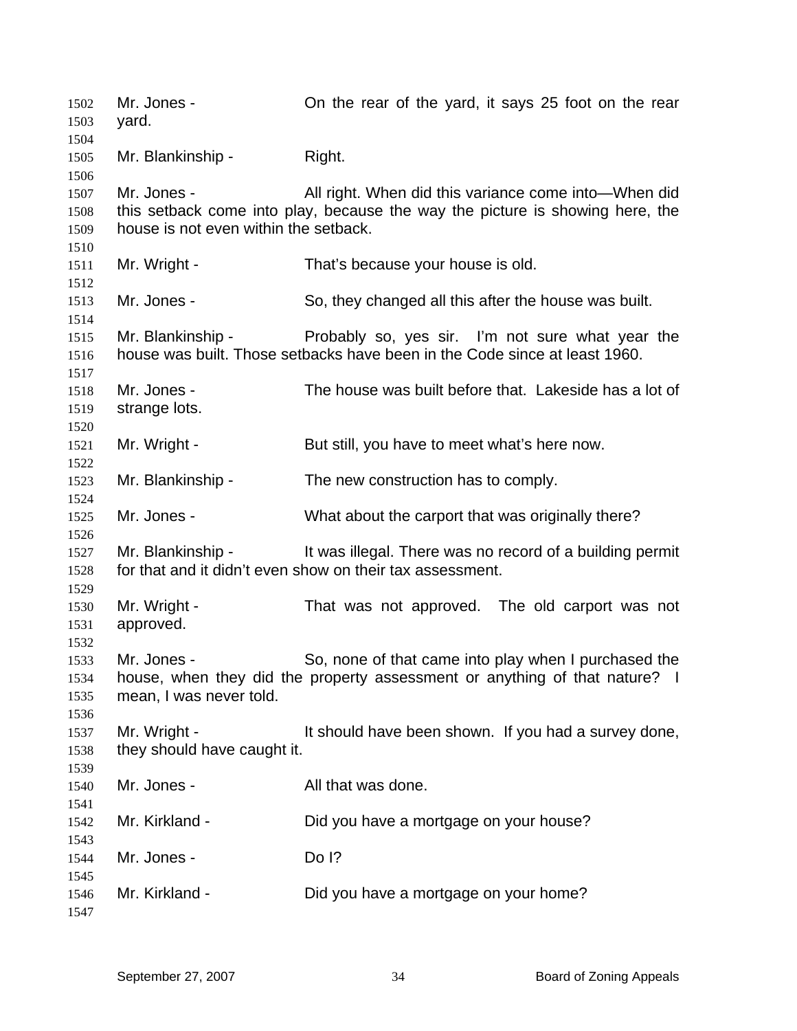Mr. Jones - On the rear of the yard, it says 25 foot on the rear yard.

Mr. Blankinship - Right.

Mr. Jones - All right. When did this variance come into—When did this setback come into play, because the way the picture is showing here, the house is not even within the setback.

Mr. Wright - That's because your house is old.

Mr. Jones - So, they changed all this after the house was built.

Mr. Blankinship - Probably so, yes sir. I'm not sure what year the house was built. Those setbacks have been in the Code since at least 1960.

Mr. Jones - The house was built before that. Lakeside has a lot of strange lots.

Mr. Wright - But still, you have to meet what's here now.

Mr. Blankinship - The new construction has to comply.

Mr. Jones - What about the carport that was originally there?

Mr. Blankinship - It was illegal. There was no record of a building permit for that and it didn't even show on their tax assessment.

Mr. Wright - That was not approved. The old carport was not approved.

Mr. Jones - So, none of that came into play when I purchased the house, when they did the property assessment or anything of that nature? I mean, I was never told.

Mr. Wright - It should have been shown. If you had a survey done, they should have caught it.

Mr. Jones - All that was done.

Mr. Kirkland - Did you have a mortgage on your house?

Mr. Jones - Do I?

Mr. Kirkland - Did you have a mortgage on your home?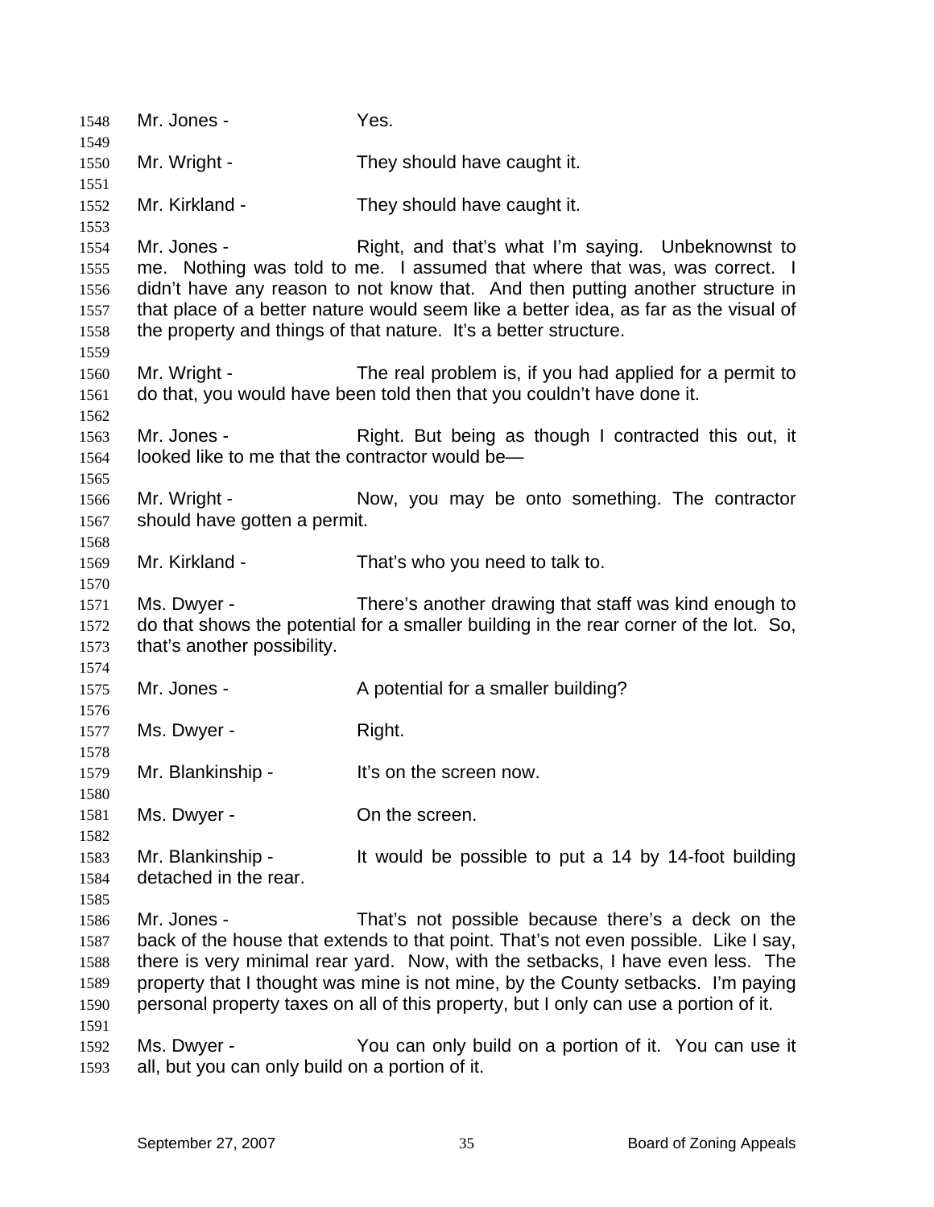Mr. Jones - Yes.

Mr. Wright - They should have caught it.

Mr. Kirkland - They should have caught it.

Mr. Jones - Right, and that's what I'm saying. Unbeknownst to me. Nothing was told to me. I assumed that where that was, was correct. I didn't have any reason to not know that. And then putting another structure in that place of a better nature would seem like a better idea, as far as the visual of the property and things of that nature. It's a better structure.

Mr. Wright - The real problem is, if you had applied for a permit to do that, you would have been told then that you couldn't have done it.

Mr. Jones - Right. But being as though I contracted this out, it looked like to me that the contractor would be—

Mr. Wright - Now, you may be onto something. The contractor should have gotten a permit.

Mr. Kirkland - That's who you need to talk to.

Ms. Dwyer - There's another drawing that staff was kind enough to do that shows the potential for a smaller building in the rear corner of the lot. So, that's another possibility.

Mr. Jones - A potential for a smaller building?

Ms. Dwyer - Right.

Mr. Blankinship - It's on the screen now.

Ms. Dwyer - On the screen.

Mr. Blankinship - It would be possible to put a 14 by 14-foot building detached in the rear.

Mr. Jones - That's not possible because there's a deck on the back of the house that extends to that point. That's not even possible. Like I say, there is very minimal rear yard. Now, with the setbacks, I have even less. The property that I thought was mine is not mine, by the County setbacks. I'm paying personal property taxes on all of this property, but I only can use a portion of it.

Ms. Dwyer - You can only build on a portion of it. You can use it all, but you can only build on a portion of it.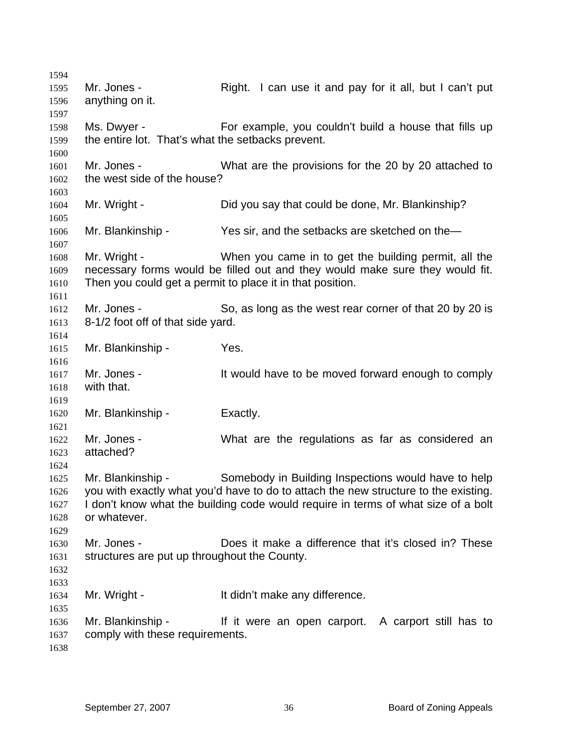Mr. Jones - Right. I can use it and pay for it all, but I can't put anything on it.

Ms. Dwyer - For example, you couldn't build a house that fills up the entire lot. That's what the setbacks prevent.

Mr. Jones - What are the provisions for the 20 by 20 attached to the west side of the house?

Mr. Wright - Did you say that could be done, Mr. Blankinship?

Mr. Blankinship - Yes sir, and the setbacks are sketched on the—

Mr. Wright - When you came in to get the building permit, all the necessary forms would be filled out and they would make sure they would fit. Then you could get a permit to place it in that position.

Mr. Jones - So, as long as the west rear corner of that 20 by 20 is 8-1/2 foot off of that side yard.

Mr. Blankinship - Yes.

Mr. Jones - It would have to be moved forward enough to comply with that.

Mr. Blankinship - Exactly.

Mr. Jones - What are the regulations as far as considered an attached?

Mr. Blankinship - Somebody in Building Inspections would have to help you with exactly what you'd have to do to attach the new structure to the existing. I don't know what the building code would require in terms of what size of a bolt or whatever.

Mr. Jones - Does it make a difference that it's closed in? These structures are put up throughout the County.

Mr. Wright - It didn't make any difference.

Mr. Blankinship - If it were an open carport. A carport still has to comply with these requirements.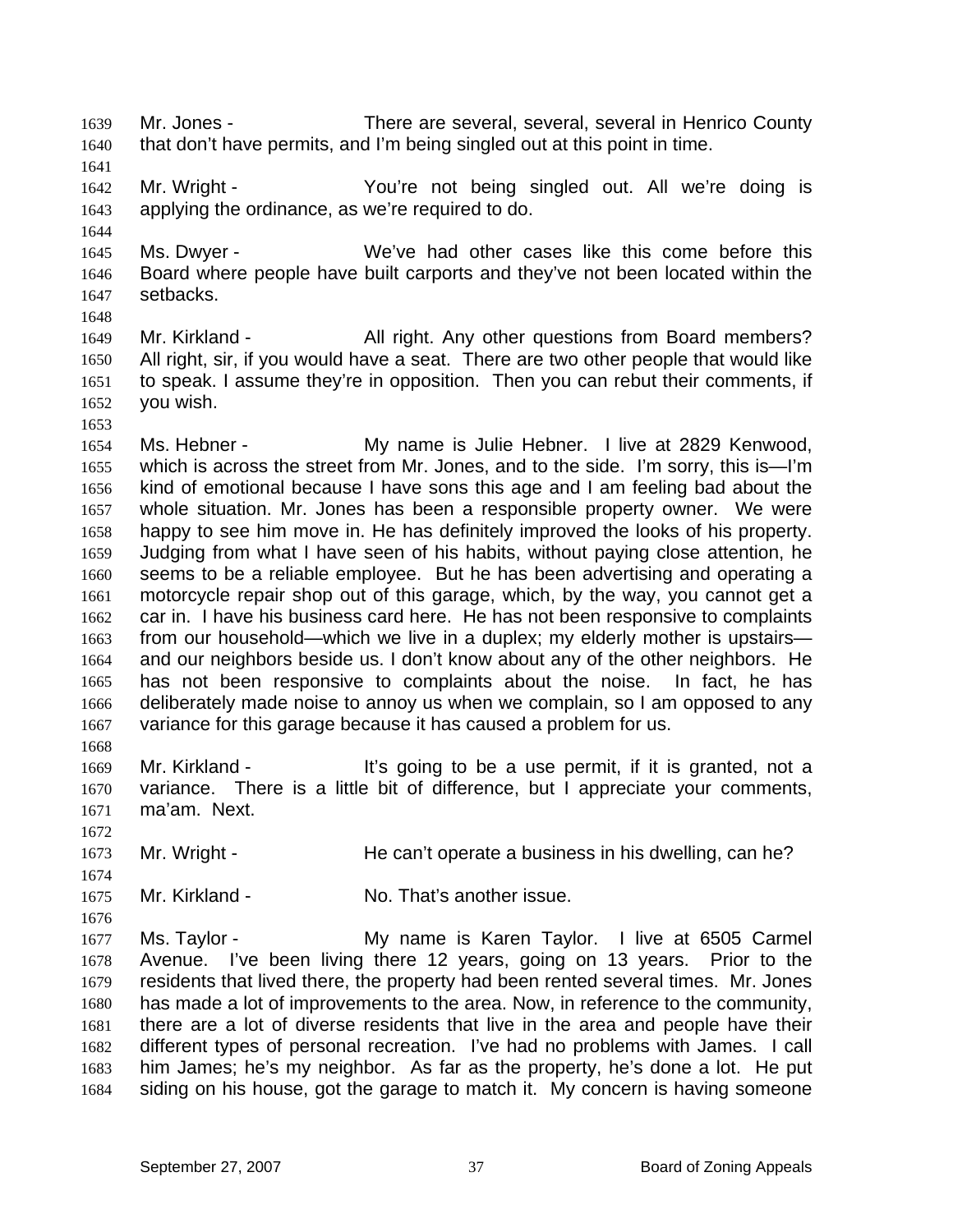Mr. Jones - There are several, several, several in Henrico County that don't have permits, and I'm being singled out at this point in time.

Mr. Wright - You're not being singled out. All we're doing is applying the ordinance, as we're required to do.

Ms. Dwyer - We've had other cases like this come before this Board where people have built carports and they've not been located within the setbacks.

Mr. Kirkland - All right. Any other questions from Board members? All right, sir, if you would have a seat. There are two other people that would like to speak. I assume they're in opposition. Then you can rebut their comments, if you wish.

Ms. Hebner - My name is Julie Hebner. I live at 2829 Kenwood, which is across the street from Mr. Jones, and to the side. I'm sorry, this is—I'm kind of emotional because I have sons this age and I am feeling bad about the whole situation. Mr. Jones has been a responsible property owner. We were happy to see him move in. He has definitely improved the looks of his property. Judging from what I have seen of his habits, without paying close attention, he seems to be a reliable employee. But he has been advertising and operating a motorcycle repair shop out of this garage, which, by the way, you cannot get a car in. I have his business card here. He has not been responsive to complaints from our household—which we live in a duplex; my elderly mother is upstairs—and our neighbors beside us. I don't know about any of the other neighbors. He has not been responsive to complaints about the noise. In fact, he has deliberately made noise to annoy us when we complain, so I am opposed to any variance for this garage because it has caused a problem for us.

Mr. Kirkland - It's going to be a use permit, if it is granted, not a variance. There is a little bit of difference, but I appreciate your comments, ma'am. Next.

Mr. Wright - He can't operate a business in his dwelling, can he?

Mr. Kirkland - No. That's another issue.

Ms. Taylor - My name is Karen Taylor. I live at 6505 Carmel Avenue. I've been living there 12 years, going on 13 years. Prior to the residents that lived there, the property had been rented several times. Mr. Jones has made a lot of improvements to the area. Now, in reference to the community, there are a lot of diverse residents that live in the area and people have their different types of personal recreation. I've had no problems with James. I call him James; he's my neighbor. As far as the property, he's done a lot. He put siding on his house, got the garage to match it. My concern is having someone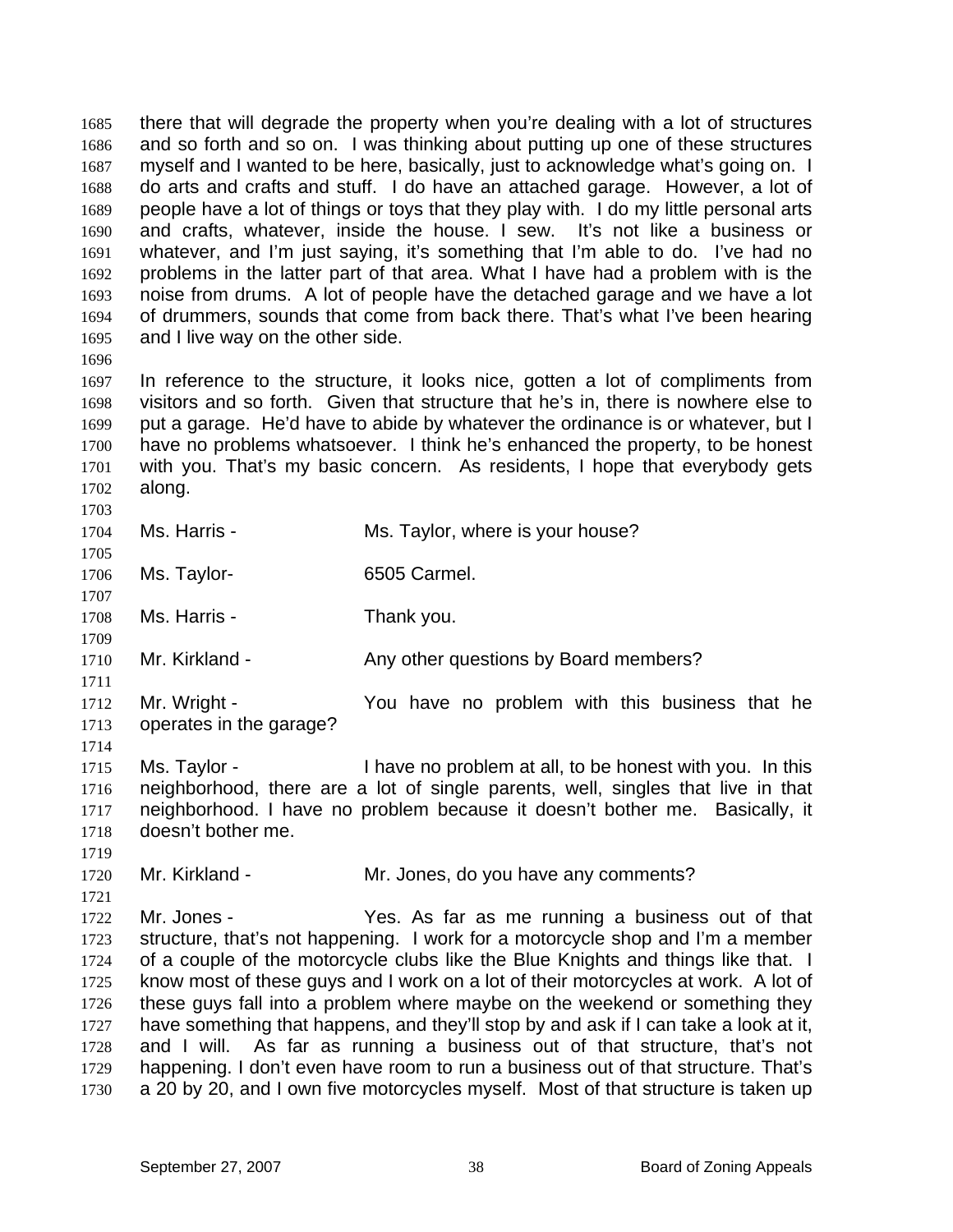there that will degrade the property when you're dealing with a lot of structures and so forth and so on. I was thinking about putting up one of these structures myself and I wanted to be here, basically, just to acknowledge what's going on. I do arts and crafts and stuff. I do have an attached garage. However, a lot of people have a lot of things or toys that they play with. I do my little personal arts and crafts, whatever, inside the house. I sew. It's not like a business or whatever, and I'm just saying, it's something that I'm able to do. I've had no problems in the latter part of that area. What I have had a problem with is the noise from drums. A lot of people have the detached garage and we have a lot of drummers, sounds that come from back there. That's what I've been hearing and I live way on the other side.

In reference to the structure, it looks nice, gotten a lot of compliments from visitors and so forth. Given that structure that he's in, there is nowhere else to put a garage. He'd have to abide by whatever the ordinance is or whatever, but I have no problems whatsoever. I think he's enhanced the property, to be honest with you. That's my basic concern. As residents, I hope that everybody gets along.

Ms. Harris - Ms. Taylor, where is your house?

Ms. Taylor- 6505 Carmel.

Ms. Harris - Thank you.

Mr. Kirkland - Any other questions by Board members?

Mr. Wright - You have no problem with this business that he operates in the garage?

Ms. Taylor - I have no problem at all, to be honest with you. In this neighborhood, there are a lot of single parents, well, singles that live in that neighborhood. I have no problem because it doesn't bother me. Basically, it doesn't bother me.

Mr. Kirkland - Mr. Jones, do you have any comments?

Mr. Jones - Yes. As far as me running a business out of that structure, that's not happening. I work for a motorcycle shop and I'm a member of a couple of the motorcycle clubs like the Blue Knights and things like that. I know most of these guys and I work on a lot of their motorcycles at work. A lot of these guys fall into a problem where maybe on the weekend or something they have something that happens, and they'll stop by and ask if I can take a look at it, and I will. As far as running a business out of that structure, that's not happening. I don't even have room to run a business out of that structure. That's a 20 by 20, and I own five motorcycles myself. Most of that structure is taken up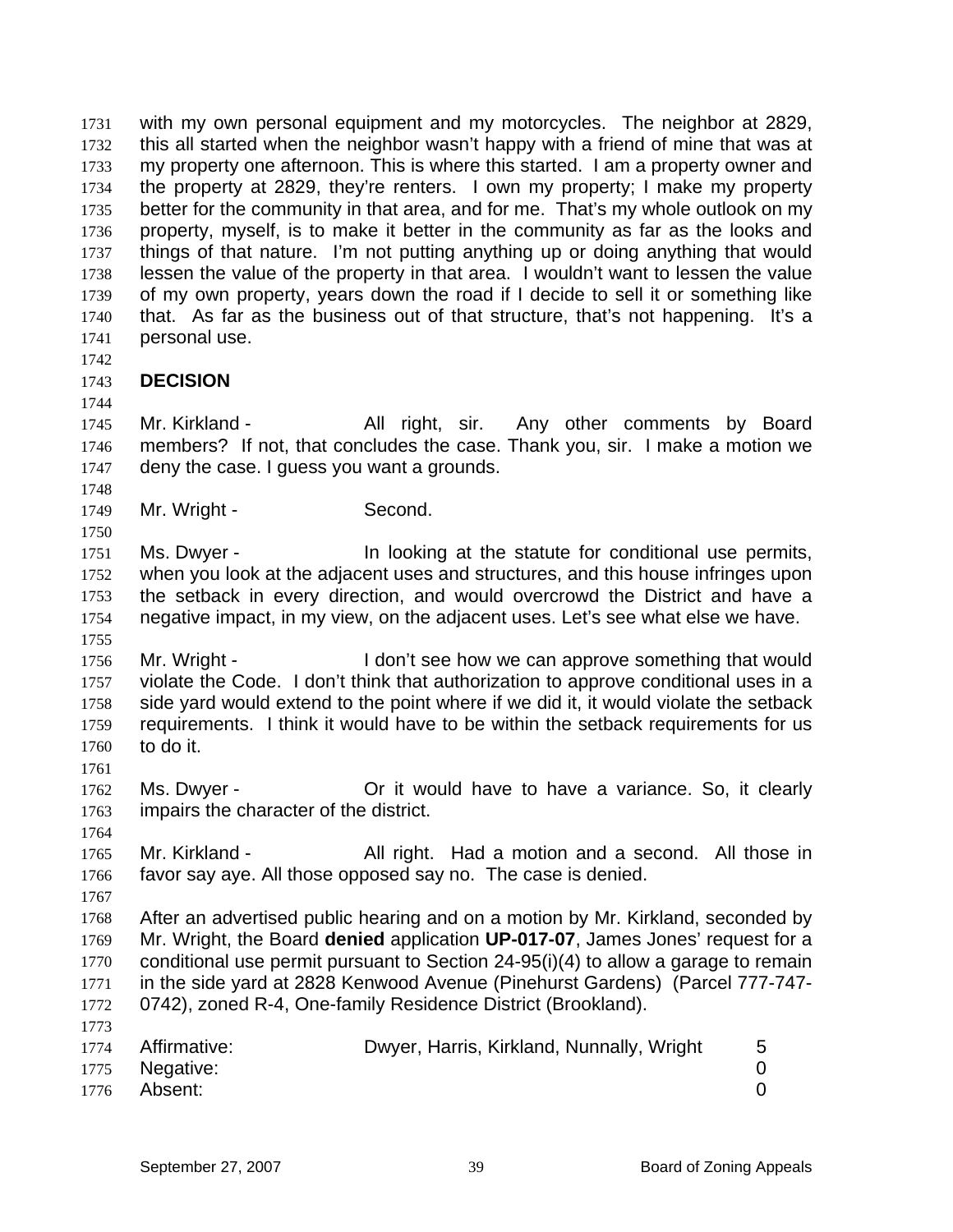with my own personal equipment and my motorcycles. The neighbor at 2829, this all started when the neighbor wasn't happy with a friend of mine that was at my property one afternoon. This is where this started. I am a property owner and the property at 2829, they're renters. I own my property; I make my property better for the community in that area, and for me. That's my whole outlook on my property, myself, is to make it better in the community as far as the looks and things of that nature. I'm not putting anything up or doing anything that would lessen the value of the property in that area. I wouldn't want to lessen the value of my own property, years down the road if I decide to sell it or something like that. As far as the business out of that structure, that's not happening. It's a personal use.

## DECISION

Mr. Kirkland - All right, sir. Any other comments by Board members? If not, that concludes the case. Thank you, sir. I make a motion we deny the case. I guess you want a grounds.

Mr. Wright - Second.

Ms. Dwyer - In looking at the statute for conditional use permits, when you look at the adjacent uses and structures, and this house infringes upon the setback in every direction, and would overcrowd the District and have a negative impact, in my view, on the adjacent uses. Let's see what else we have.

Mr. Wright - I don't see how we can approve something that would violate the Code. I don't think that authorization to approve conditional uses in a side yard would extend to the point where if we did it, it would violate the setback requirements. I think it would have to be within the setback requirements for us to do it.

Ms. Dwyer - Or it would have to have a variance. So, it clearly impairs the character of the district.

Mr. Kirkland - All right. Had a motion and a second. All those in favor say aye. All those opposed say no. The case is denied.

After an advertised public hearing and on a motion by Mr. Kirkland, seconded by Mr. Wright, the Board **denied** application **UP-017-07**, James Jones' request for a conditional use permit pursuant to Section 24-95(i)(4) to allow a garage to remain in the side yard at 2828 Kenwood Avenue (Pinehurst Gardens) (Parcel 777-747-0742), zoned R-4, One-family Residence District (Brookland).

| | | |
|---|---|---|
| Affirmative: | Dwyer, Harris, Kirkland, Nunnally, Wright | 5 |
| Negative: | | 0 |
| Absent: | | 0 |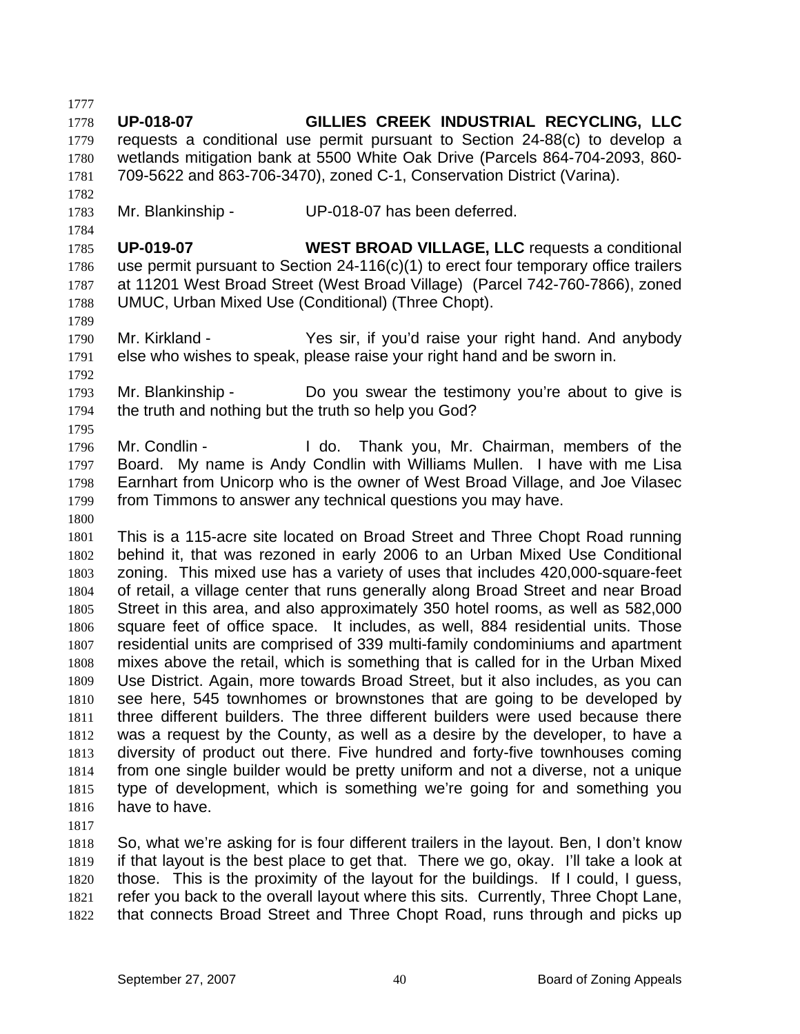**UP-018-07** **GILLIES CREEK INDUSTRIAL RECYCLING, LLC** requests a conditional use permit pursuant to Section 24-88(c) to develop a wetlands mitigation bank at 5500 White Oak Drive (Parcels 864-704-2093, 860-709-5622 and 863-706-3470), zoned C-1, Conservation District (Varina).

Mr. Blankinship - UP-018-07 has been deferred.

**UP-019-07** **WEST BROAD VILLAGE, LLC** requests a conditional use permit pursuant to Section 24-116(c)(1) to erect four temporary office trailers at 11201 West Broad Street (West Broad Village) (Parcel 742-760-7866), zoned UMUC, Urban Mixed Use (Conditional) (Three Chopt).

Mr. Kirkland - Yes sir, if you'd raise your right hand. And anybody else who wishes to speak, please raise your right hand and be sworn in.

Mr. Blankinship - Do you swear the testimony you're about to give is the truth and nothing but the truth so help you God?

Mr. Condlin - I do. Thank you, Mr. Chairman, members of the Board. My name is Andy Condlin with Williams Mullen. I have with me Lisa Earnhart from Unicorp who is the owner of West Broad Village, and Joe Vilasec from Timmons to answer any technical questions you may have.

This is a 115-acre site located on Broad Street and Three Chopt Road running behind it, that was rezoned in early 2006 to an Urban Mixed Use Conditional zoning. This mixed use has a variety of uses that includes 420,000-square-feet of retail, a village center that runs generally along Broad Street and near Broad Street in this area, and also approximately 350 hotel rooms, as well as 582,000 square feet of office space. It includes, as well, 884 residential units. Those residential units are comprised of 339 multi-family condominiums and apartment mixes above the retail, which is something that is called for in the Urban Mixed Use District. Again, more towards Broad Street, but it also includes, as you can see here, 545 townhomes or brownstones that are going to be developed by three different builders. The three different builders were used because there was a request by the County, as well as a desire by the developer, to have a diversity of product out there. Five hundred and forty-five townhouses coming from one single builder would be pretty uniform and not a diverse, not a unique type of development, which is something we're going for and something you have to have.

So, what we're asking for is four different trailers in the layout. Ben, I don't know if that layout is the best place to get that. There we go, okay. I'll take a look at those. This is the proximity of the layout for the buildings. If I could, I guess, refer you back to the overall layout where this sits. Currently, Three Chopt Lane, that connects Broad Street and Three Chopt Road, runs through and picks up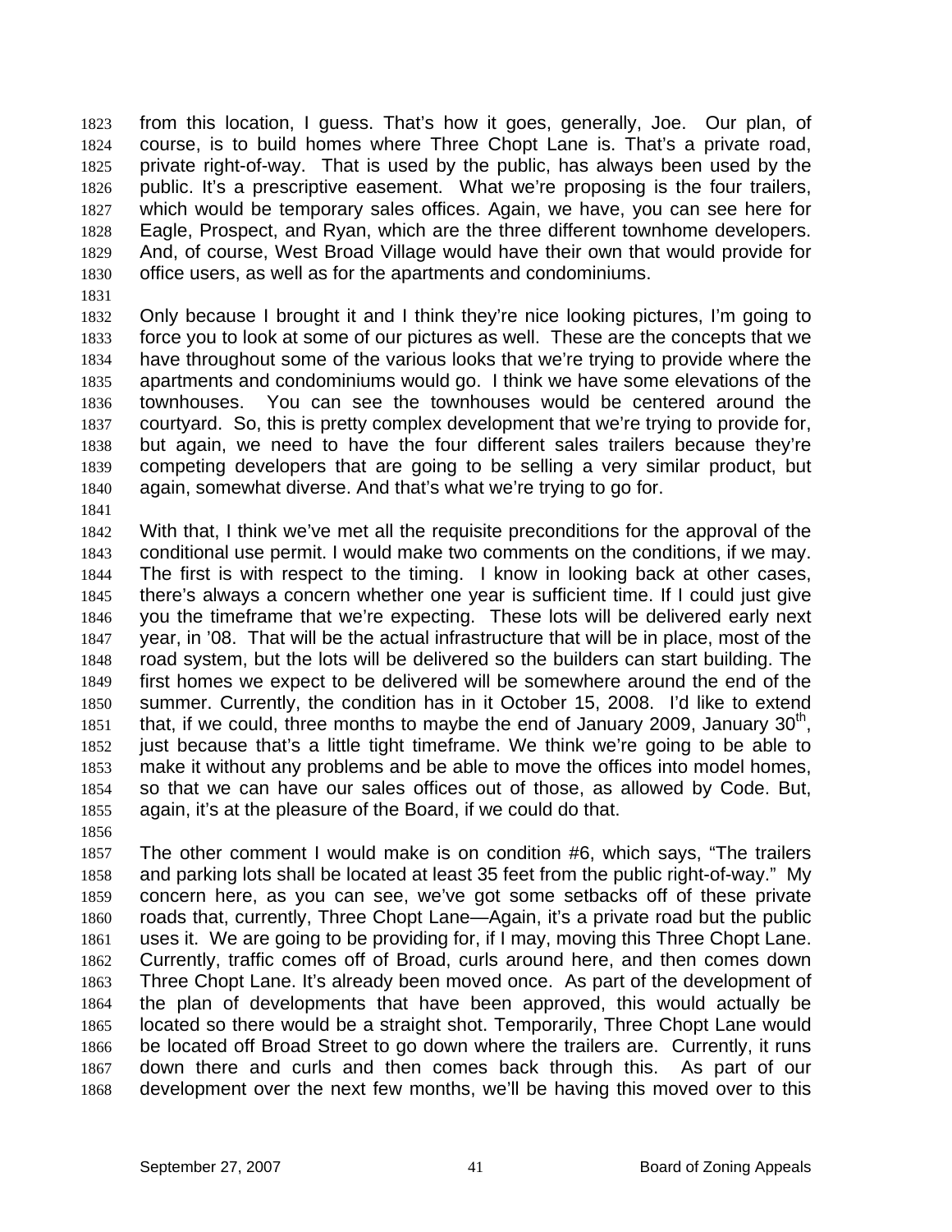from this location, I guess. That's how it goes, generally, Joe. Our plan, of course, is to build homes where Three Chopt Lane is. That's a private road, private right-of-way. That is used by the public, has always been used by the public. It's a prescriptive easement. What we're proposing is the four trailers, which would be temporary sales offices. Again, we have, you can see here for Eagle, Prospect, and Ryan, which are the three different townhome developers. And, of course, West Broad Village would have their own that would provide for office users, as well as for the apartments and condominiums.

Only because I brought it and I think they're nice looking pictures, I'm going to force you to look at some of our pictures as well. These are the concepts that we have throughout some of the various looks that we're trying to provide where the apartments and condominiums would go. I think we have some elevations of the townhouses. You can see the townhouses would be centered around the courtyard. So, this is pretty complex development that we're trying to provide for, but again, we need to have the four different sales trailers because they're competing developers that are going to be selling a very similar product, but again, somewhat diverse. And that's what we're trying to go for.

With that, I think we've met all the requisite preconditions for the approval of the conditional use permit. I would make two comments on the conditions, if we may. The first is with respect to the timing. I know in looking back at other cases, there's always a concern whether one year is sufficient time. If I could just give you the timeframe that we're expecting. These lots will be delivered early next year, in '08. That will be the actual infrastructure that will be in place, most of the road system, but the lots will be delivered so the builders can start building. The first homes we expect to be delivered will be somewhere around the end of the summer. Currently, the condition has in it October 15, 2008. I'd like to extend that, if we could, three months to maybe the end of January 2009, January 30th, just because that's a little tight timeframe. We think we're going to be able to make it without any problems and be able to move the offices into model homes, so that we can have our sales offices out of those, as allowed by Code. But, again, it's at the pleasure of the Board, if we could do that.

The other comment I would make is on condition #6, which says, "The trailers and parking lots shall be located at least 35 feet from the public right-of-way." My concern here, as you can see, we've got some setbacks off of these private roads that, currently, Three Chopt Lane—Again, it's a private road but the public uses it. We are going to be providing for, if I may, moving this Three Chopt Lane. Currently, traffic comes off of Broad, curls around here, and then comes down Three Chopt Lane. It's already been moved once. As part of the development of the plan of developments that have been approved, this would actually be located so there would be a straight shot. Temporarily, Three Chopt Lane would be located off Broad Street to go down where the trailers are. Currently, it runs down there and curls and then comes back through this. As part of our development over the next few months, we'll be having this moved over to this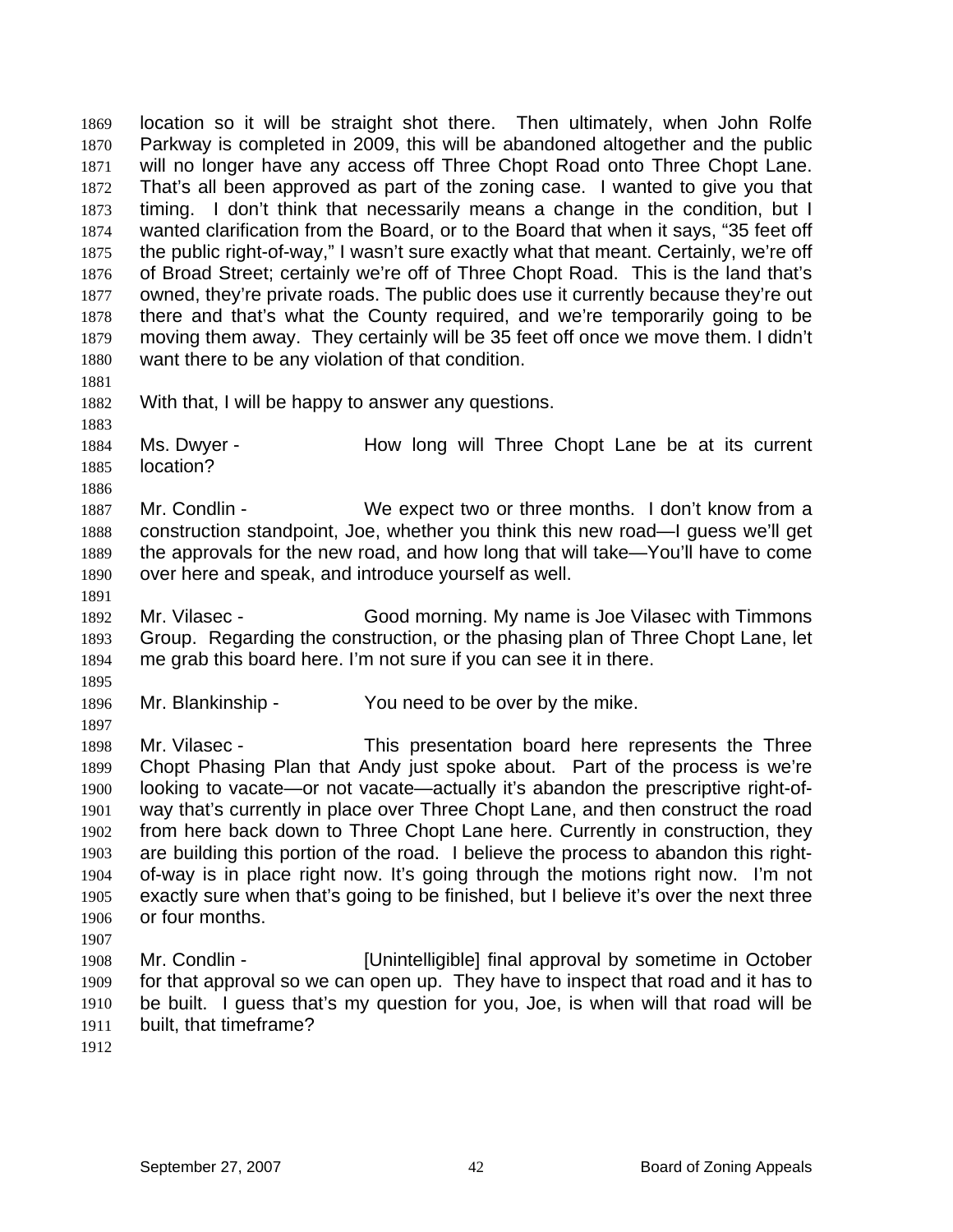location so it will be straight shot there. Then ultimately, when John Rolfe Parkway is completed in 2009, this will be abandoned altogether and the public will no longer have any access off Three Chopt Road onto Three Chopt Lane. That's all been approved as part of the zoning case. I wanted to give you that timing. I don't think that necessarily means a change in the condition, but I wanted clarification from the Board, or to the Board that when it says, "35 feet off the public right-of-way," I wasn't sure exactly what that meant. Certainly, we're off of Broad Street; certainly we're off of Three Chopt Road. This is the land that's owned, they're private roads. The public does use it currently because they're out there and that's what the County required, and we're temporarily going to be moving them away. They certainly will be 35 feet off once we move them. I didn't want there to be any violation of that condition.

With that, I will be happy to answer any questions.

Ms. Dwyer - How long will Three Chopt Lane be at its current location?

Mr. Condlin - We expect two or three months. I don't know from a construction standpoint, Joe, whether you think this new road—I guess we'll get the approvals for the new road, and how long that will take—You'll have to come over here and speak, and introduce yourself as well.

Mr. Vilasec - Good morning. My name is Joe Vilasec with Timmons Group. Regarding the construction, or the phasing plan of Three Chopt Lane, let me grab this board here. I'm not sure if you can see it in there.

Mr. Blankinship - You need to be over by the mike.

Mr. Vilasec - This presentation board here represents the Three Chopt Phasing Plan that Andy just spoke about. Part of the process is we're looking to vacate—or not vacate—actually it's abandon the prescriptive right-of-way that's currently in place over Three Chopt Lane, and then construct the road from here back down to Three Chopt Lane here. Currently in construction, they are building this portion of the road. I believe the process to abandon this right-of-way is in place right now. It's going through the motions right now. I'm not exactly sure when that's going to be finished, but I believe it's over the next three or four months.

Mr. Condlin - [Unintelligible] final approval by sometime in October for that approval so we can open up. They have to inspect that road and it has to be built. I guess that's my question for you, Joe, is when will that road will be built, that timeframe?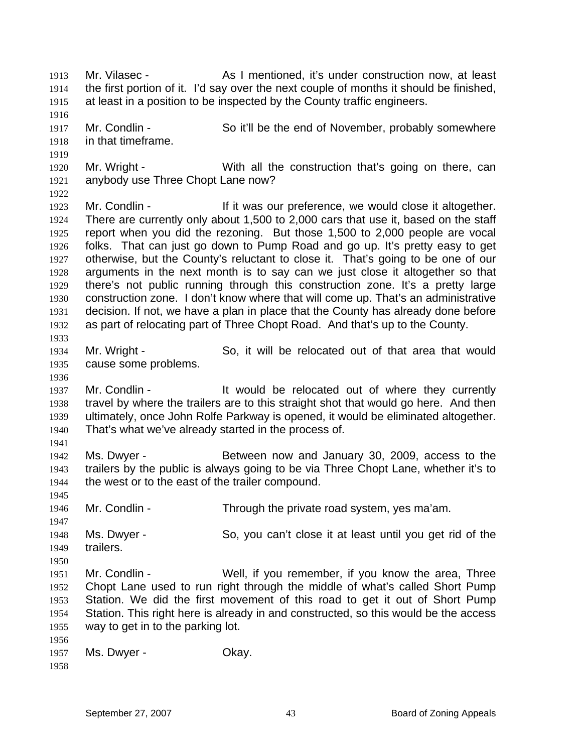Mr. Vilasec - As I mentioned, it's under construction now, at least the first portion of it. I'd say over the next couple of months it should be finished, at least in a position to be inspected by the County traffic engineers.

Mr. Condlin - So it'll be the end of November, probably somewhere in that timeframe.

Mr. Wright - With all the construction that's going on there, can anybody use Three Chopt Lane now?

Mr. Condlin - If it was our preference, we would close it altogether. There are currently only about 1,500 to 2,000 cars that use it, based on the staff report when you did the rezoning. But those 1,500 to 2,000 people are vocal folks. That can just go down to Pump Road and go up. It's pretty easy to get otherwise, but the County's reluctant to close it. That's going to be one of our arguments in the next month is to say can we just close it altogether so that there's not public running through this construction zone. It's a pretty large construction zone. I don't know where that will come up. That's an administrative decision. If not, we have a plan in place that the County has already done before as part of relocating part of Three Chopt Road. And that's up to the County.

Mr. Wright - So, it will be relocated out of that area that would cause some problems.

Mr. Condlin - It would be relocated out of where they currently travel by where the trailers are to this straight shot that would go here. And then ultimately, once John Rolfe Parkway is opened, it would be eliminated altogether. That's what we've already started in the process of.

Ms. Dwyer - Between now and January 30, 2009, access to the trailers by the public is always going to be via Three Chopt Lane, whether it's to the west or to the east of the trailer compound.

Mr. Condlin - Through the private road system, yes ma'am.

Ms. Dwyer - So, you can't close it at least until you get rid of the trailers.

Mr. Condlin - Well, if you remember, if you know the area, Three Chopt Lane used to run right through the middle of what's called Short Pump Station. We did the first movement of this road to get it out of Short Pump Station. This right here is already in and constructed, so this would be the access way to get in to the parking lot.

Ms. Dwyer - Okay.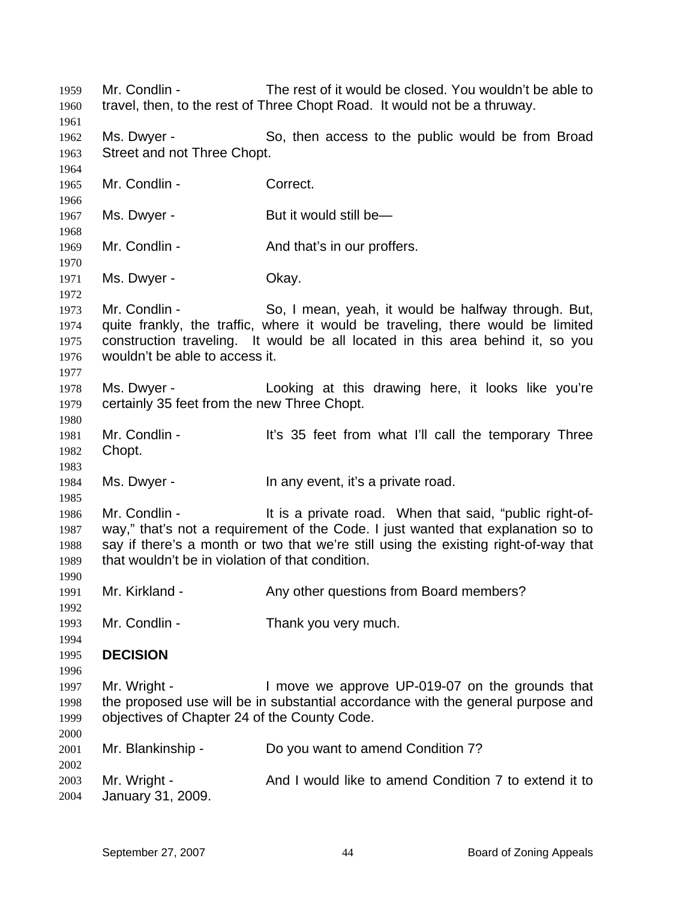Mr. Condlin - The rest of it would be closed. You wouldn't be able to travel, then, to the rest of Three Chopt Road. It would not be a thruway.

Ms. Dwyer - So, then access to the public would be from Broad Street and not Three Chopt.

Mr. Condlin - Correct.

Ms. Dwyer - But it would still be—

Mr. Condlin - And that's in our proffers.

Ms. Dwyer - Okay.

Mr. Condlin - So, I mean, yeah, it would be halfway through. But, quite frankly, the traffic, where it would be traveling, there would be limited construction traveling. It would be all located in this area behind it, so you wouldn't be able to access it.

Ms. Dwyer - Looking at this drawing here, it looks like you're certainly 35 feet from the new Three Chopt.

Mr. Condlin - It's 35 feet from what I'll call the temporary Three Chopt.

Ms. Dwyer - In any event, it's a private road.

Mr. Condlin - It is a private road. When that said, "public right-of-way," that's not a requirement of the Code. I just wanted that explanation so to say if there's a month or two that we're still using the existing right-of-way that that wouldn't be in violation of that condition.

Mr. Kirkland - Any other questions from Board members?

Mr. Condlin - Thank you very much.

**DECISION**

Mr. Wright - I move we approve UP-019-07 on the grounds that the proposed use will be in substantial accordance with the general purpose and objectives of Chapter 24 of the County Code.

Mr. Blankinship - Do you want to amend Condition 7?

Mr. Wright - And I would like to amend Condition 7 to extend it to January 31, 2009.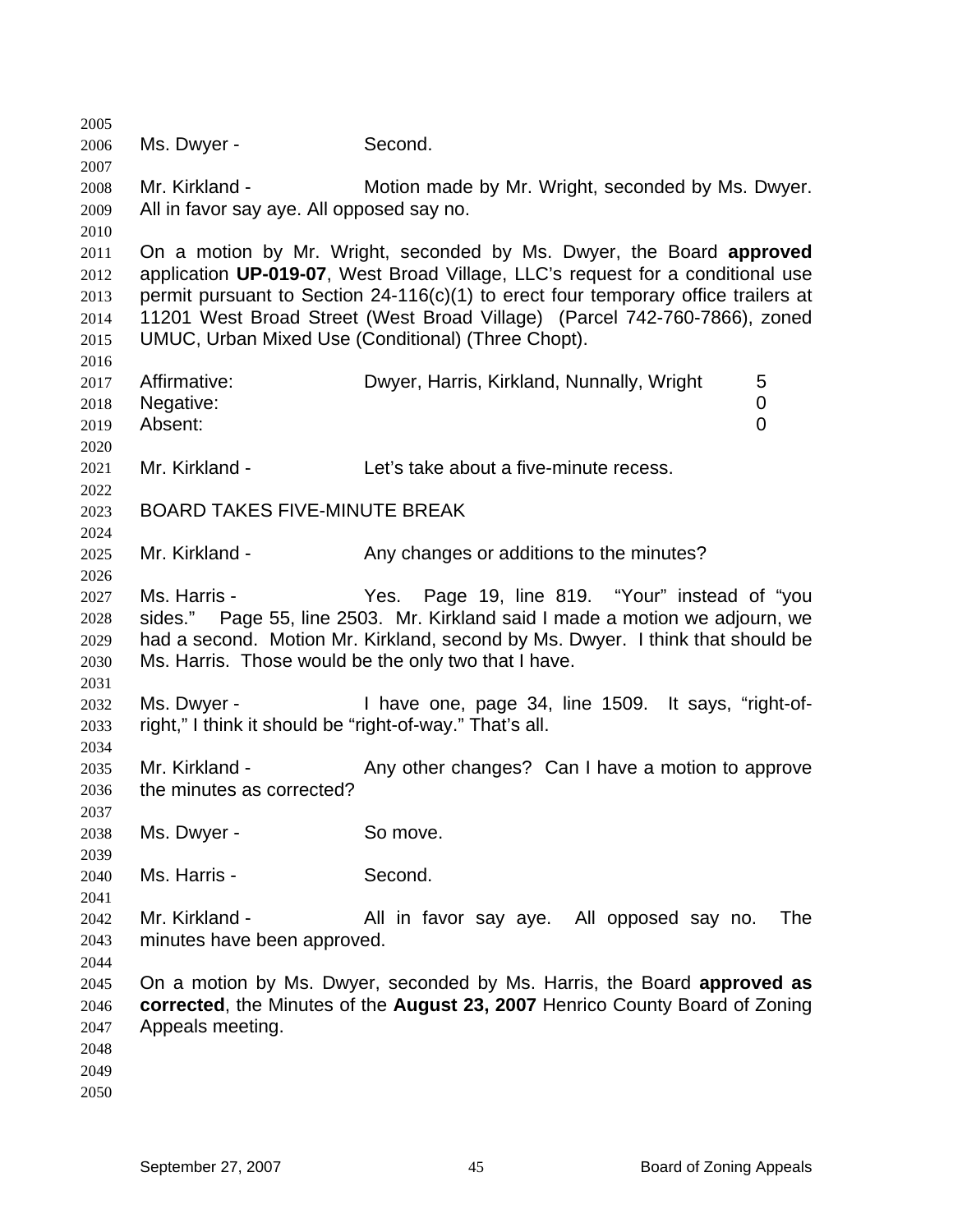Ms. Dwyer - Second.

Mr. Kirkland - Motion made by Mr. Wright, seconded by Ms. Dwyer. All in favor say aye. All opposed say no.

On a motion by Mr. Wright, seconded by Ms. Dwyer, the Board **approved** application **UP-019-07**, West Broad Village, LLC's request for a conditional use permit pursuant to Section 24-116(c)(1) to erect four temporary office trailers at 11201 West Broad Street (West Broad Village) (Parcel 742-760-7866), zoned UMUC, Urban Mixed Use (Conditional) (Three Chopt).

| | | |
|---|---|---|
| Affirmative: | Dwyer, Harris, Kirkland, Nunnally, Wright | 5 |
| Negative: | | 0 |
| Absent: | | 0 |

Mr. Kirkland - Let's take about a five-minute recess.

BOARD TAKES FIVE-MINUTE BREAK

Mr. Kirkland - Any changes or additions to the minutes?

Ms. Harris - Yes. Page 19, line 819. "Your" instead of "you sides." Page 55, line 2503. Mr. Kirkland said I made a motion we adjourn, we had a second. Motion Mr. Kirkland, second by Ms. Dwyer. I think that should be Ms. Harris. Those would be the only two that I have.

Ms. Dwyer - I have one, page 34, line 1509. It says, "right-of-right," I think it should be "right-of-way." That's all.

Mr. Kirkland - Any other changes? Can I have a motion to approve the minutes as corrected?

Ms. Dwyer - So move.

Ms. Harris - Second.

Mr. Kirkland - All in favor say aye. All opposed say no. The minutes have been approved.

On a motion by Ms. Dwyer, seconded by Ms. Harris, the Board **approved as corrected**, the Minutes of the **August 23, 2007** Henrico County Board of Zoning Appeals meeting.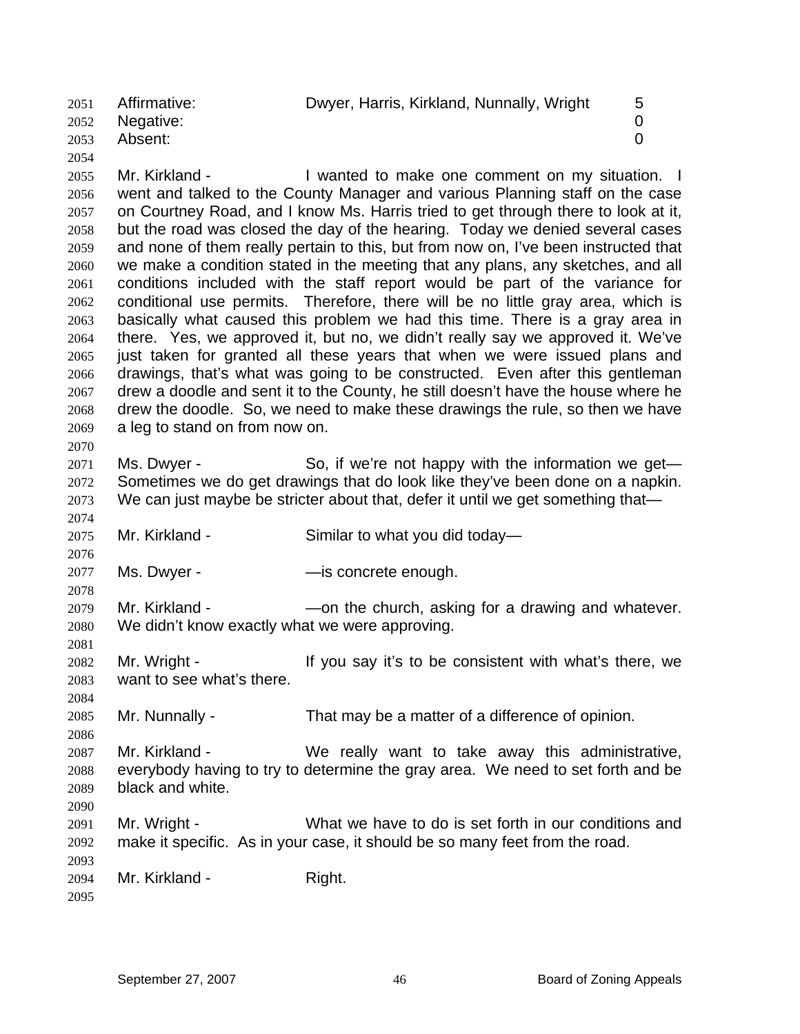| Affirmative: | Dwyer, Harris, Kirkland, Nunnally, Wright | 5 |
| --- | --- | --- |
| Negative: | | 0 |
| Absent: | | 0 |

Mr. Kirkland - I wanted to make one comment on my situation. I went and talked to the County Manager and various Planning staff on the case on Courtney Road, and I know Ms. Harris tried to get through there to look at it, but the road was closed the day of the hearing. Today we denied several cases and none of them really pertain to this, but from now on, I've been instructed that we make a condition stated in the meeting that any plans, any sketches, and all conditions included with the staff report would be part of the variance for conditional use permits. Therefore, there will be no little gray area, which is basically what caused this problem we had this time. There is a gray area in there. Yes, we approved it, but no, we didn't really say we approved it. We've just taken for granted all these years that when we were issued plans and drawings, that's what was going to be constructed. Even after this gentleman drew a doodle and sent it to the County, he still doesn't have the house where he drew the doodle. So, we need to make these drawings the rule, so then we have a leg to stand on from now on.

Ms. Dwyer - So, if we're not happy with the information we get—Sometimes we do get drawings that do look like they've been done on a napkin. We can just maybe be stricter about that, defer it until we get something that—

Mr. Kirkland - Similar to what you did today—

Ms. Dwyer - —is concrete enough.

Mr. Kirkland - —on the church, asking for a drawing and whatever. We didn't know exactly what we were approving.

Mr. Wright - If you say it's to be consistent with what's there, we want to see what's there.

Mr. Nunnally - That may be a matter of a difference of opinion.

Mr. Kirkland - We really want to take away this administrative, everybody having to try to determine the gray area. We need to set forth and be black and white.

Mr. Wright - What we have to do is set forth in our conditions and make it specific. As in your case, it should be so many feet from the road.

Mr. Kirkland - Right.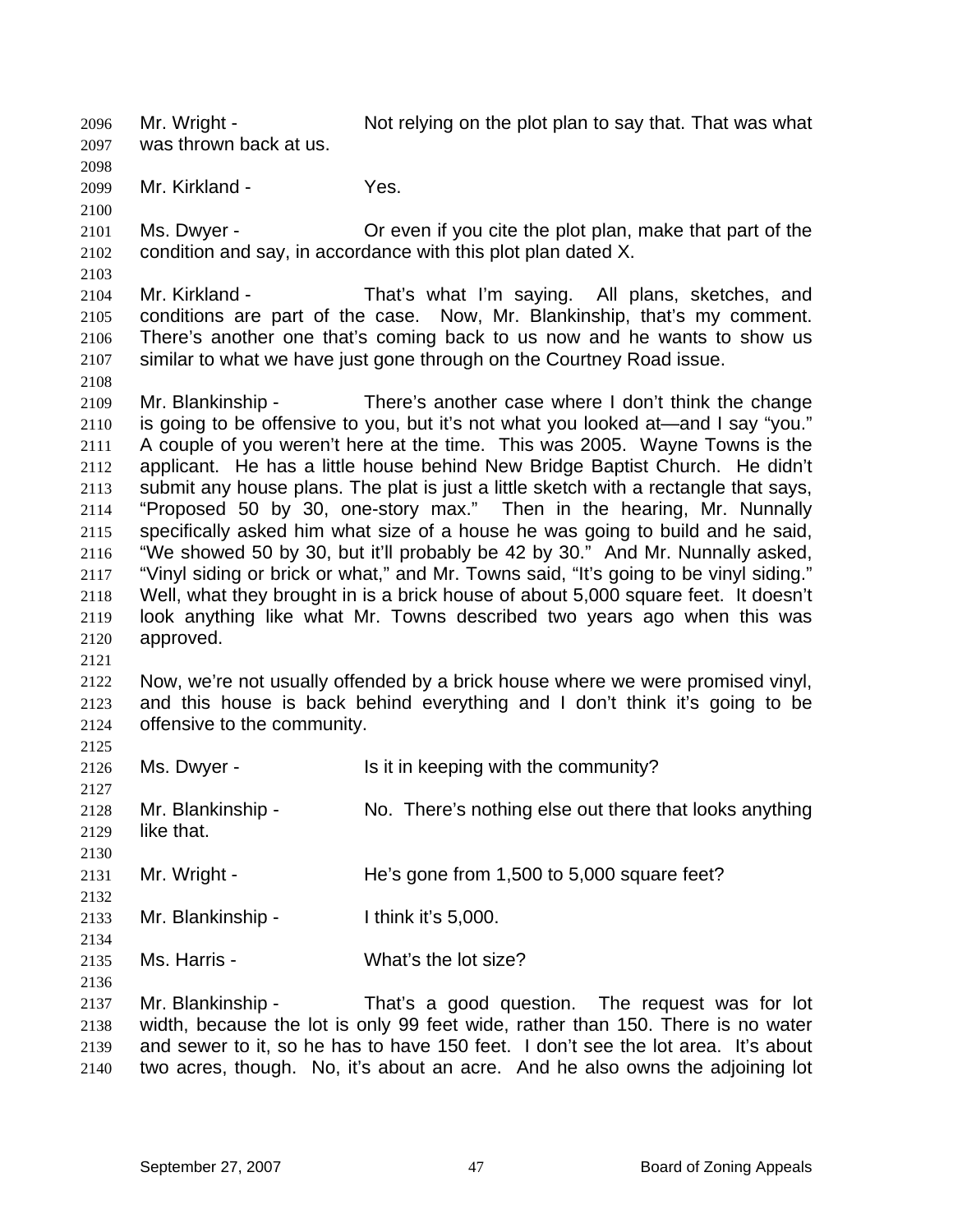Mr. Wright - Not relying on the plot plan to say that. That was what was thrown back at us.

Mr. Kirkland - Yes.

Ms. Dwyer - Or even if you cite the plot plan, make that part of the condition and say, in accordance with this plot plan dated X.

Mr. Kirkland - That's what I'm saying. All plans, sketches, and conditions are part of the case. Now, Mr. Blankinship, that's my comment. There's another one that's coming back to us now and he wants to show us similar to what we have just gone through on the Courtney Road issue.

Mr. Blankinship - There's another case where I don't think the change is going to be offensive to you, but it's not what you looked at—and I say "you." A couple of you weren't here at the time. This was 2005. Wayne Towns is the applicant. He has a little house behind New Bridge Baptist Church. He didn't submit any house plans. The plat is just a little sketch with a rectangle that says, "Proposed 50 by 30, one-story max." Then in the hearing, Mr. Nunnally specifically asked him what size of a house he was going to build and he said, "We showed 50 by 30, but it'll probably be 42 by 30." And Mr. Nunnally asked, "Vinyl siding or brick or what," and Mr. Towns said, "It's going to be vinyl siding." Well, what they brought in is a brick house of about 5,000 square feet. It doesn't look anything like what Mr. Towns described two years ago when this was approved.

Now, we're not usually offended by a brick house where we were promised vinyl, and this house is back behind everything and I don't think it's going to be offensive to the community.

Ms. Dwyer - Is it in keeping with the community?

Mr. Blankinship - No. There's nothing else out there that looks anything like that.

Mr. Wright - He's gone from 1,500 to 5,000 square feet?

Mr. Blankinship - I think it's 5,000.

Ms. Harris - What's the lot size?

Mr. Blankinship - That's a good question. The request was for lot width, because the lot is only 99 feet wide, rather than 150. There is no water and sewer to it, so he has to have 150 feet. I don't see the lot area. It's about two acres, though. No, it's about an acre. And he also owns the adjoining lot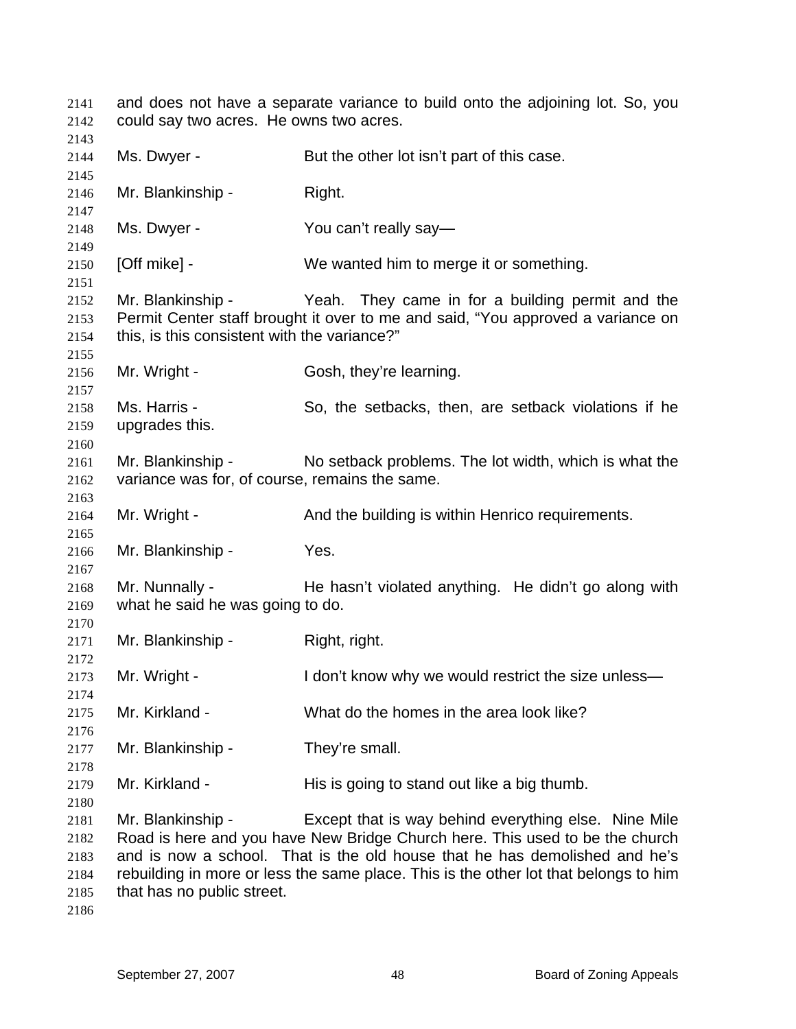and does not have a separate variance to build onto the adjoining lot. So, you could say two acres. He owns two acres.

Ms. Dwyer - But the other lot isn't part of this case.

Mr. Blankinship - Right.

Ms. Dwyer - You can't really say—

[Off mike] - We wanted him to merge it or something.

Mr. Blankinship - Yeah. They came in for a building permit and the Permit Center staff brought it over to me and said, "You approved a variance on this, is this consistent with the variance?"

Mr. Wright - Gosh, they're learning.

Ms. Harris - So, the setbacks, then, are setback violations if he upgrades this.

Mr. Blankinship - No setback problems. The lot width, which is what the variance was for, of course, remains the same.

Mr. Wright - And the building is within Henrico requirements.

Mr. Blankinship - Yes.

Mr. Nunnally - He hasn't violated anything. He didn't go along with what he said he was going to do.

Mr. Blankinship - Right, right.

Mr. Wright - I don't know why we would restrict the size unless—

Mr. Kirkland - What do the homes in the area look like?

Mr. Blankinship - They're small.

Mr. Kirkland - His is going to stand out like a big thumb.

Mr. Blankinship - Except that is way behind everything else. Nine Mile Road is here and you have New Bridge Church here. This used to be the church and is now a school. That is the old house that he has demolished and he's rebuilding in more or less the same place. This is the other lot that belongs to him that has no public street.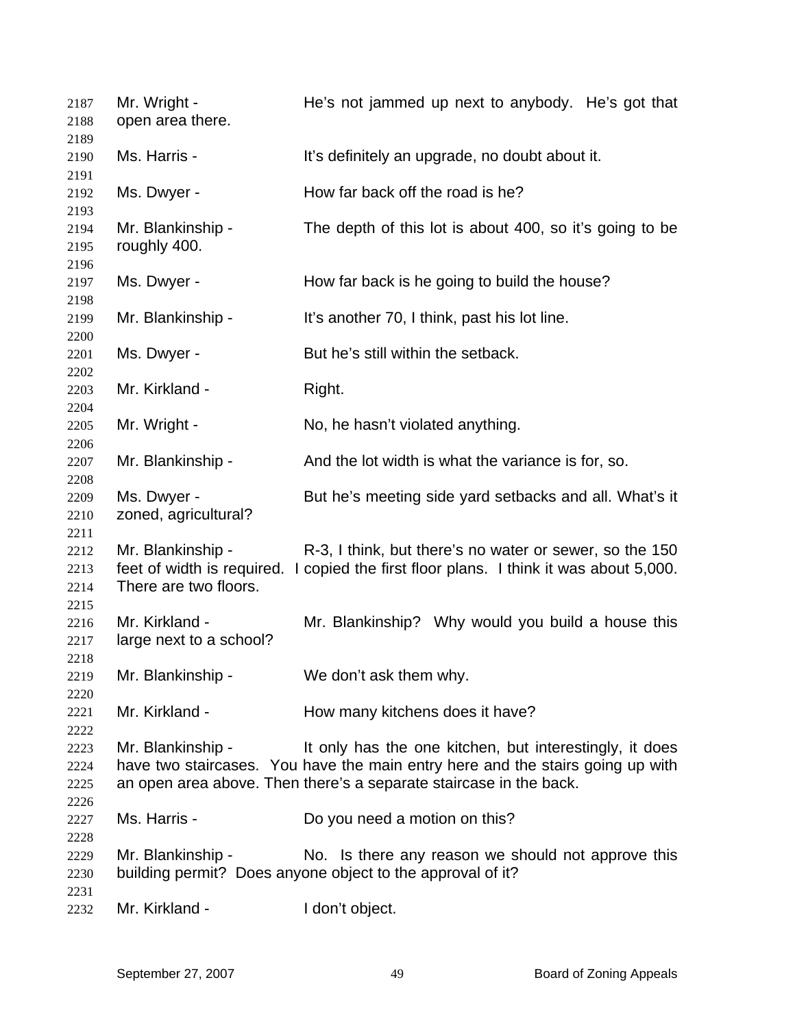2187 Mr. Wright - He's not jammed up next to anybody. He's got that
2188 open area there.
2189
2190 Ms. Harris - It's definitely an upgrade, no doubt about it.
2191
2192 Ms. Dwyer - How far back off the road is he?
2193
2194 Mr. Blankinship - The depth of this lot is about 400, so it's going to be
2195 roughly 400.
2196
2197 Ms. Dwyer - How far back is he going to build the house?
2198
2199 Mr. Blankinship - It's another 70, I think, past his lot line.
2200
2201 Ms. Dwyer - But he's still within the setback.
2202
2203 Mr. Kirkland - Right.
2204
2205 Mr. Wright - No, he hasn't violated anything.
2206
2207 Mr. Blankinship - And the lot width is what the variance is for, so.
2208
2209 Ms. Dwyer - But he's meeting side yard setbacks and all. What's it
2210 zoned, agricultural?
2211
2212 Mr. Blankinship - R-3, I think, but there's no water or sewer, so the 150
2213 feet of width is required. I copied the first floor plans. I think it was about 5,000.
2214 There are two floors.
2215
2216 Mr. Kirkland - Mr. Blankinship? Why would you build a house this
2217 large next to a school?
2218
2219 Mr. Blankinship - We don't ask them why.
2220
2221 Mr. Kirkland - How many kitchens does it have?
2222
2223 Mr. Blankinship - It only has the one kitchen, but interestingly, it does
2224 have two staircases. You have the main entry here and the stairs going up with
2225 an open area above. Then there's a separate staircase in the back.
2226
2227 Ms. Harris - Do you need a motion on this?
2228
2229 Mr. Blankinship - No. Is there any reason we should not approve this
2230 building permit? Does anyone object to the approval of it?
2231
2232 Mr. Kirkland - I don't object.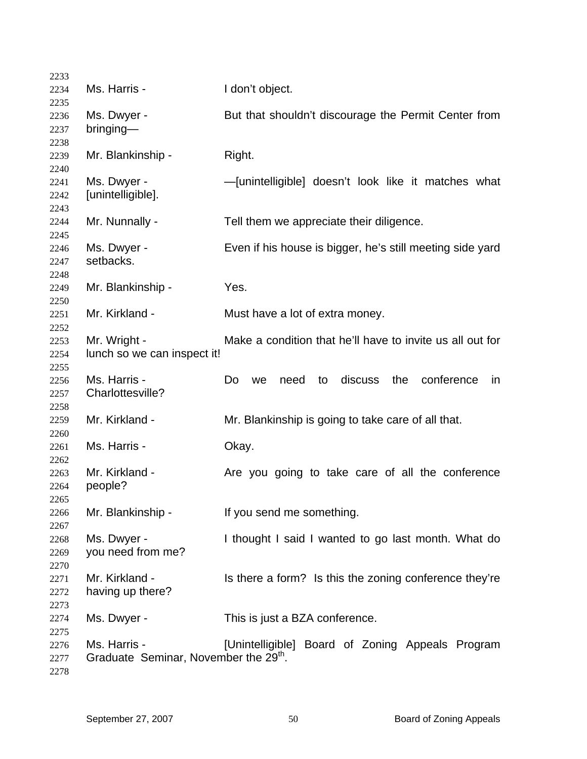Ms. Harris - I don't object.

Ms. Dwyer - But that shouldn't discourage the Permit Center from bringing—

Mr. Blankinship - Right.

Ms. Dwyer - —[unintelligible] doesn't look like it matches what [unintelligible].

Mr. Nunnally - Tell them we appreciate their diligence.

Ms. Dwyer - Even if his house is bigger, he's still meeting side yard setbacks.

Mr. Blankinship - Yes.

Mr. Kirkland - Must have a lot of extra money.

Mr. Wright - Make a condition that he'll have to invite us all out for lunch so we can inspect it!

Ms. Harris - Do we need to discuss the conference in Charlottesville?

Mr. Kirkland - Mr. Blankinship is going to take care of all that.

Ms. Harris - Okay.

Mr. Kirkland - Are you going to take care of all the conference people?

Mr. Blankinship - If you send me something.

Ms. Dwyer - I thought I said I wanted to go last month. What do you need from me?

Mr. Kirkland - Is there a form? Is this the zoning conference they're having up there?

Ms. Dwyer - This is just a BZA conference.

Ms. Harris - [Unintelligible] Board of Zoning Appeals Program Graduate Seminar, November the 29th.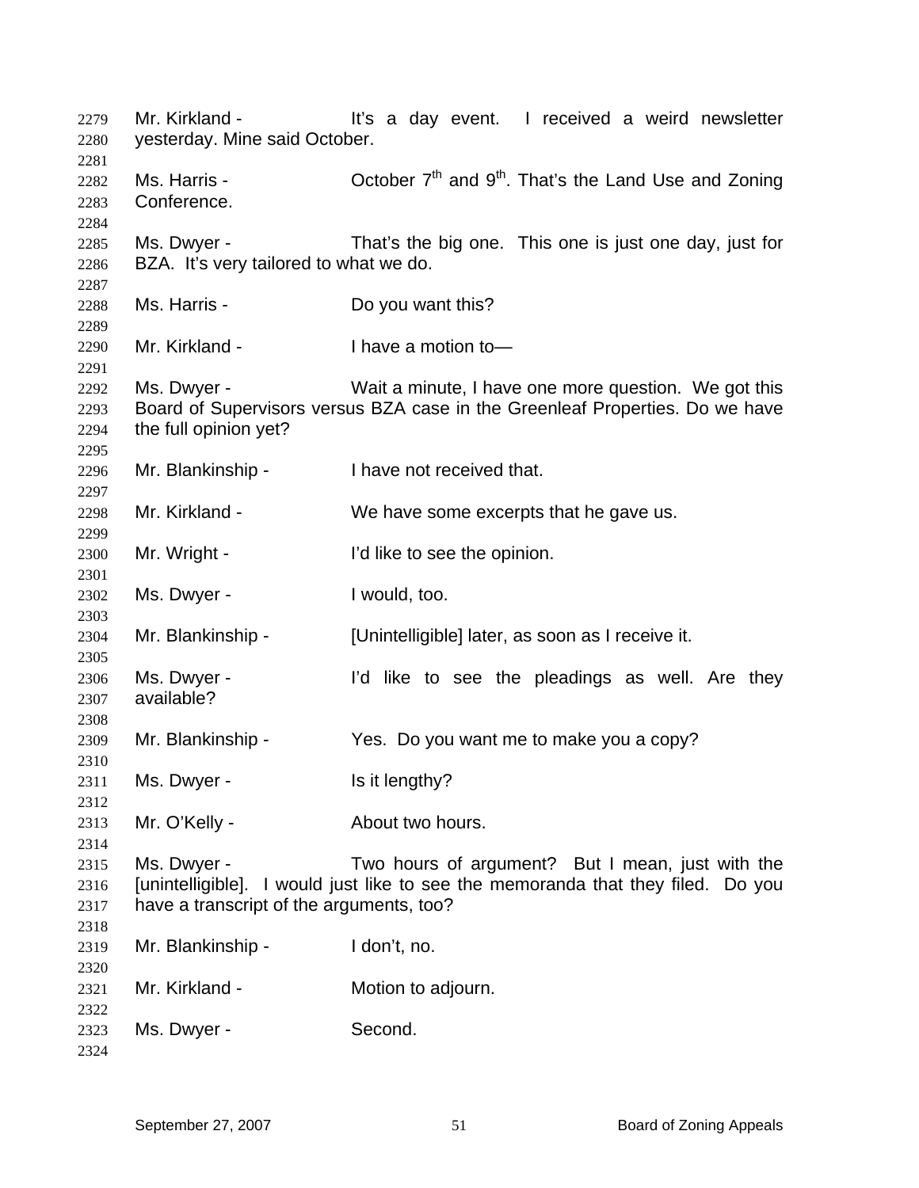Mr. Kirkland - It's a day event. I received a weird newsletter yesterday. Mine said October.

Ms. Harris - October 7th and 9th. That's the Land Use and Zoning Conference.

Ms. Dwyer - That's the big one. This one is just one day, just for BZA. It's very tailored to what we do.

Ms. Harris - Do you want this?

Mr. Kirkland - I have a motion to—

Ms. Dwyer - Wait a minute, I have one more question. We got this Board of Supervisors versus BZA case in the Greenleaf Properties. Do we have the full opinion yet?

Mr. Blankinship - I have not received that.

Mr. Kirkland - We have some excerpts that he gave us.

Mr. Wright - I'd like to see the opinion.

Ms. Dwyer - I would, too.

Mr. Blankinship - [Unintelligible] later, as soon as I receive it.

Ms. Dwyer - I'd like to see the pleadings as well. Are they available?

Mr. Blankinship - Yes. Do you want me to make you a copy?

Ms. Dwyer - Is it lengthy?

Mr. O'Kelly - About two hours.

Ms. Dwyer - Two hours of argument? But I mean, just with the [unintelligible]. I would just like to see the memoranda that they filed. Do you have a transcript of the arguments, too?

Mr. Blankinship - I don't, no.

Mr. Kirkland - Motion to adjourn.

Ms. Dwyer - Second.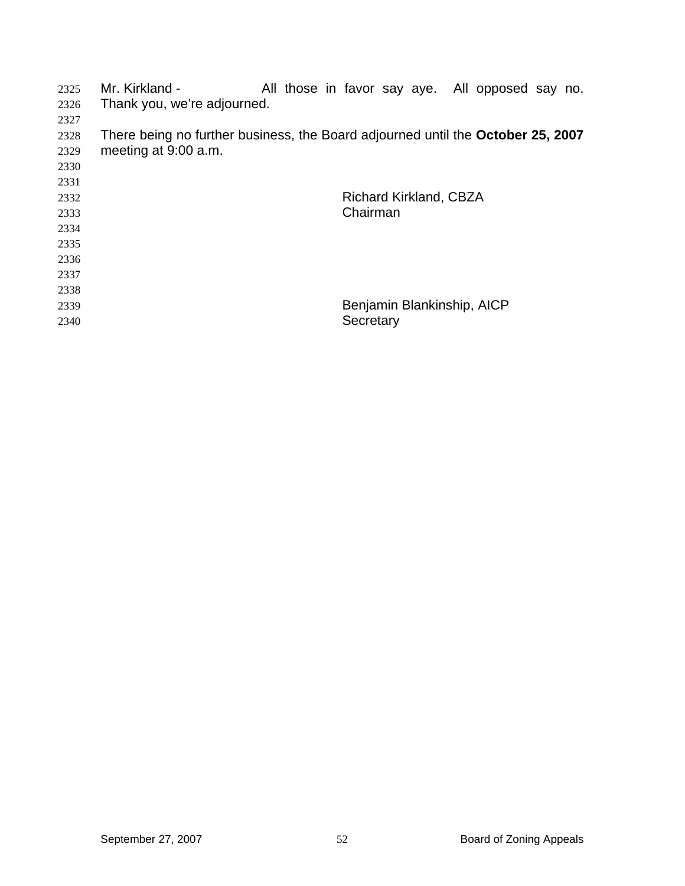Mr. Kirkland - All those in favor say aye. All opposed say no. Thank you, we're adjourned.

There being no further business, the Board adjourned until the **October 25, 2007** meeting at 9:00 a.m.

Richard Kirkland, CBZA
Chairman

Benjamin Blankinship, AICP
Secretary